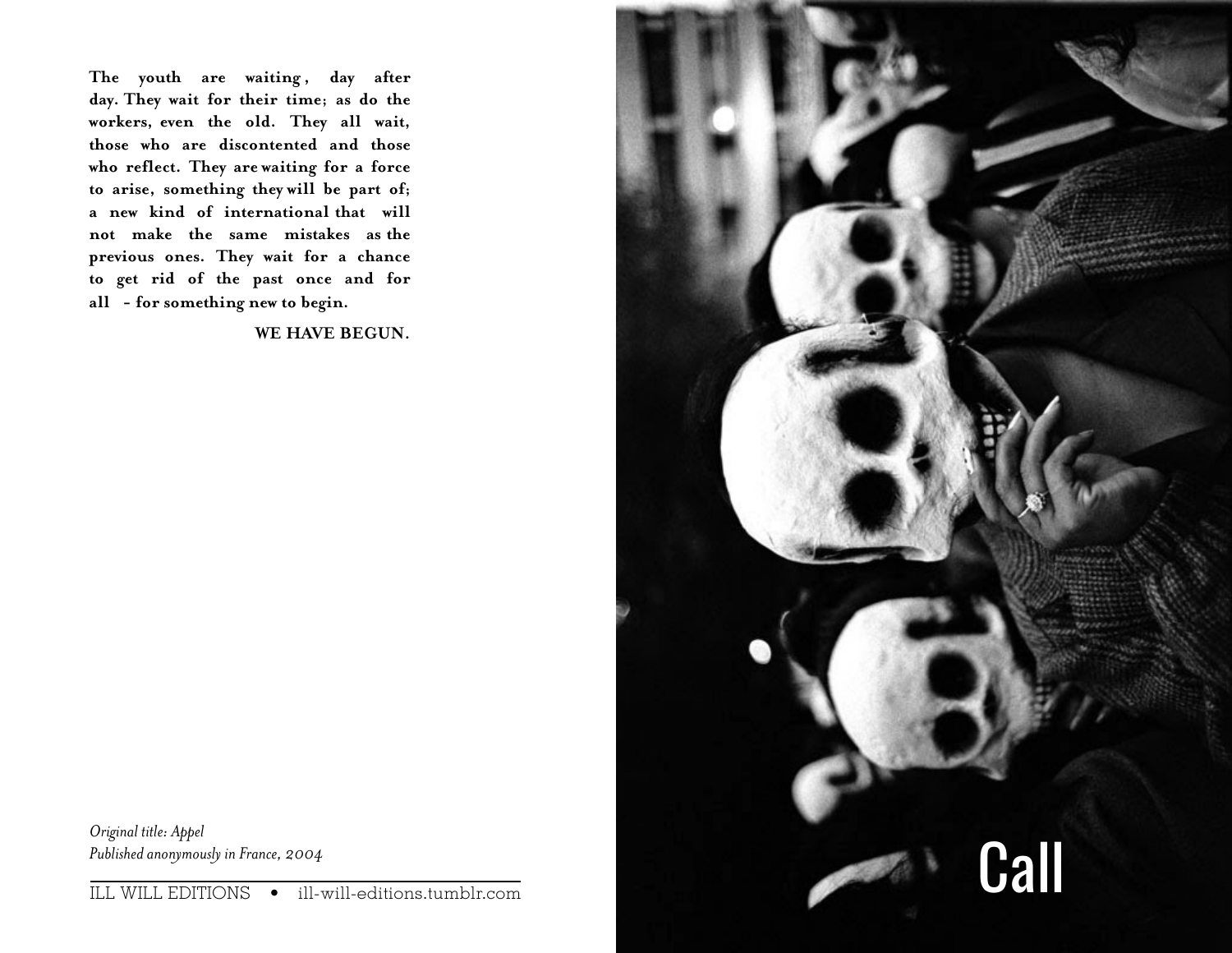**The youth are waiting, day after day. They wait for their time; as do the workers, even the old. They all wait, those who are discontented and those who reflect. They are waiting for a force to arise, something they will be part of; a new kind of international that will not make the same mistakes as the previous ones. They wait for a chance to get rid of the past once and for all – for something new to begin.**

**WE HAVE BEGUN.**

*Original title: Appel*
*Published anonymously in France, 2004*

ILL WILL EDITIONS • ill-will-editions.tumblr.com

# Call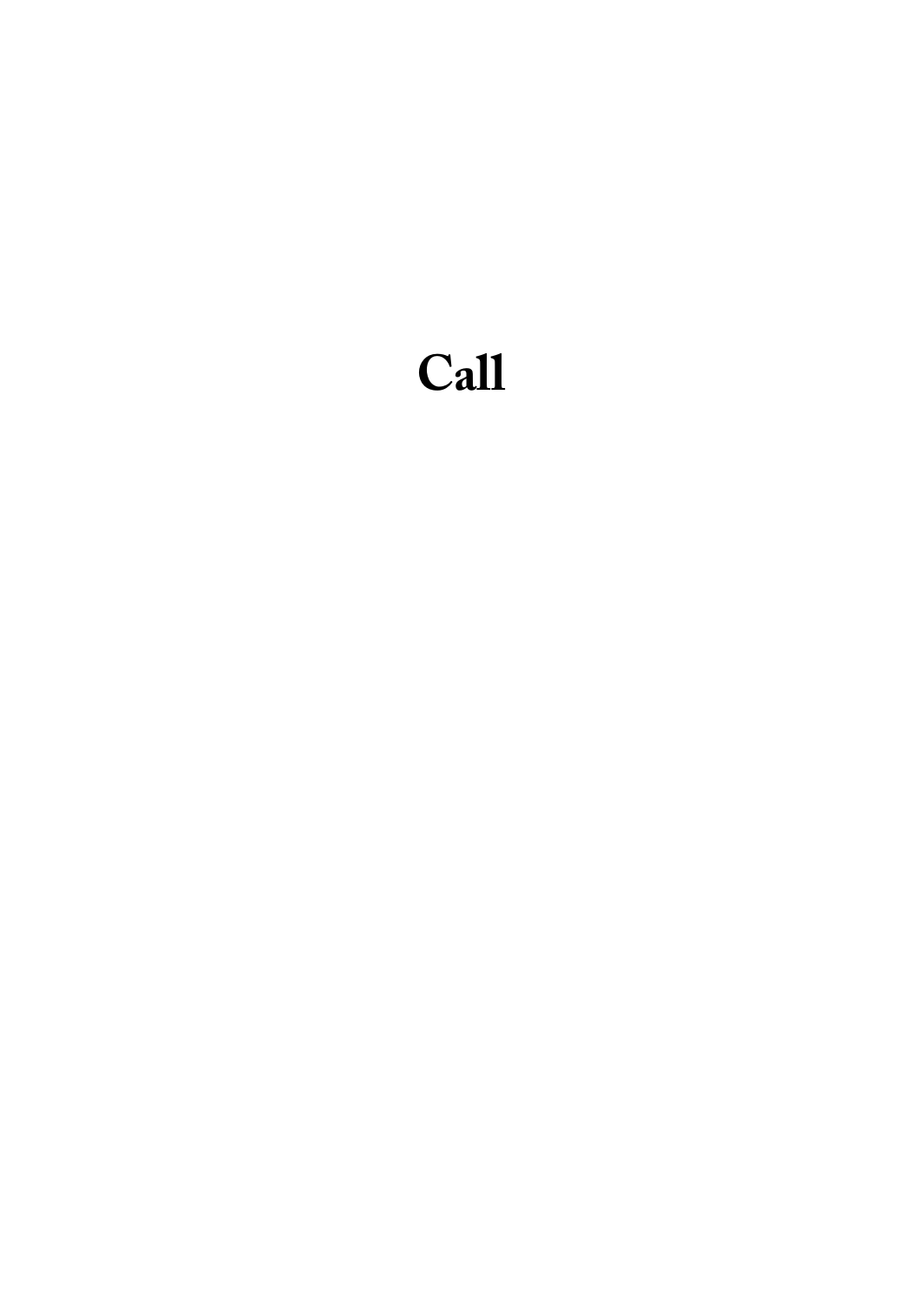# Call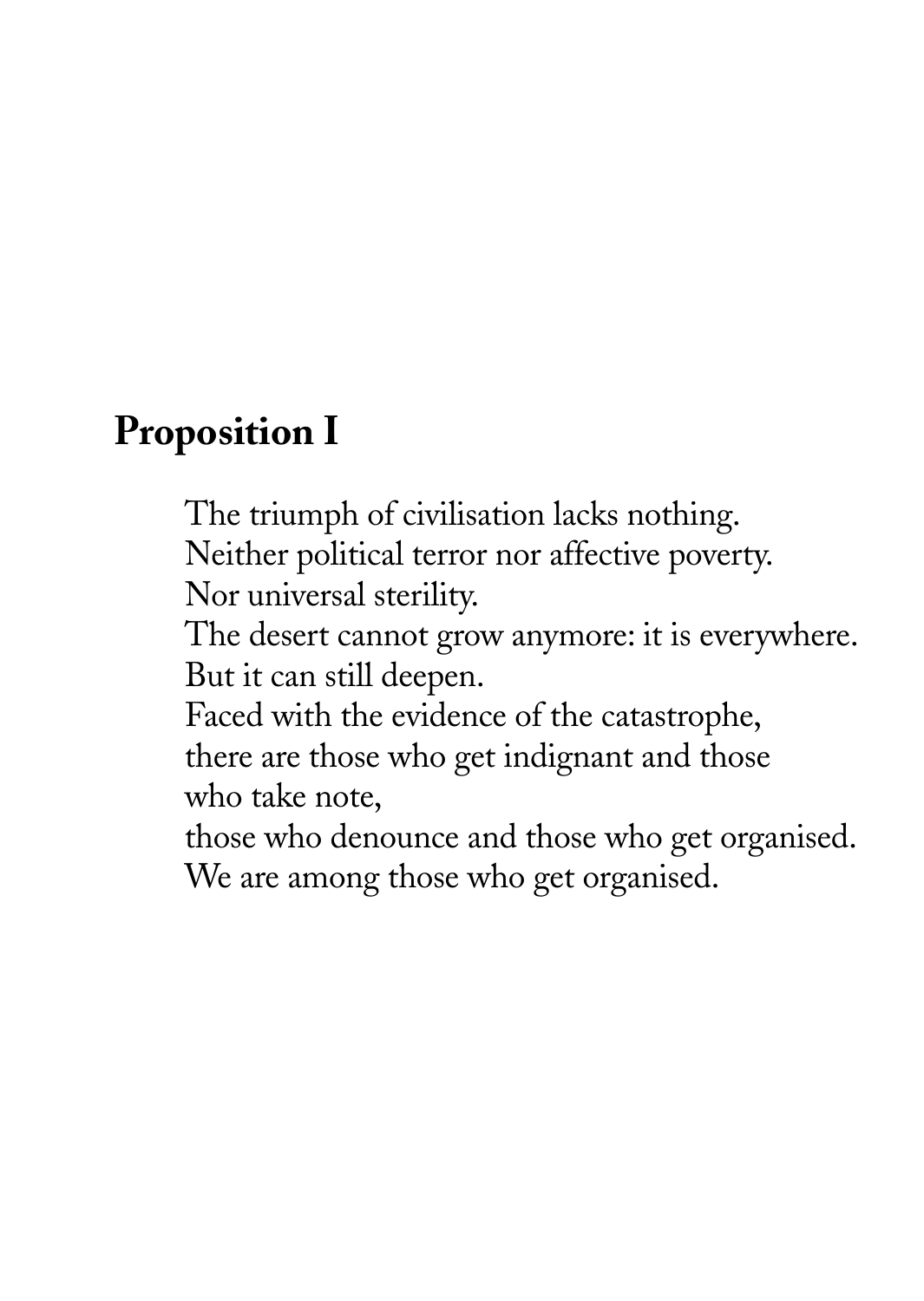## Proposition I

The triumph of civilisation lacks nothing.
Neither political terror nor affective poverty.
Nor universal sterility.
The desert cannot grow anymore: it is everywhere.
But it can still deepen.
Faced with the evidence of the catastrophe,
there are those who get indignant and those
who take note,
those who denounce and those who get organised.
We are among those who get organised.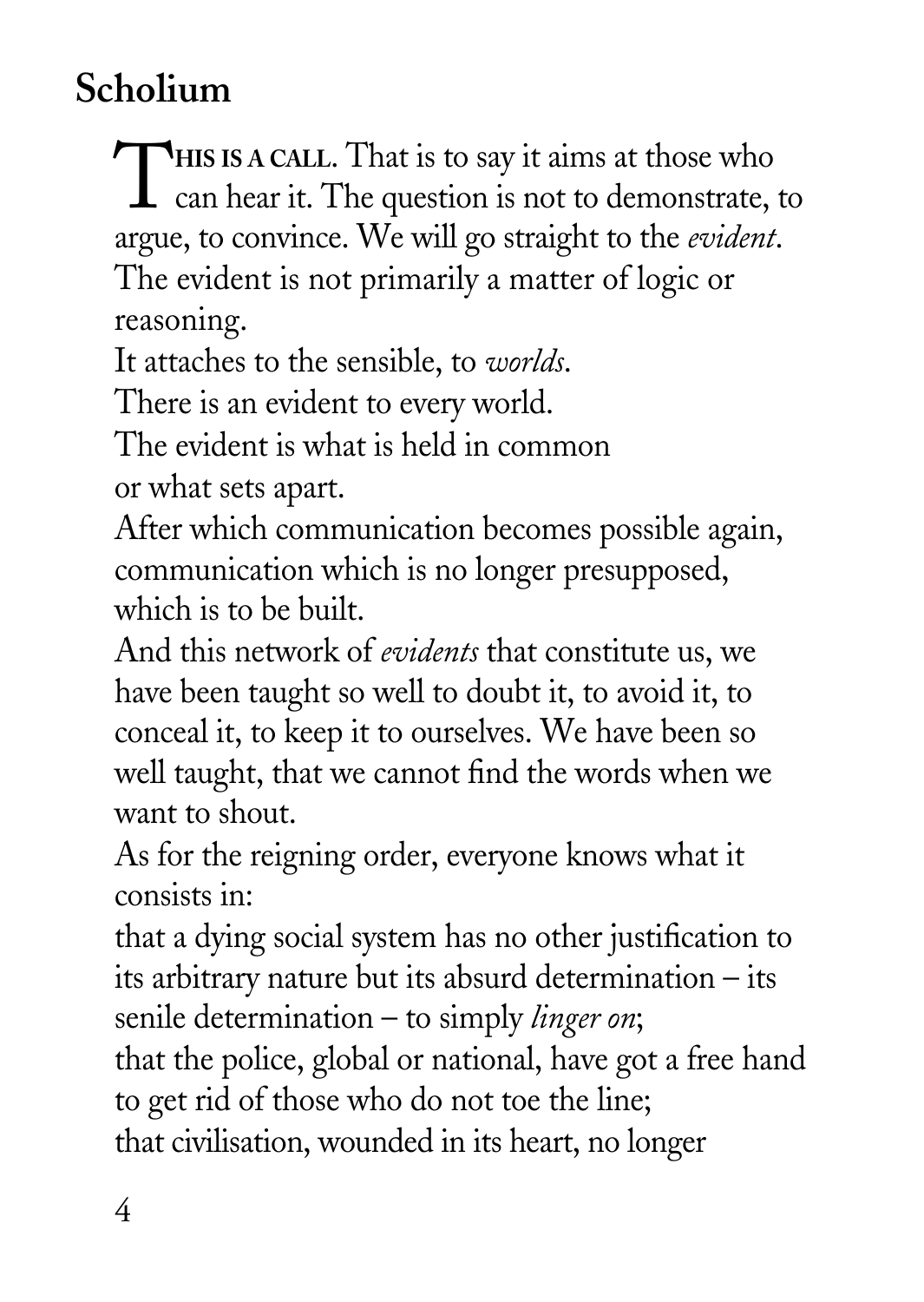## Scholium

**THIS IS A CALL.** That is to say it aims at those who can hear it. The question is not to demonstrate, to argue, to convince. We will go straight to the *evident*. The evident is not primarily a matter of logic or reasoning.

It attaches to the sensible, to *worlds*.

There is an evident to every world.

The evident is what is held in common
or what sets apart.

After which communication becomes possible again, communication which is no longer presupposed, which is to be built.

And this network of *evidents* that constitute us, we have been taught so well to doubt it, to avoid it, to conceal it, to keep it to ourselves. We have been so well taught, that we cannot find the words when we want to shout.

As for the reigning order, everyone knows what it consists in:

that a dying social system has no other justification to its arbitrary nature but its absurd determination – its senile determination – to simply *linger on*;

that the police, global or national, have got a free hand to get rid of those who do not toe the line;

that civilisation, wounded in its heart, no longer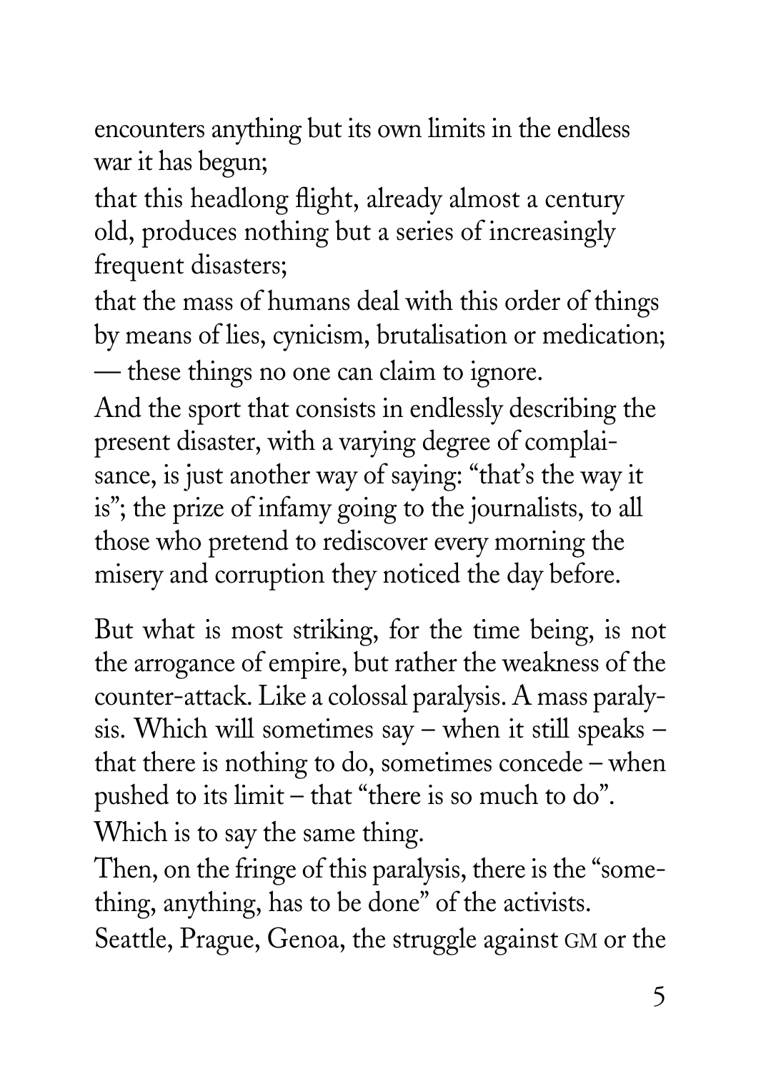encounters anything but its own limits in the endless war it has begun;

that this headlong flight, already almost a century old, produces nothing but a series of increasingly frequent disasters;

that the mass of humans deal with this order of things by means of lies, cynicism, brutalisation or medication;

— these things no one can claim to ignore.

And the sport that consists in endlessly describing the present disaster, with a varying degree of complaisance, is just another way of saying: "that's the way it is"; the prize of infamy going to the journalists, to all those who pretend to rediscover every morning the misery and corruption they noticed the day before.

But what is most striking, for the time being, is not the arrogance of empire, but rather the weakness of the counter-attack. Like a colossal paralysis. A mass paralysis. Which will sometimes say – when it still speaks – that there is nothing to do, sometimes concede – when pushed to its limit – that "there is so much to do". Which is to say the same thing.

Then, on the fringe of this paralysis, there is the "something, anything, has to be done" of the activists.

Seattle, Prague, Genoa, the struggle against GM or the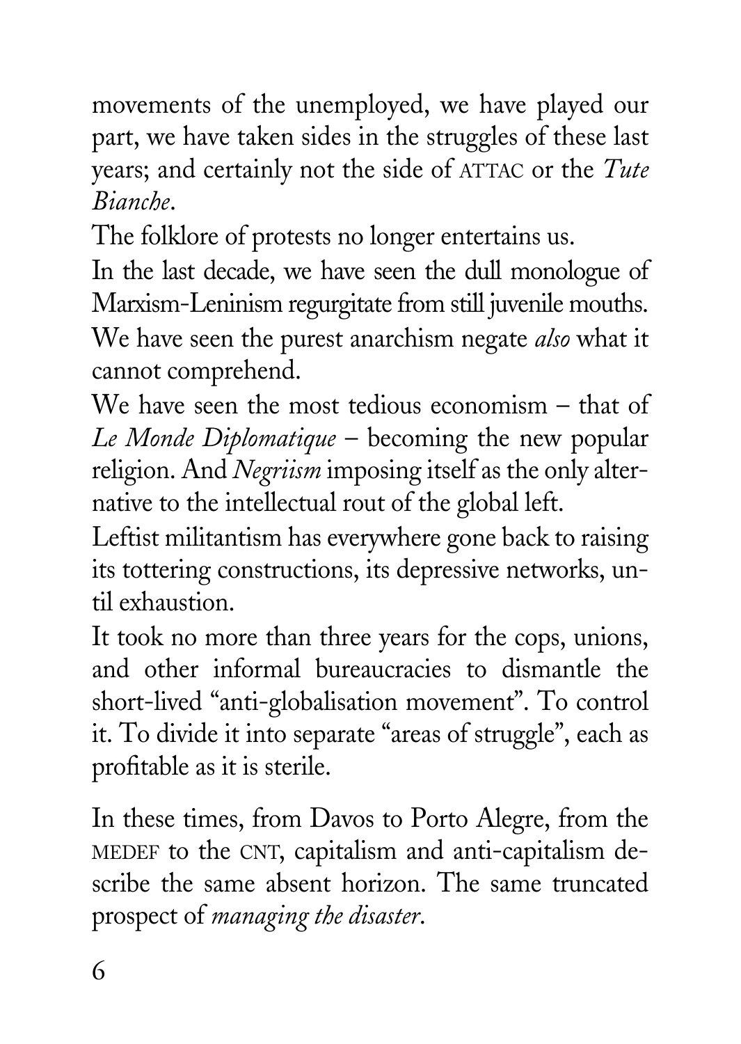movements of the unemployed, we have played our part, we have taken sides in the struggles of these last years; and certainly not the side of ATTAC or the *Tute Bianche*.

The folklore of protests no longer entertains us.

In the last decade, we have seen the dull monologue of Marxism-Leninism regurgitate from still juvenile mouths.

We have seen the purest anarchism negate *also* what it cannot comprehend.

We have seen the most tedious economism – that of *Le Monde Diplomatique* – becoming the new popular religion. And *Negriism* imposing itself as the only alternative to the intellectual rout of the global left.

Leftist militantism has everywhere gone back to raising its tottering constructions, its depressive networks, until exhaustion.

It took no more than three years for the cops, unions, and other informal bureaucracies to dismantle the short-lived "anti-globalisation movement". To control it. To divide it into separate "areas of struggle", each as profitable as it is sterile.

In these times, from Davos to Porto Alegre, from the MEDEF to the CNT, capitalism and anti-capitalism describe the same absent horizon. The same truncated prospect of *managing the disaster*.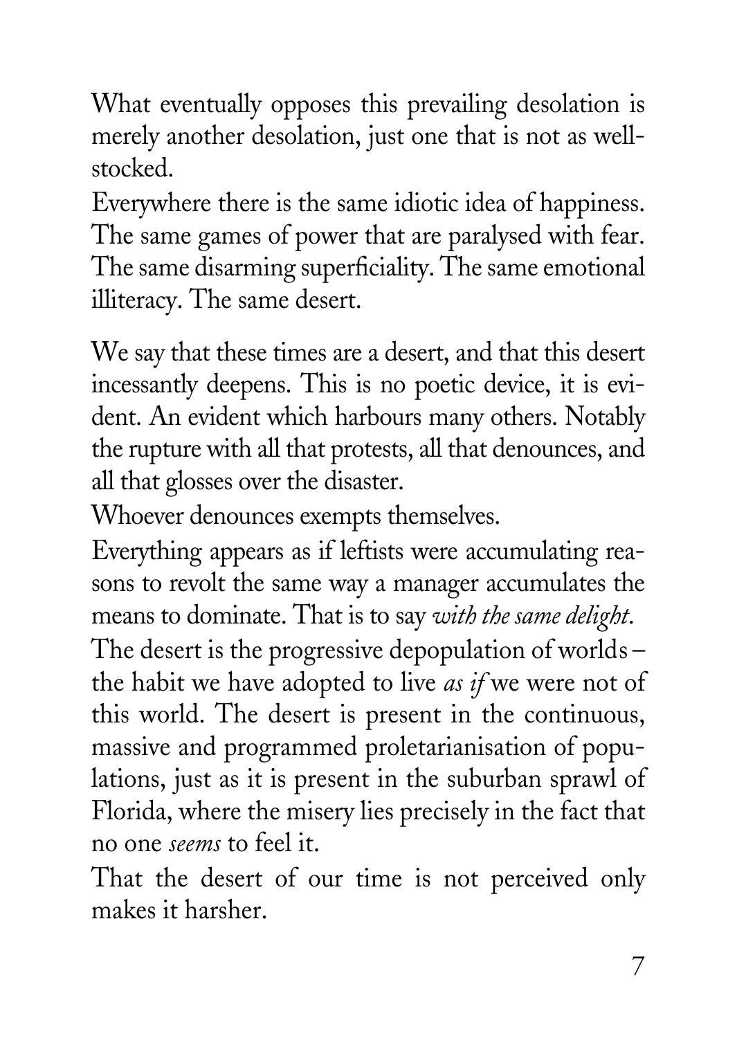What eventually opposes this prevailing desolation is merely another desolation, just one that is not as well-stocked.

Everywhere there is the same idiotic idea of happiness. The same games of power that are paralysed with fear. The same disarming superficiality. The same emotional illiteracy. The same desert.

We say that these times are a desert, and that this desert incessantly deepens. This is no poetic device, it is evident. An evident which harbours many others. Notably the rupture with all that protests, all that denounces, and all that glosses over the disaster.

Whoever denounces exempts themselves.

Everything appears as if leftists were accumulating reasons to revolt the same way a manager accumulates the means to dominate. That is to say *with the same delight*.

The desert is the progressive depopulation of worlds – the habit we have adopted to live *as if* we were not of this world. The desert is present in the continuous, massive and programmed proletarianisation of populations, just as it is present in the suburban sprawl of Florida, where the misery lies precisely in the fact that no one *seems* to feel it.

That the desert of our time is not perceived only makes it harsher.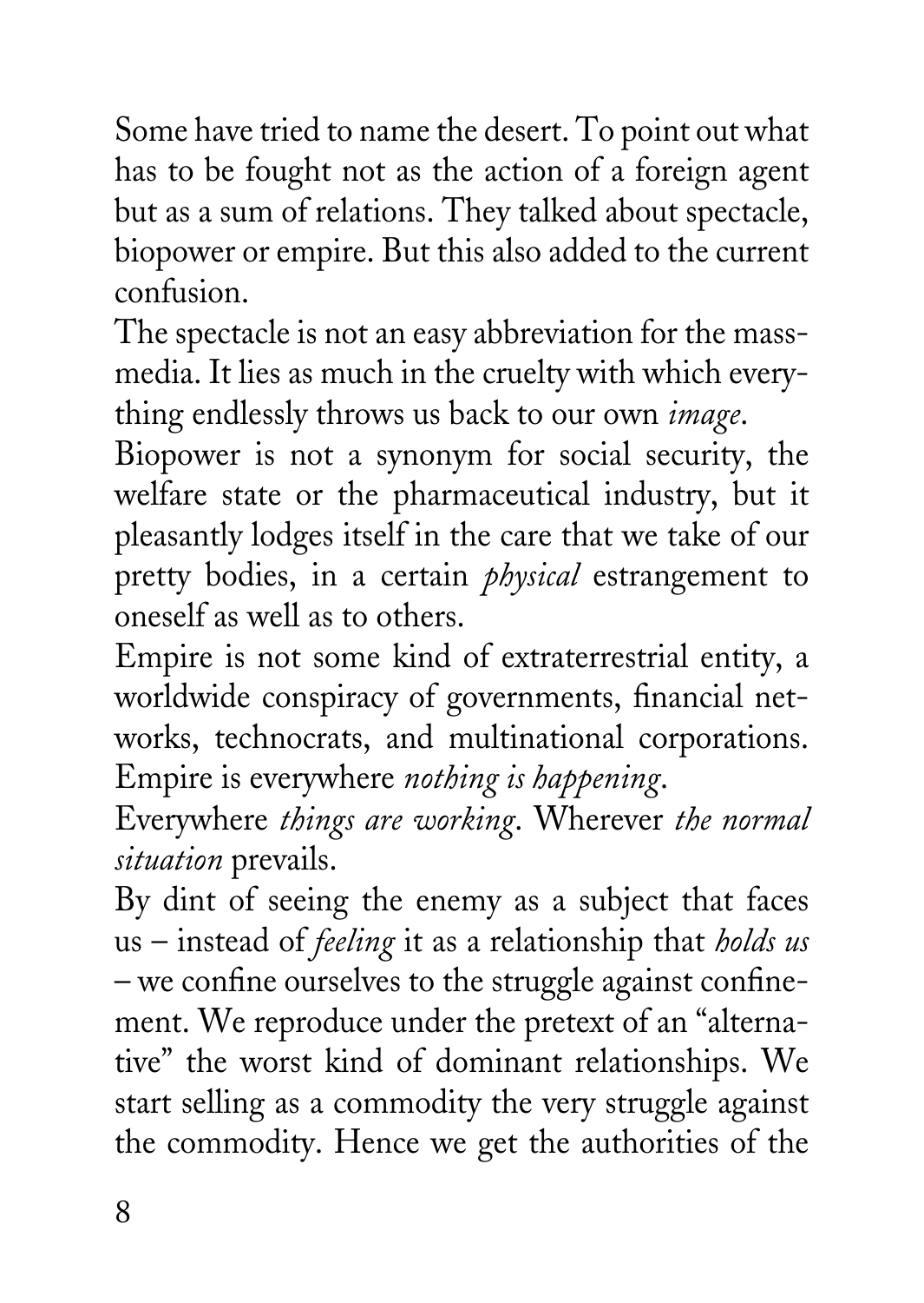Some have tried to name the desert. To point out what has to be fought not as the action of a foreign agent but as a sum of relations. They talked about spectacle, biopower or empire. But this also added to the current confusion.

The spectacle is not an easy abbreviation for the mass-media. It lies as much in the cruelty with which everything endlessly throws us back to our own *image*.

Biopower is not a synonym for social security, the welfare state or the pharmaceutical industry, but it pleasantly lodges itself in the care that we take of our pretty bodies, in a certain *physical* estrangement to oneself as well as to others.

Empire is not some kind of extraterrestrial entity, a worldwide conspiracy of governments, financial networks, technocrats, and multinational corporations. Empire is everywhere *nothing is happening*.

Everywhere *things are working*. Wherever *the normal situation* prevails.

By dint of seeing the enemy as a subject that faces us – instead of *feeling* it as a relationship that *holds us* – we confine ourselves to the struggle against confinement. We reproduce under the pretext of an "alternative" the worst kind of dominant relationships. We start selling as a commodity the very struggle against the commodity. Hence we get the authorities of the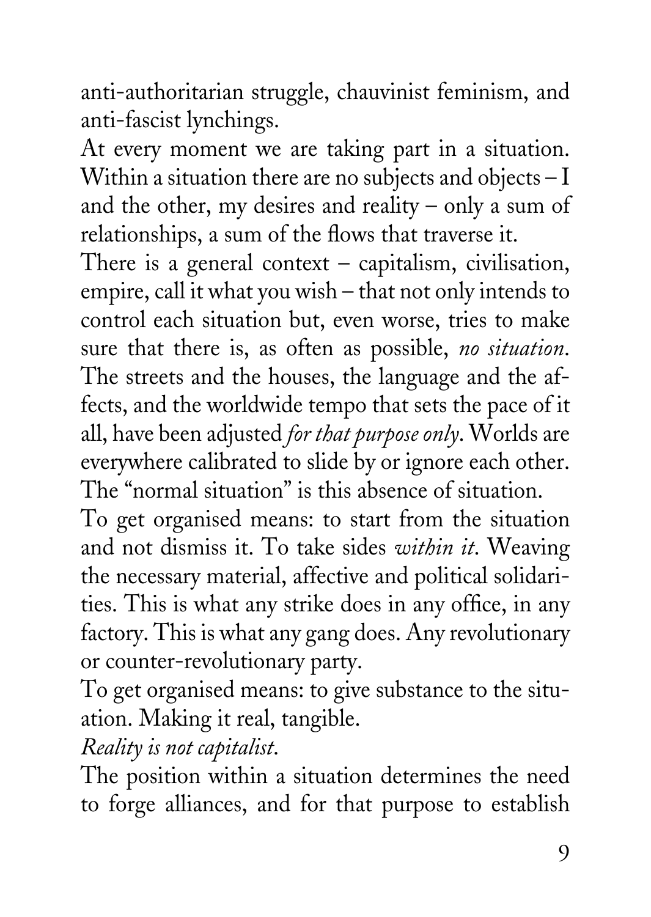anti-authoritarian struggle, chauvinist feminism, and anti-fascist lynchings.

At every moment we are taking part in a situation. Within a situation there are no subjects and objects – I and the other, my desires and reality – only a sum of relationships, a sum of the flows that traverse it.

There is a general context – capitalism, civilisation, empire, call it what you wish – that not only intends to control each situation but, even worse, tries to make sure that there is, as often as possible, *no situation*. The streets and the houses, the language and the affects, and the worldwide tempo that sets the pace of it all, have been adjusted *for that purpose only*. Worlds are everywhere calibrated to slide by or ignore each other. The "normal situation" is this absence of situation.

To get organised means: to start from the situation and not dismiss it. To take sides *within it*. Weaving the necessary material, affective and political solidarities. This is what any strike does in any office, in any factory. This is what any gang does. Any revolutionary or counter-revolutionary party.

To get organised means: to give substance to the situation. Making it real, tangible.

*Reality is not capitalist.*

The position within a situation determines the need to forge alliances, and for that purpose to establish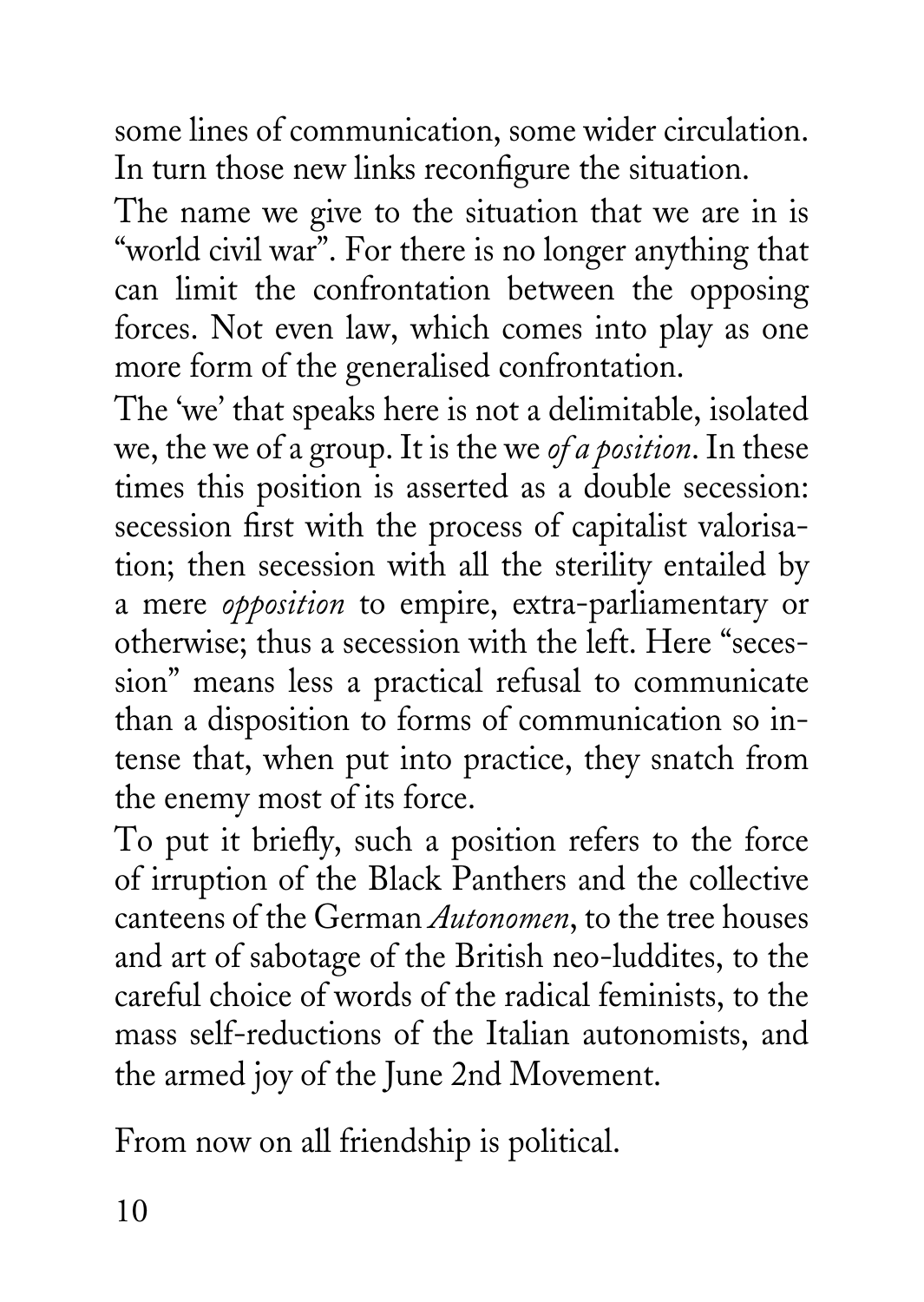some lines of communication, some wider circulation. In turn those new links reconfigure the situation.

The name we give to the situation that we are in is "world civil war". For there is no longer anything that can limit the confrontation between the opposing forces. Not even law, which comes into play as one more form of the generalised confrontation.

The 'we' that speaks here is not a delimitable, isolated we, the we of a group. It is the we *of a position*. In these times this position is asserted as a double secession: secession first with the process of capitalist valorisation; then secession with all the sterility entailed by a mere *opposition* to empire, extra-parliamentary or otherwise; thus a secession with the left. Here "secession" means less a practical refusal to communicate than a disposition to forms of communication so intense that, when put into practice, they snatch from the enemy most of its force.

To put it briefly, such a position refers to the force of irruption of the Black Panthers and the collective canteens of the German *Autonomen*, to the tree houses and art of sabotage of the British neo-luddites, to the careful choice of words of the radical feminists, to the mass self-reductions of the Italian autonomists, and the armed joy of the June 2nd Movement.

From now on all friendship is political.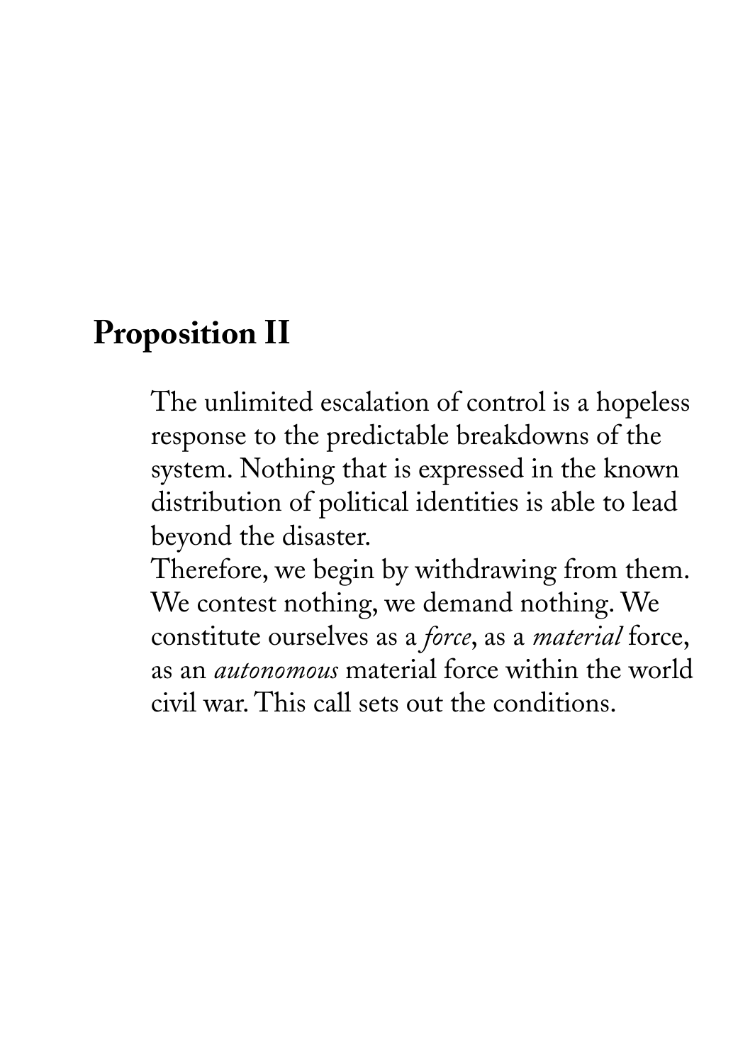## Proposition II

The unlimited escalation of control is a hopeless response to the predictable breakdowns of the system. Nothing that is expressed in the known distribution of political identities is able to lead beyond the disaster.

Therefore, we begin by withdrawing from them. We contest nothing, we demand nothing. We constitute ourselves as a *force*, as a *material* force, as an *autonomous* material force within the world civil war. This call sets out the conditions.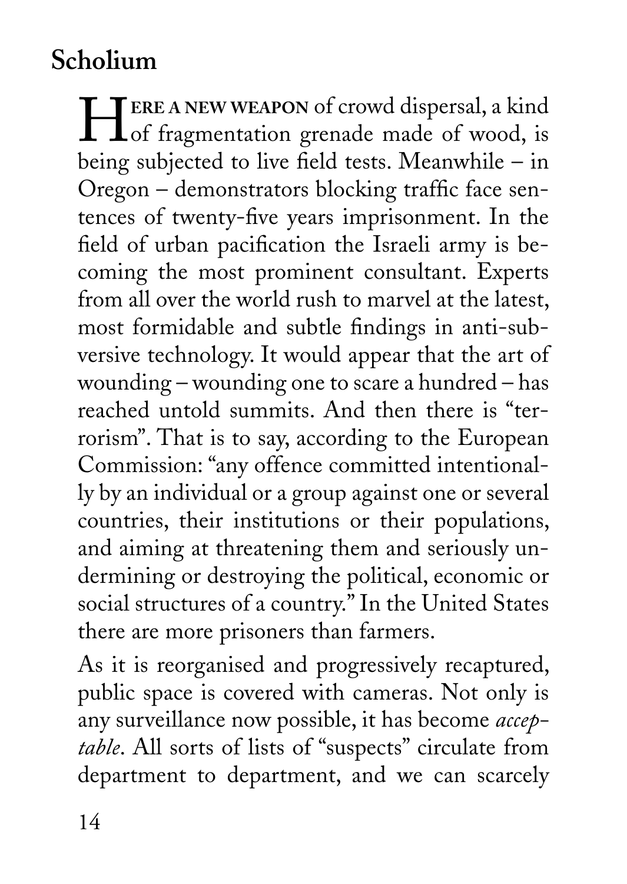## Scholium

**HERE A NEW WEAPON** of crowd dispersal, a kind of fragmentation grenade made of wood, is being subjected to live field tests. Meanwhile – in Oregon – demonstrators blocking traffic face sentences of twenty-five years imprisonment. In the field of urban pacification the Israeli army is becoming the most prominent consultant. Experts from all over the world rush to marvel at the latest, most formidable and subtle findings in anti-subversive technology. It would appear that the art of wounding – wounding one to scare a hundred – has reached untold summits. And then there is "terrorism". That is to say, according to the European Commission: "any offence committed intentionally by an individual or a group against one or several countries, their institutions or their populations, and aiming at threatening them and seriously undermining or destroying the political, economic or social structures of a country." In the United States there are more prisoners than farmers.

As it is reorganised and progressively recaptured, public space is covered with cameras. Not only is any surveillance now possible, it has become *acceptable*. All sorts of lists of "suspects" circulate from department to department, and we can scarcely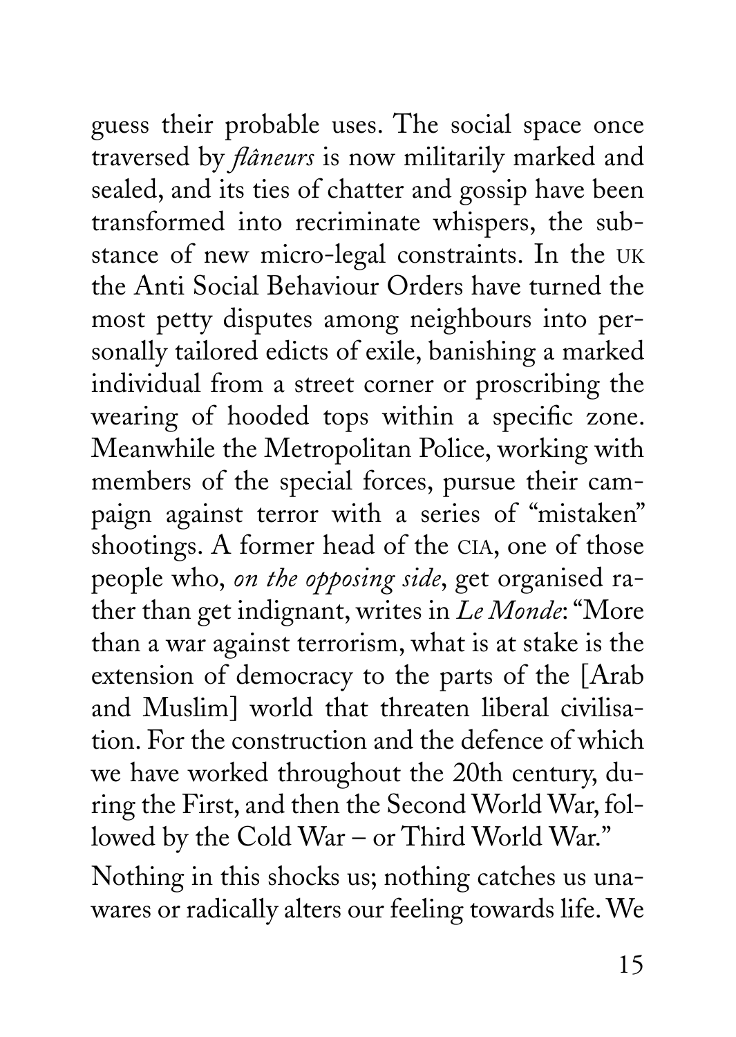guess their probable uses. The social space once traversed by *flâneurs* is now militarily marked and sealed, and its ties of chatter and gossip have been transformed into recriminate whispers, the substance of new micro-legal constraints. In the UK the Anti Social Behaviour Orders have turned the most petty disputes among neighbours into personally tailored edicts of exile, banishing a marked individual from a street corner or proscribing the wearing of hooded tops within a specific zone. Meanwhile the Metropolitan Police, working with members of the special forces, pursue their campaign against terror with a series of "mistaken" shootings. A former head of the CIA, one of those people who, *on the opposing side*, get organised rather than get indignant, writes in *Le Monde*: "More than a war against terrorism, what is at stake is the extension of democracy to the parts of the [Arab and Muslim] world that threaten liberal civilisation. For the construction and the defence of which we have worked throughout the 20th century, during the First, and then the Second World War, followed by the Cold War – or Third World War."

Nothing in this shocks us; nothing catches us unawares or radically alters our feeling towards life. We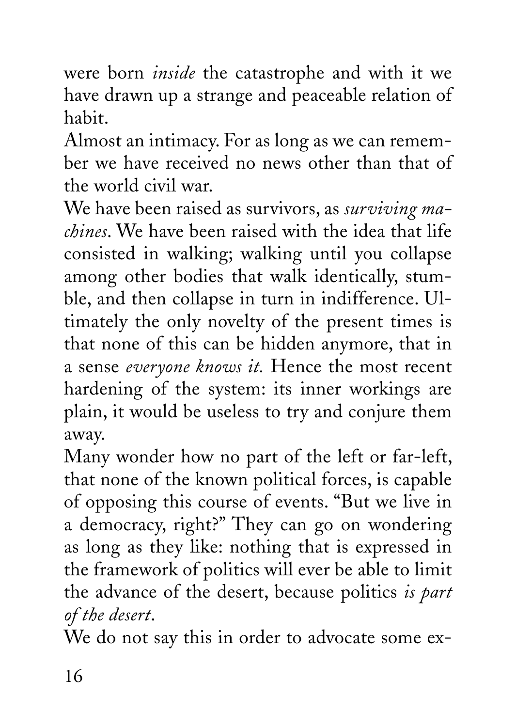were born *inside* the catastrophe and with it we have drawn up a strange and peaceable relation of habit.

Almost an intimacy. For as long as we can remember we have received no news other than that of the world civil war.

We have been raised as survivors, as *surviving machines*. We have been raised with the idea that life consisted in walking; walking until you collapse among other bodies that walk identically, stumble, and then collapse in turn in indifference. Ultimately the only novelty of the present times is that none of this can be hidden anymore, that in a sense *everyone knows it.* Hence the most recent hardening of the system: its inner workings are plain, it would be useless to try and conjure them away.

Many wonder how no part of the left or far-left, that none of the known political forces, is capable of opposing this course of events. "But we live in a democracy, right?" They can go on wondering as long as they like: nothing that is expressed in the framework of politics will ever be able to limit the advance of the desert, because politics *is part of the desert*.

We do not say this in order to advocate some ex-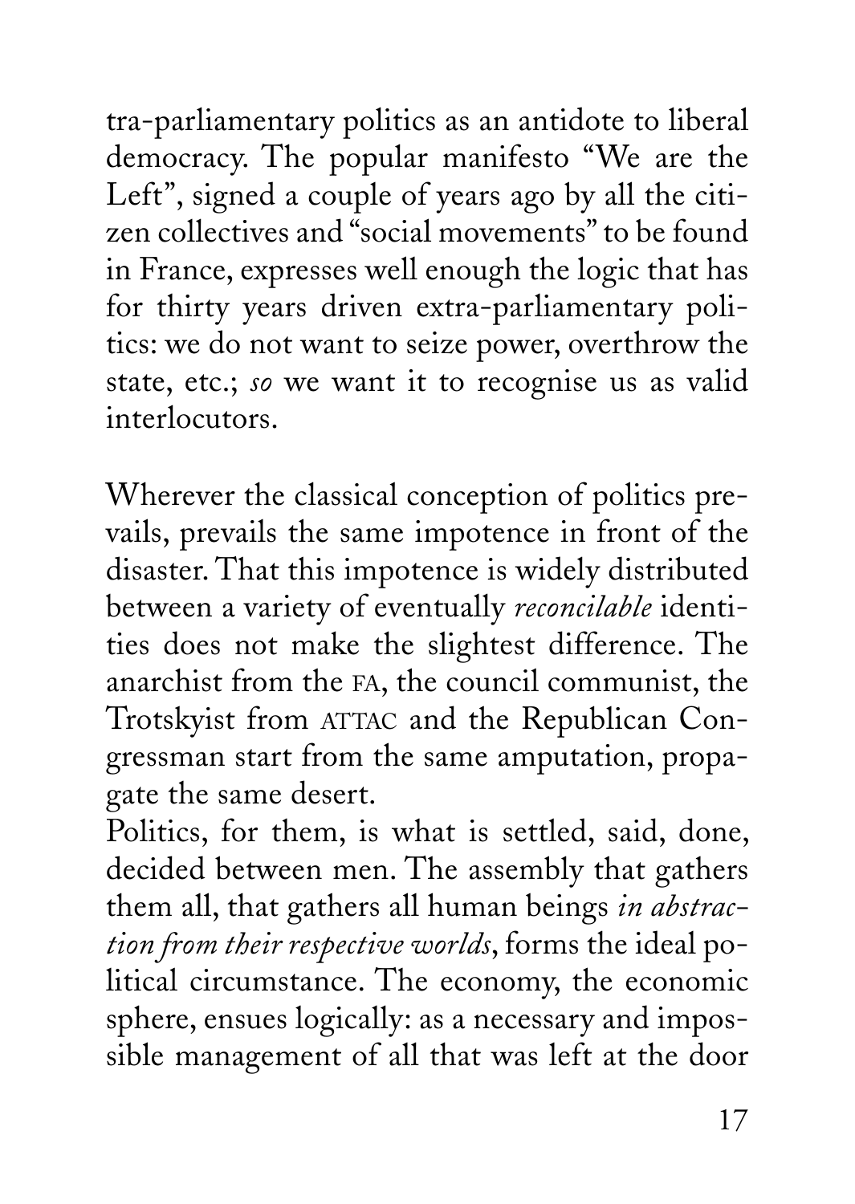tra-parliamentary politics as an antidote to liberal democracy. The popular manifesto "We are the Left", signed a couple of years ago by all the citizen collectives and "social movements" to be found in France, expresses well enough the logic that has for thirty years driven extra-parliamentary politics: we do not want to seize power, overthrow the state, etc.; *so* we want it to recognise us as valid interlocutors.

Wherever the classical conception of politics prevails, prevails the same impotence in front of the disaster. That this impotence is widely distributed between a variety of eventually *reconcilable* identities does not make the slightest difference. The anarchist from the FA, the council communist, the Trotskyist from ATTAC and the Republican Congressman start from the same amputation, propagate the same desert.

Politics, for them, is what is settled, said, done, decided between men. The assembly that gathers them all, that gathers all human beings *in abstraction from their respective worlds*, forms the ideal political circumstance. The economy, the economic sphere, ensues logically: as a necessary and impossible management of all that was left at the door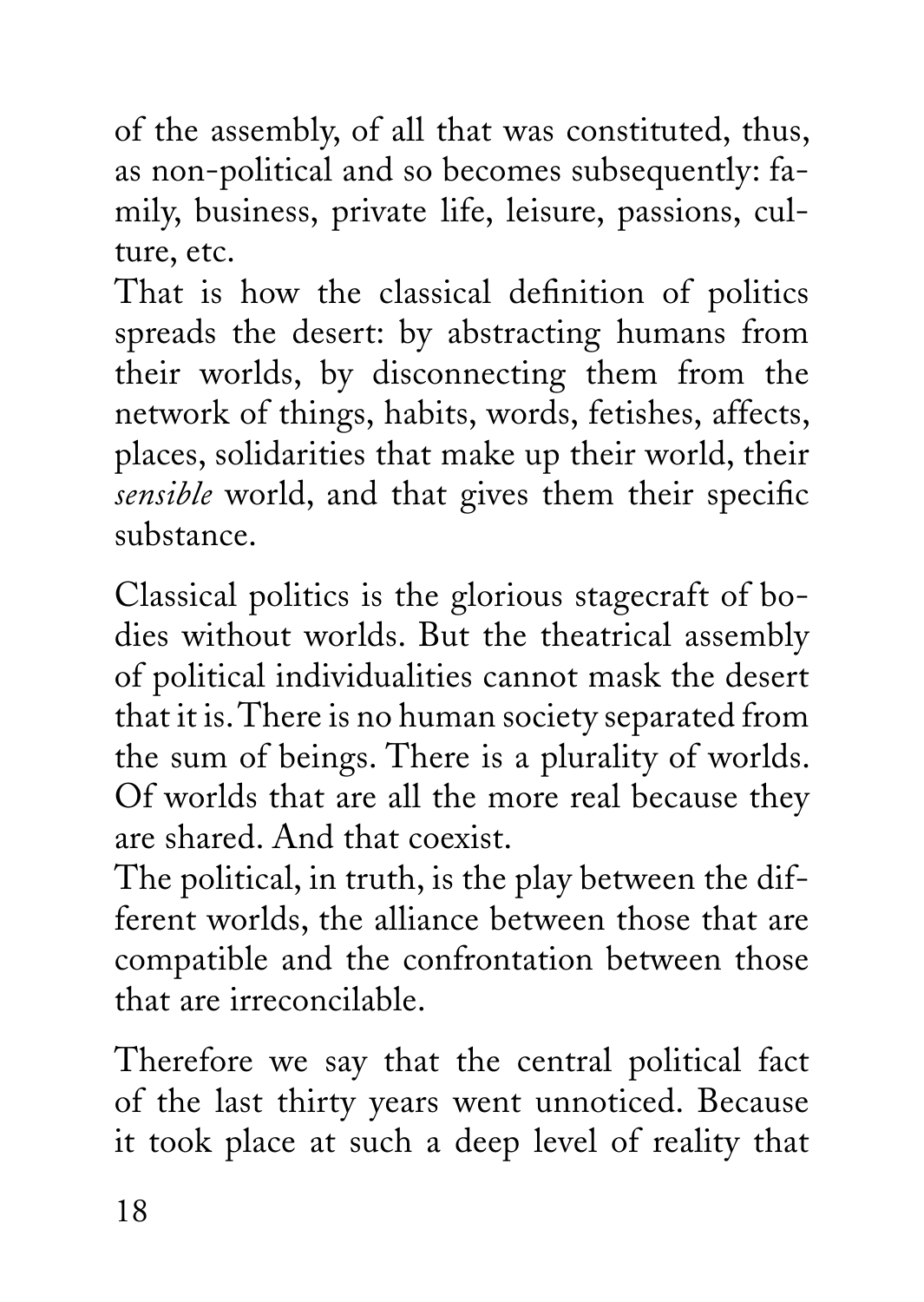of the assembly, of all that was constituted, thus, as non-political and so becomes subsequently: family, business, private life, leisure, passions, culture, etc.
That is how the classical definition of politics spreads the desert: by abstracting humans from their worlds, by disconnecting them from the network of things, habits, words, fetishes, affects, places, solidarities that make up their world, their *sensible* world, and that gives them their specific substance.

Classical politics is the glorious stagecraft of bodies without worlds. But the theatrical assembly of political individualities cannot mask the desert that it is. There is no human society separated from the sum of beings. There is a plurality of worlds. Of worlds that are all the more real because they are shared. And that coexist.
The political, in truth, is the play between the different worlds, the alliance between those that are compatible and the confrontation between those that are irreconcilable.

Therefore we say that the central political fact of the last thirty years went unnoticed. Because it took place at such a deep level of reality that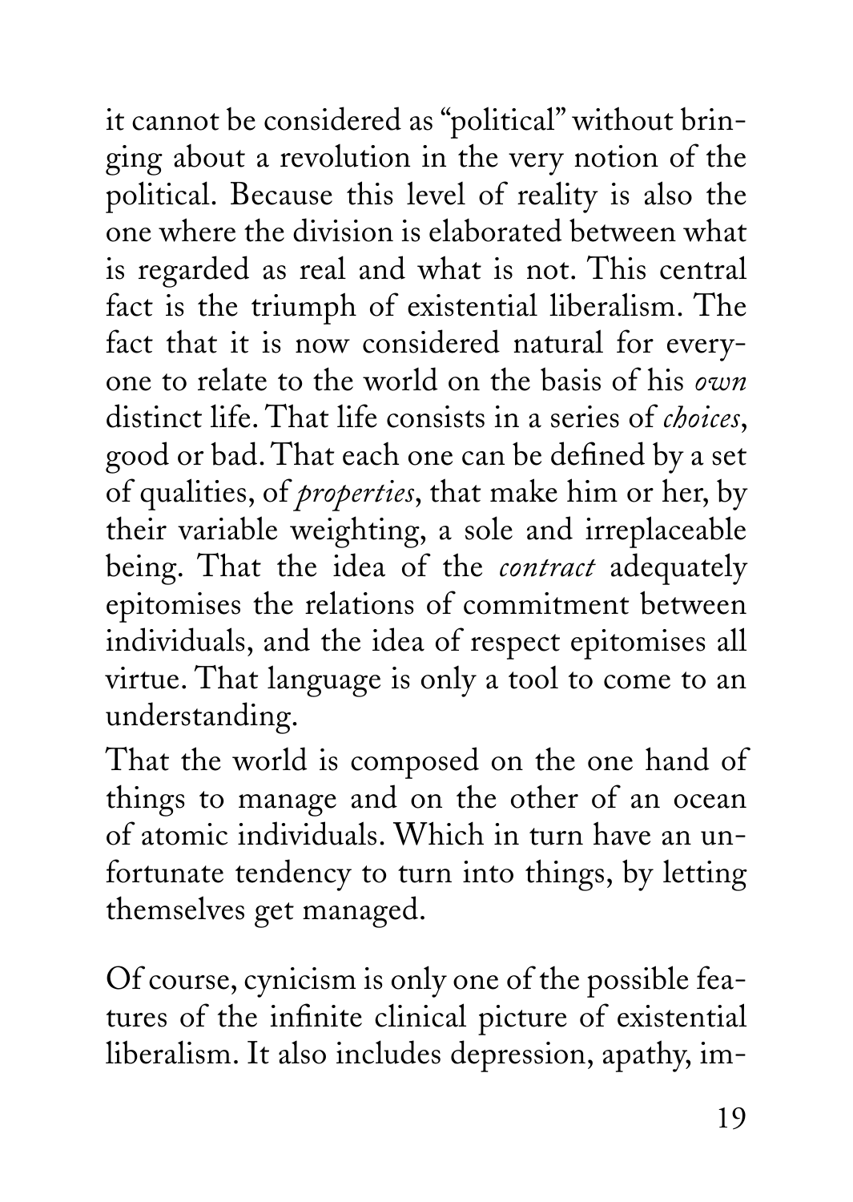it cannot be considered as "political" without bringing about a revolution in the very notion of the political. Because this level of reality is also the one where the division is elaborated between what is regarded as real and what is not. This central fact is the triumph of existential liberalism. The fact that it is now considered natural for everyone to relate to the world on the basis of his *own* distinct life. That life consists in a series of *choices*, good or bad. That each one can be defined by a set of qualities, of *properties*, that make him or her, by their variable weighting, a sole and irreplaceable being. That the idea of the *contract* adequately epitomises the relations of commitment between individuals, and the idea of respect epitomises all virtue. That language is only a tool to come to an understanding.

That the world is composed on the one hand of things to manage and on the other of an ocean of atomic individuals. Which in turn have an unfortunate tendency to turn into things, by letting themselves get managed.

Of course, cynicism is only one of the possible features of the infinite clinical picture of existential liberalism. It also includes depression, apathy, im-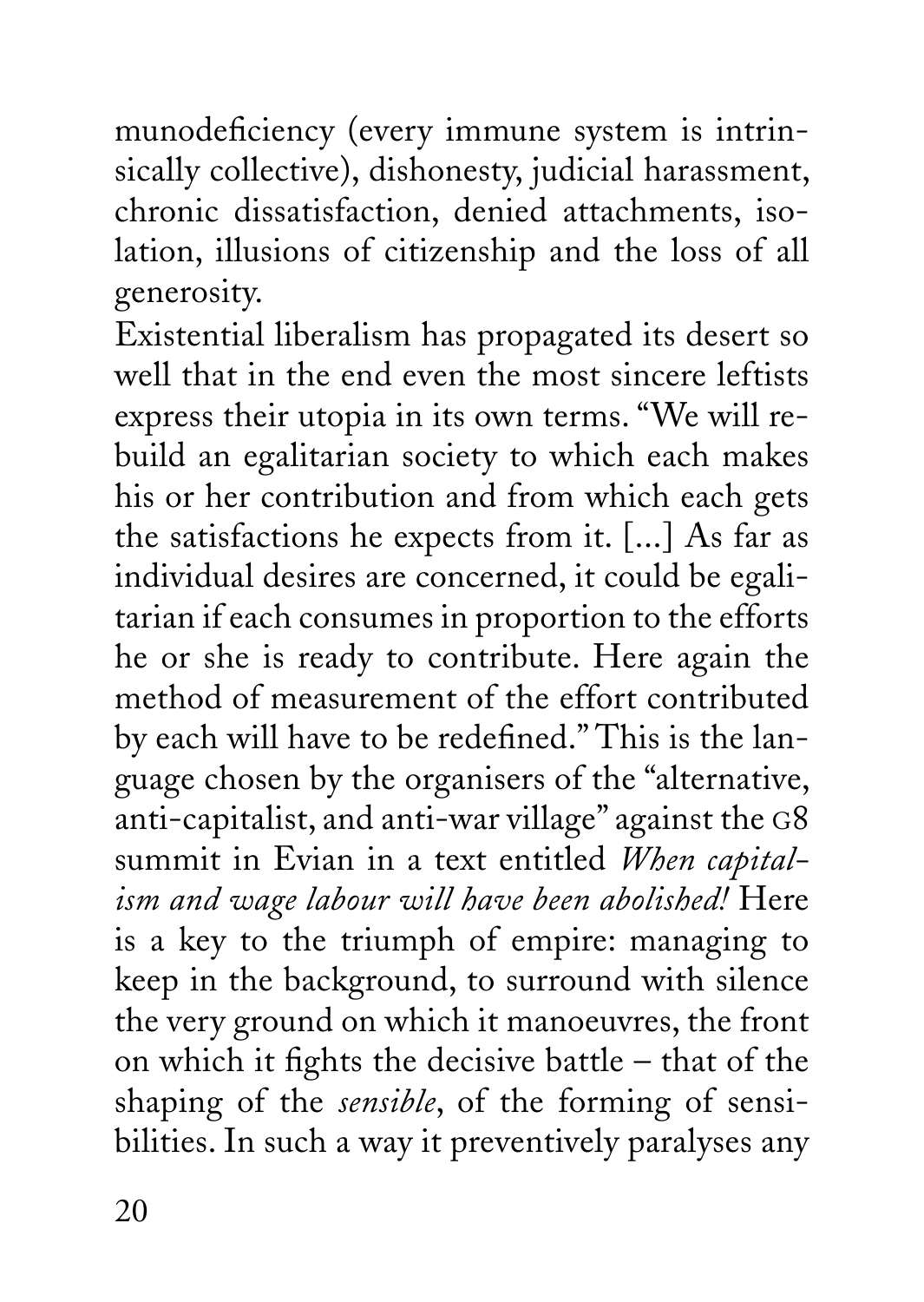munodeficiency (every immune system is intrinsically collective), dishonesty, judicial harassment, chronic dissatisfaction, denied attachments, isolation, illusions of citizenship and the loss of all generosity.

Existential liberalism has propagated its desert so well that in the end even the most sincere leftists express their utopia in its own terms. "We will rebuild an egalitarian society to which each makes his or her contribution and from which each gets the satisfactions he expects from it. [...] As far as individual desires are concerned, it could be egalitarian if each consumes in proportion to the efforts he or she is ready to contribute. Here again the method of measurement of the effort contributed by each will have to be redefined." This is the language chosen by the organisers of the "alternative, anti-capitalist, and anti-war village" against the G8 summit in Evian in a text entitled *When capitalism and wage labour will have been abolished!* Here is a key to the triumph of empire: managing to keep in the background, to surround with silence the very ground on which it manoeuvres, the front on which it fights the decisive battle – that of the shaping of the *sensible*, of the forming of sensibilities. In such a way it preventively paralyses any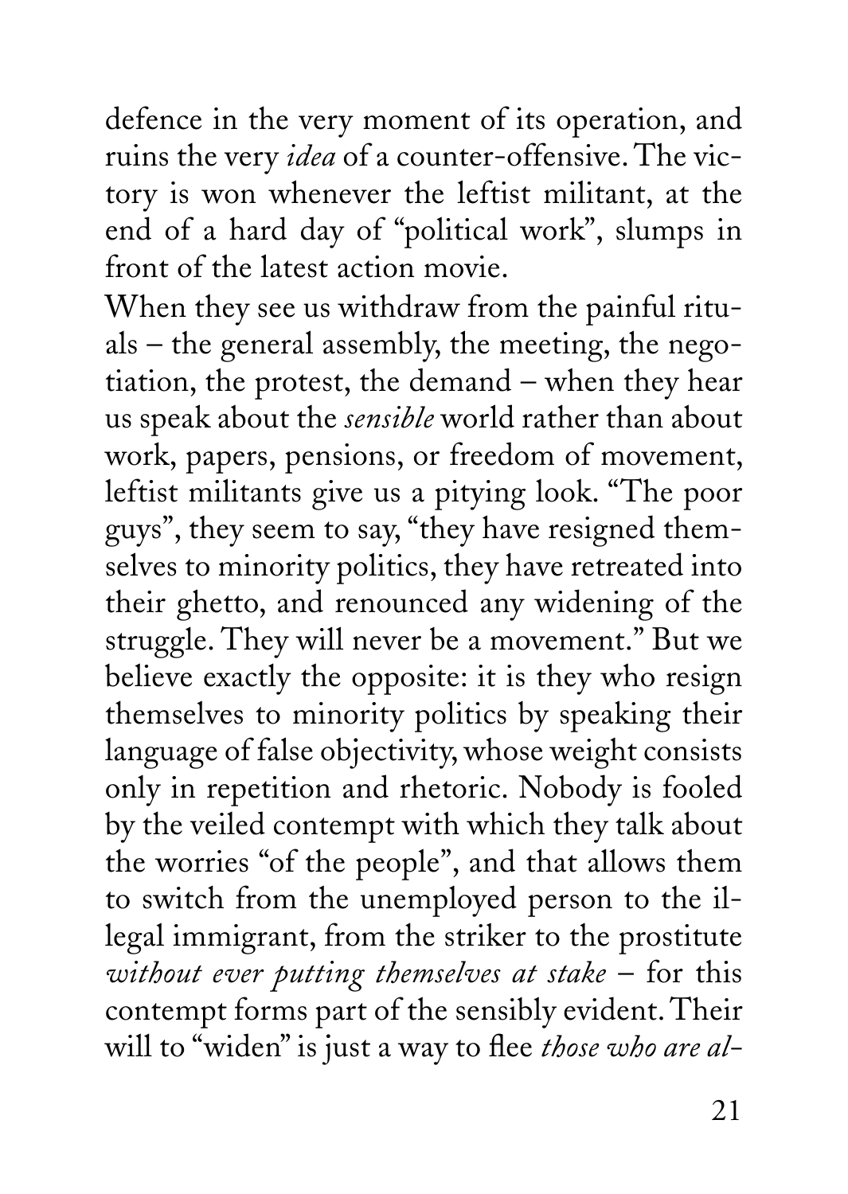defence in the very moment of its operation, and ruins the very *idea* of a counter-offensive. The victory is won whenever the leftist militant, at the end of a hard day of "political work", slumps in front of the latest action movie.

When they see us withdraw from the painful rituals – the general assembly, the meeting, the negotiation, the protest, the demand – when they hear us speak about the *sensible* world rather than about work, papers, pensions, or freedom of movement, leftist militants give us a pitying look. "The poor guys", they seem to say, "they have resigned themselves to minority politics, they have retreated into their ghetto, and renounced any widening of the struggle. They will never be a movement." But we believe exactly the opposite: it is they who resign themselves to minority politics by speaking their language of false objectivity, whose weight consists only in repetition and rhetoric. Nobody is fooled by the veiled contempt with which they talk about the worries "of the people", and that allows them to switch from the unemployed person to the illegal immigrant, from the striker to the prostitute *without ever putting themselves at stake* – for this contempt forms part of the sensibly evident. Their will to "widen" is just a way to flee *those who are al-*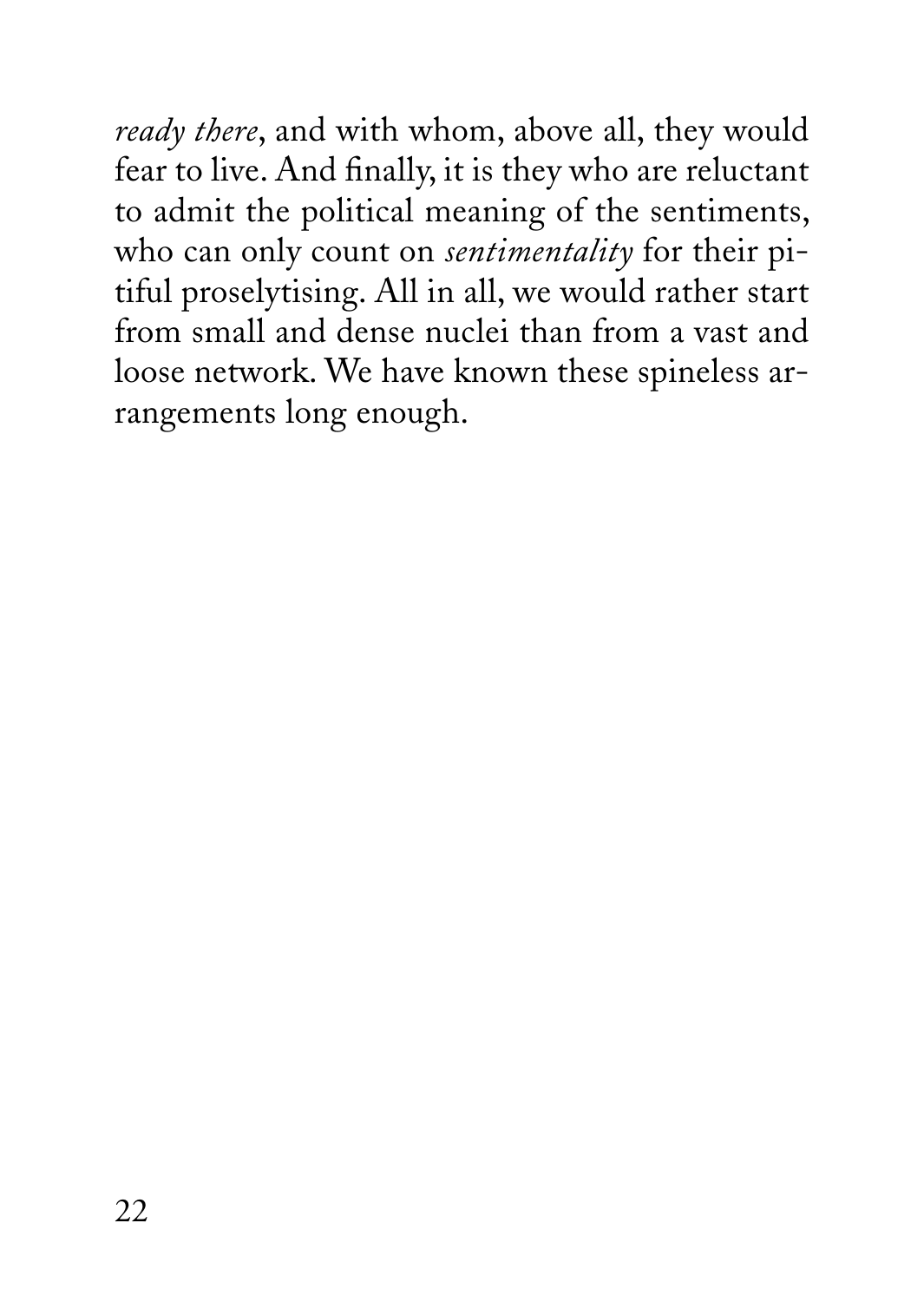*ready there*, and with whom, above all, they would fear to live. And finally, it is they who are reluctant to admit the political meaning of the sentiments, who can only count on *sentimentality* for their pitiful proselytising. All in all, we would rather start from small and dense nuclei than from a vast and loose network. We have known these spineless arrangements long enough.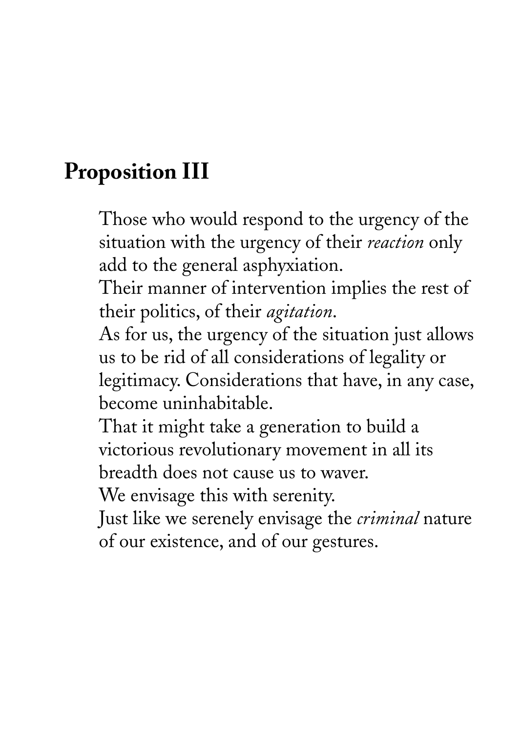## Proposition III

Those who would respond to the urgency of the situation with the urgency of their *reaction* only add to the general asphyxiation.
Their manner of intervention implies the rest of their politics, of their *agitation*.
As for us, the urgency of the situation just allows us to be rid of all considerations of legality or legitimacy. Considerations that have, in any case, become uninhabitable.
That it might take a generation to build a victorious revolutionary movement in all its breadth does not cause us to waver.
We envisage this with serenity.
Just like we serenely envisage the *criminal* nature of our existence, and of our gestures.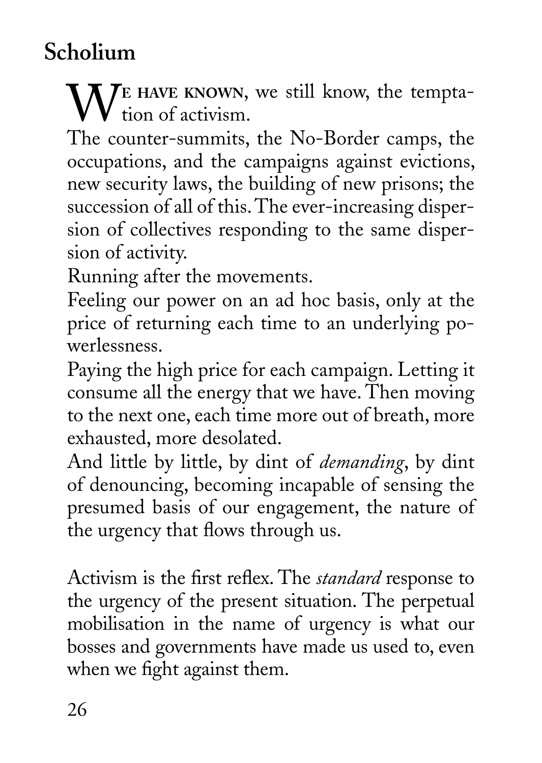## Scholium

We have known, we still know, the temptation of activism.

The counter-summits, the No-Border camps, the occupations, and the campaigns against evictions, new security laws, the building of new prisons; the succession of all of this. The ever-increasing dispersion of collectives responding to the same dispersion of activity.

Running after the movements.

Feeling our power on an ad hoc basis, only at the price of returning each time to an underlying powerlessness.

Paying the high price for each campaign. Letting it consume all the energy that we have. Then moving to the next one, each time more out of breath, more exhausted, more desolated.

And little by little, by dint of *demanding*, by dint of denouncing, becoming incapable of sensing the presumed basis of our engagement, the nature of the urgency that flows through us.

Activism is the first reflex. The *standard* response to the urgency of the present situation. The perpetual mobilisation in the name of urgency is what our bosses and governments have made us used to, even when we fight against them.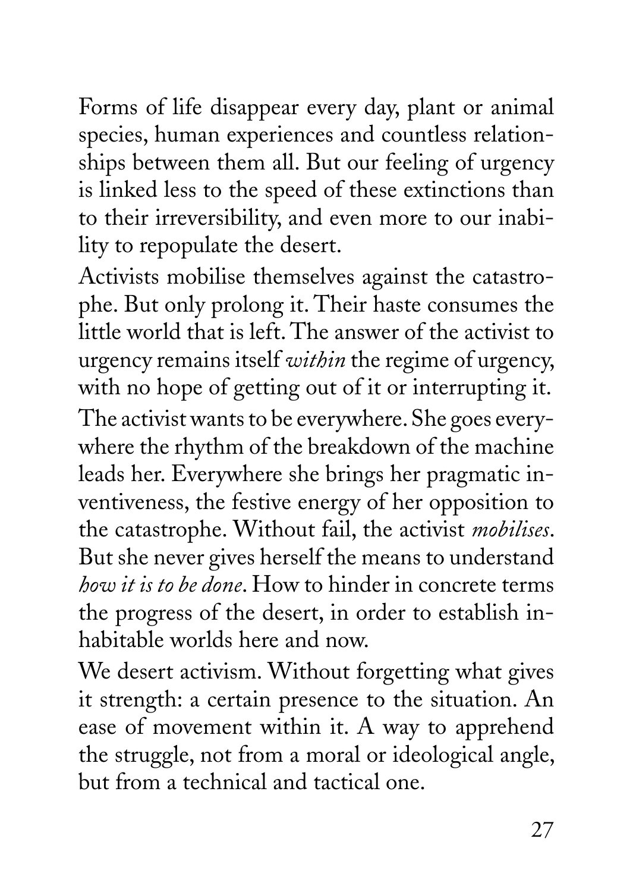Forms of life disappear every day, plant or animal species, human experiences and countless relationships between them all. But our feeling of urgency is linked less to the speed of these extinctions than to their irreversibility, and even more to our inability to repopulate the desert.

Activists mobilise themselves against the catastrophe. But only prolong it. Their haste consumes the little world that is left. The answer of the activist to urgency remains itself *within* the regime of urgency, with no hope of getting out of it or interrupting it. The activist wants to be everywhere. She goes everywhere the rhythm of the breakdown of the machine leads her. Everywhere she brings her pragmatic inventiveness, the festive energy of her opposition to the catastrophe. Without fail, the activist *mobilises*. But she never gives herself the means to understand *how it is to be done*. How to hinder in concrete terms the progress of the desert, in order to establish inhabitable worlds here and now.

We desert activism. Without forgetting what gives it strength: a certain presence to the situation. An ease of movement within it. A way to apprehend the struggle, not from a moral or ideological angle, but from a technical and tactical one.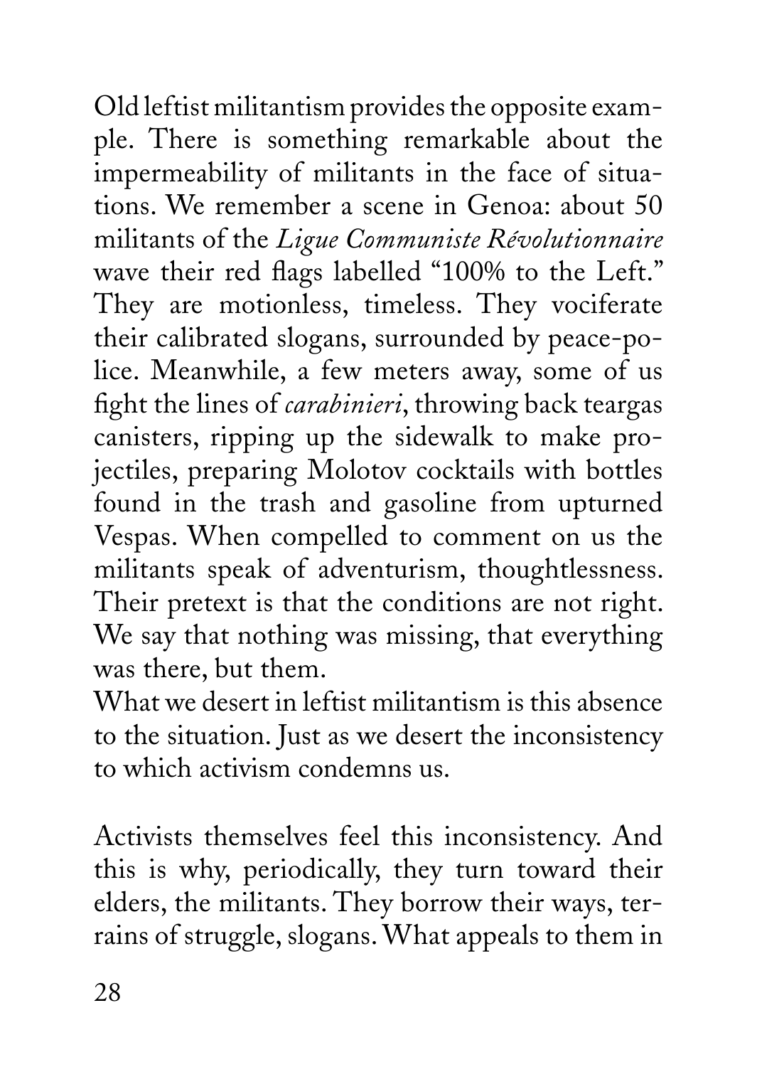Old leftist militantism provides the opposite example. There is something remarkable about the impermeability of militants in the face of situations. We remember a scene in Genoa: about 50 militants of the *Ligue Communiste Révolutionnaire* wave their red flags labelled "100% to the Left." They are motionless, timeless. They vociferate their calibrated slogans, surrounded by peace-police. Meanwhile, a few meters away, some of us fight the lines of *carabinieri*, throwing back teargas canisters, ripping up the sidewalk to make projectiles, preparing Molotov cocktails with bottles found in the trash and gasoline from upturned Vespas. When compelled to comment on us the militants speak of adventurism, thoughtlessness. Their pretext is that the conditions are not right. We say that nothing was missing, that everything was there, but them.

What we desert in leftist militantism is this absence to the situation. Just as we desert the inconsistency to which activism condemns us.

Activists themselves feel this inconsistency. And this is why, periodically, they turn toward their elders, the militants. They borrow their ways, terrains of struggle, slogans. What appeals to them in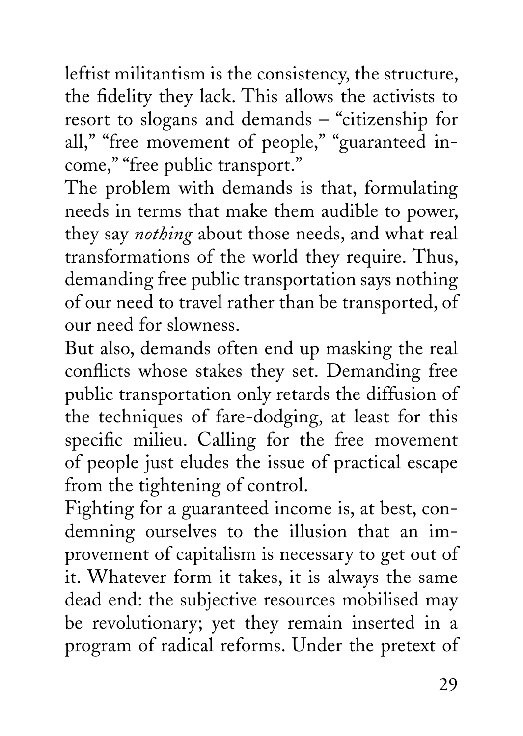leftist militantism is the consistency, the structure, the fidelity they lack. This allows the activists to resort to slogans and demands – "citizenship for all," "free movement of people," "guaranteed income," "free public transport."

The problem with demands is that, formulating needs in terms that make them audible to power, they say *nothing* about those needs, and what real transformations of the world they require. Thus, demanding free public transportation says nothing of our need to travel rather than be transported, of our need for slowness.

But also, demands often end up masking the real conflicts whose stakes they set. Demanding free public transportation only retards the diffusion of the techniques of fare-dodging, at least for this specific milieu. Calling for the free movement of people just eludes the issue of practical escape from the tightening of control.

Fighting for a guaranteed income is, at best, condemning ourselves to the illusion that an improvement of capitalism is necessary to get out of it. Whatever form it takes, it is always the same dead end: the subjective resources mobilised may be revolutionary; yet they remain inserted in a program of radical reforms. Under the pretext of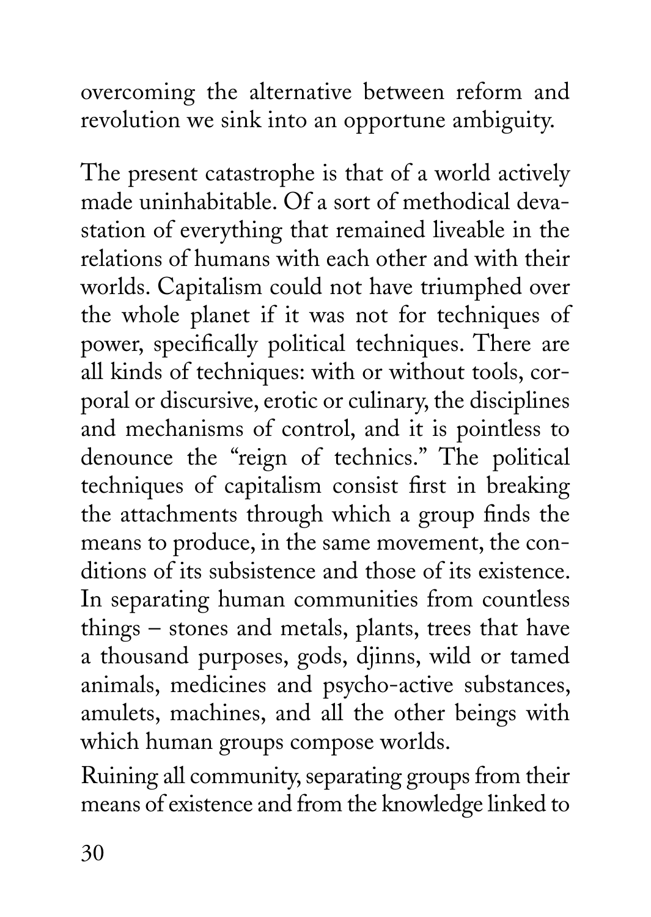overcoming the alternative between reform and revolution we sink into an opportune ambiguity.

The present catastrophe is that of a world actively made uninhabitable. Of a sort of methodical devastation of everything that remained liveable in the relations of humans with each other and with their worlds. Capitalism could not have triumphed over the whole planet if it was not for techniques of power, specifically political techniques. There are all kinds of techniques: with or without tools, corporal or discursive, erotic or culinary, the disciplines and mechanisms of control, and it is pointless to denounce the "reign of technics." The political techniques of capitalism consist first in breaking the attachments through which a group finds the means to produce, in the same movement, the conditions of its subsistence and those of its existence. In separating human communities from countless things – stones and metals, plants, trees that have a thousand purposes, gods, djinns, wild or tamed animals, medicines and psycho-active substances, amulets, machines, and all the other beings with which human groups compose worlds.

Ruining all community, separating groups from their means of existence and from the knowledge linked to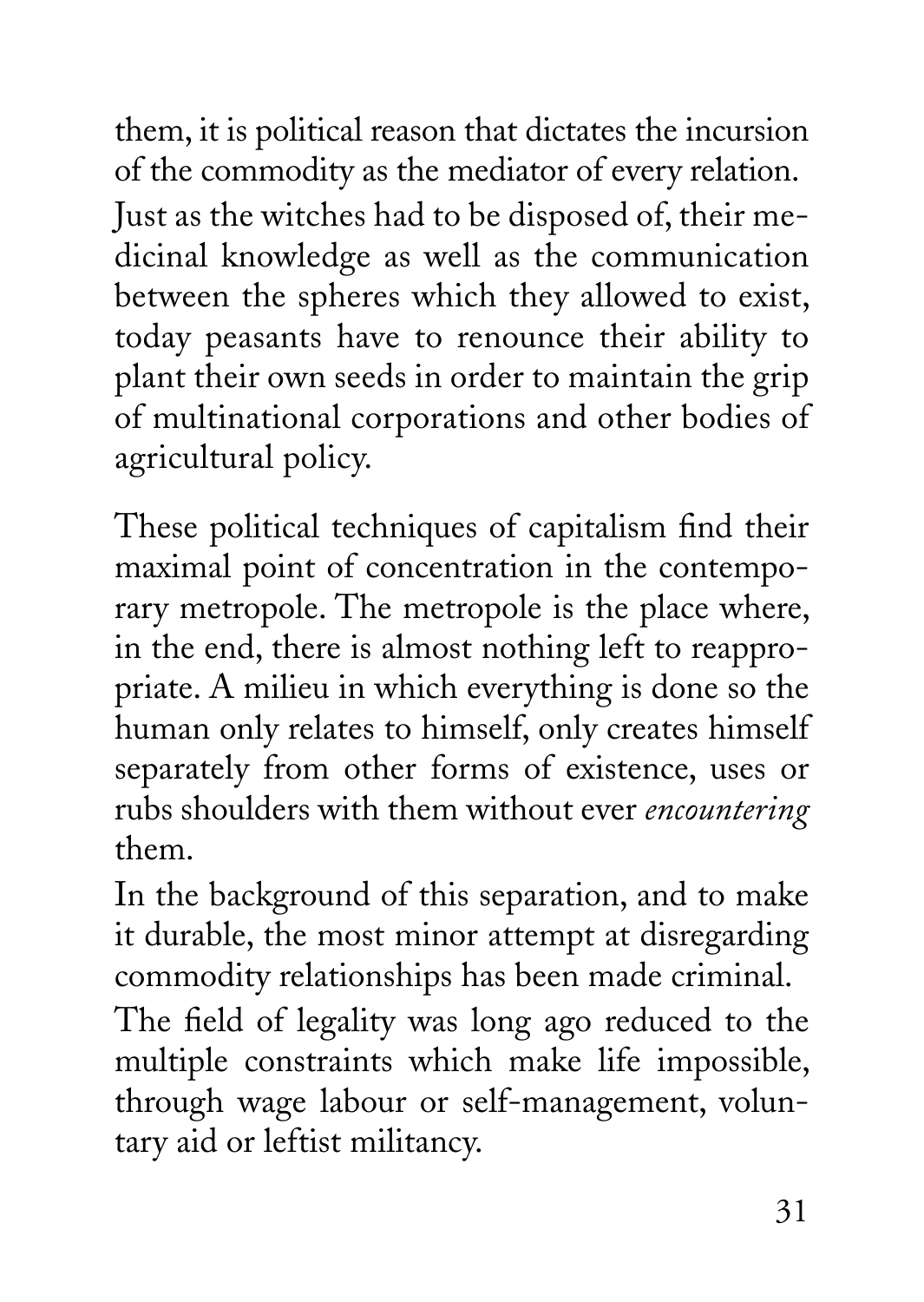them, it is political reason that dictates the incursion of the commodity as the mediator of every relation.

Just as the witches had to be disposed of, their medicinal knowledge as well as the communication between the spheres which they allowed to exist, today peasants have to renounce their ability to plant their own seeds in order to maintain the grip of multinational corporations and other bodies of agricultural policy.

These political techniques of capitalism find their maximal point of concentration in the contemporary metropole. The metropole is the place where, in the end, there is almost nothing left to reappropriate. A milieu in which everything is done so the human only relates to himself, only creates himself separately from other forms of existence, uses or rubs shoulders with them without ever *encountering* them.

In the background of this separation, and to make it durable, the most minor attempt at disregarding commodity relationships has been made criminal.

The field of legality was long ago reduced to the multiple constraints which make life impossible, through wage labour or self-management, voluntary aid or leftist militancy.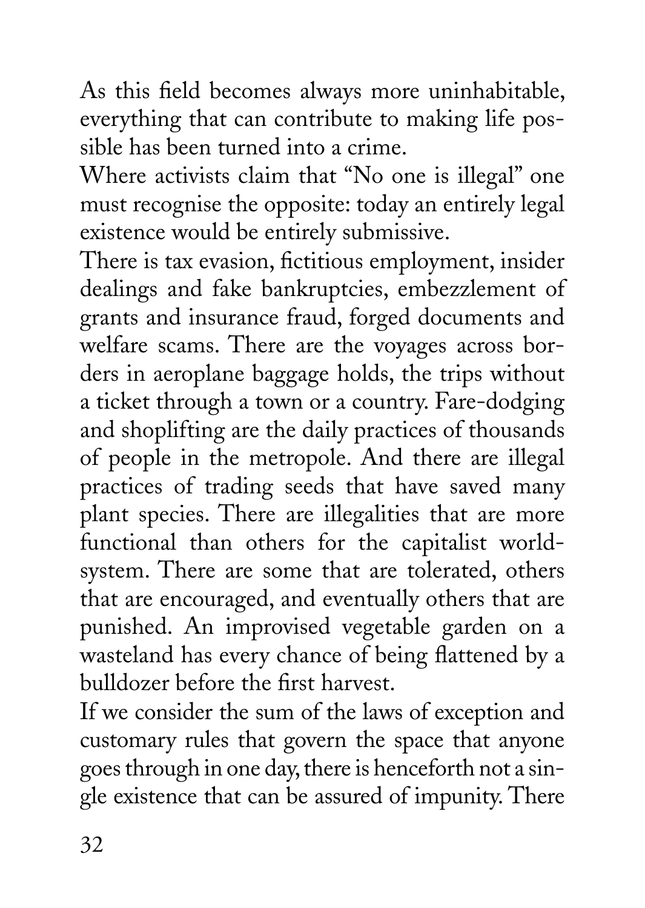As this field becomes always more uninhabitable, everything that can contribute to making life possible has been turned into a crime.

Where activists claim that "No one is illegal" one must recognise the opposite: today an entirely legal existence would be entirely submissive.

There is tax evasion, fictitious employment, insider dealings and fake bankruptcies, embezzlement of grants and insurance fraud, forged documents and welfare scams. There are the voyages across borders in aeroplane baggage holds, the trips without a ticket through a town or a country. Fare-dodging and shoplifting are the daily practices of thousands of people in the metropole. And there are illegal practices of trading seeds that have saved many plant species. There are illegalities that are more functional than others for the capitalist world-system. There are some that are tolerated, others that are encouraged, and eventually others that are punished. An improvised vegetable garden on a wasteland has every chance of being flattened by a bulldozer before the first harvest.

If we consider the sum of the laws of exception and customary rules that govern the space that anyone goes through in one day, there is henceforth not a single existence that can be assured of impunity. There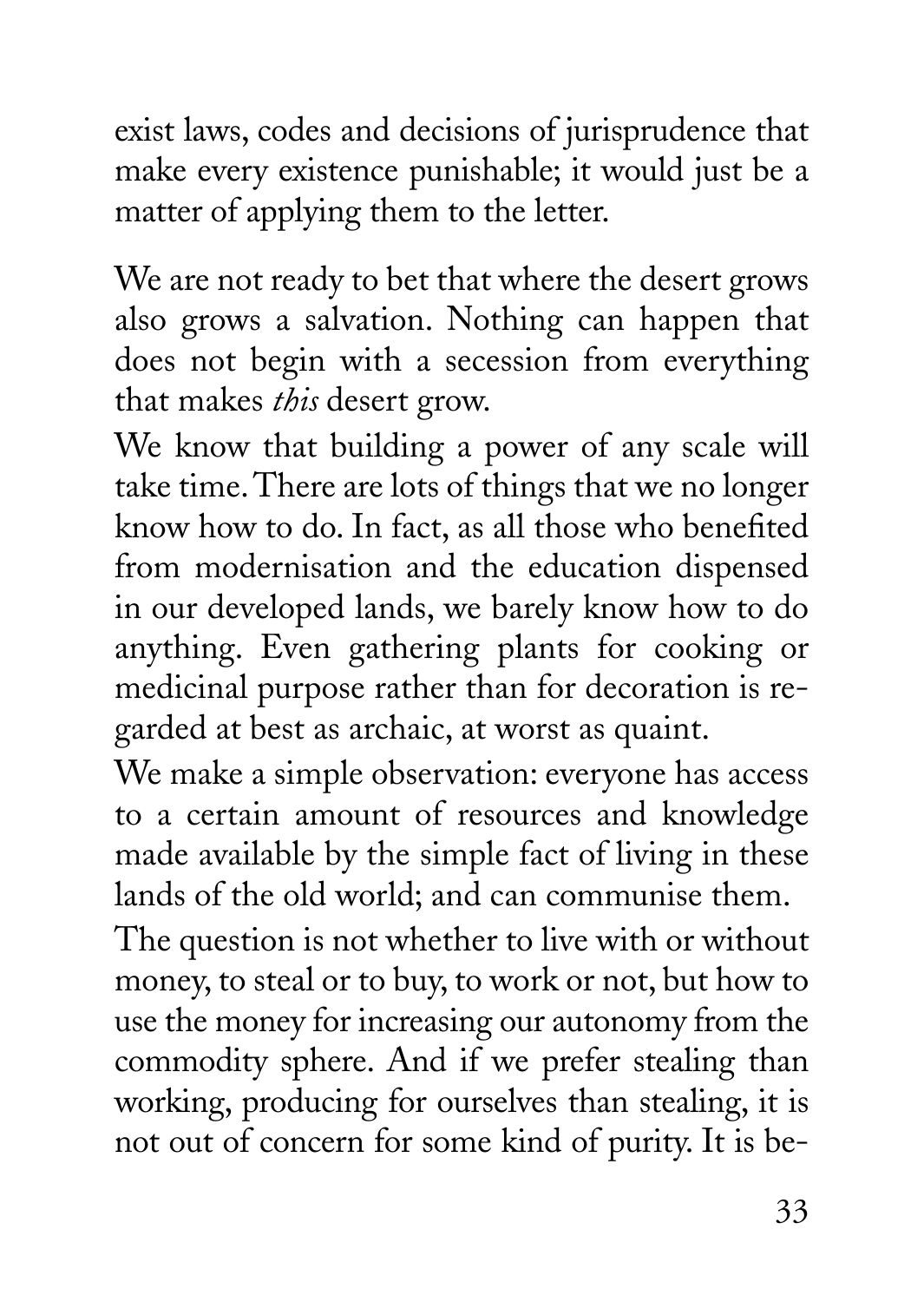exist laws, codes and decisions of jurisprudence that make every existence punishable; it would just be a matter of applying them to the letter.

We are not ready to bet that where the desert grows also grows a salvation. Nothing can happen that does not begin with a secession from everything that makes *this* desert grow.

We know that building a power of any scale will take time. There are lots of things that we no longer know how to do. In fact, as all those who benefited from modernisation and the education dispensed in our developed lands, we barely know how to do anything. Even gathering plants for cooking or medicinal purpose rather than for decoration is regarded at best as archaic, at worst as quaint.

We make a simple observation: everyone has access to a certain amount of resources and knowledge made available by the simple fact of living in these lands of the old world; and can communise them.

The question is not whether to live with or without money, to steal or to buy, to work or not, but how to use the money for increasing our autonomy from the commodity sphere. And if we prefer stealing than working, producing for ourselves than stealing, it is not out of concern for some kind of purity. It is be-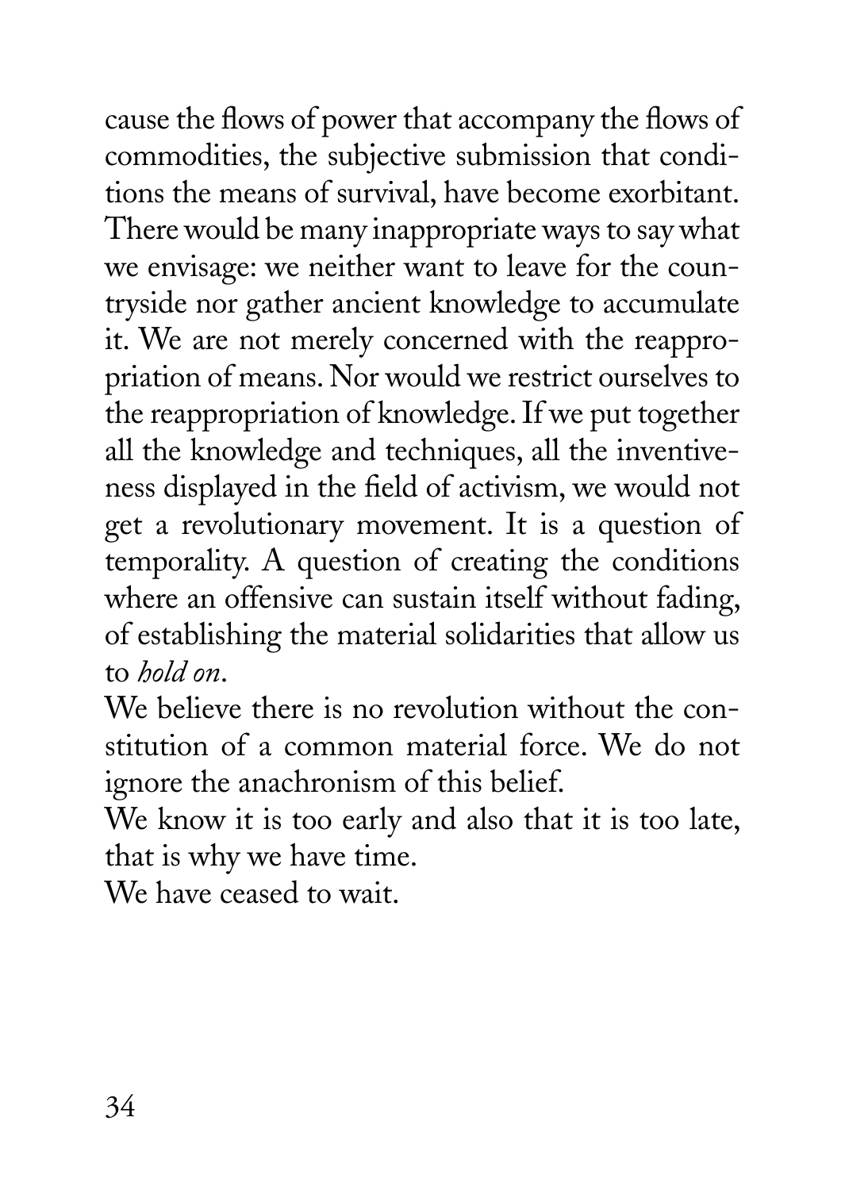cause the flows of power that accompany the flows of commodities, the subjective submission that conditions the means of survival, have become exorbitant. There would be many inappropriate ways to say what we envisage: we neither want to leave for the countryside nor gather ancient knowledge to accumulate it. We are not merely concerned with the reappropriation of means. Nor would we restrict ourselves to the reappropriation of knowledge. If we put together all the knowledge and techniques, all the inventiveness displayed in the field of activism, we would not get a revolutionary movement. It is a question of temporality. A question of creating the conditions where an offensive can sustain itself without fading, of establishing the material solidarities that allow us to *hold on*.

We believe there is no revolution without the constitution of a common material force. We do not ignore the anachronism of this belief.

We know it is too early and also that it is too late, that is why we have time.

We have ceased to wait.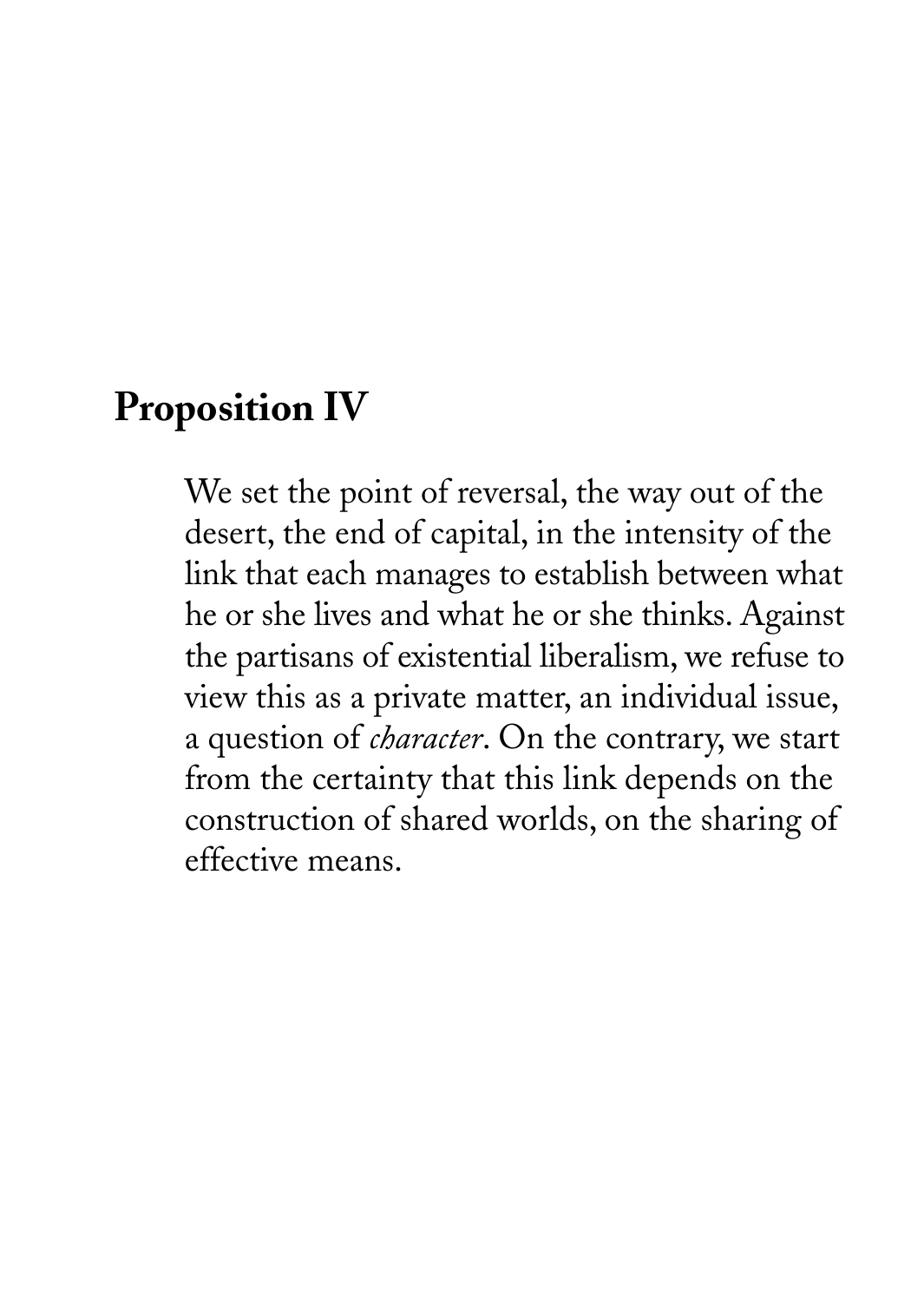## Proposition IV

We set the point of reversal, the way out of the desert, the end of capital, in the intensity of the link that each manages to establish between what he or she lives and what he or she thinks. Against the partisans of existential liberalism, we refuse to view this as a private matter, an individual issue, a question of *character*. On the contrary, we start from the certainty that this link depends on the construction of shared worlds, on the sharing of effective means.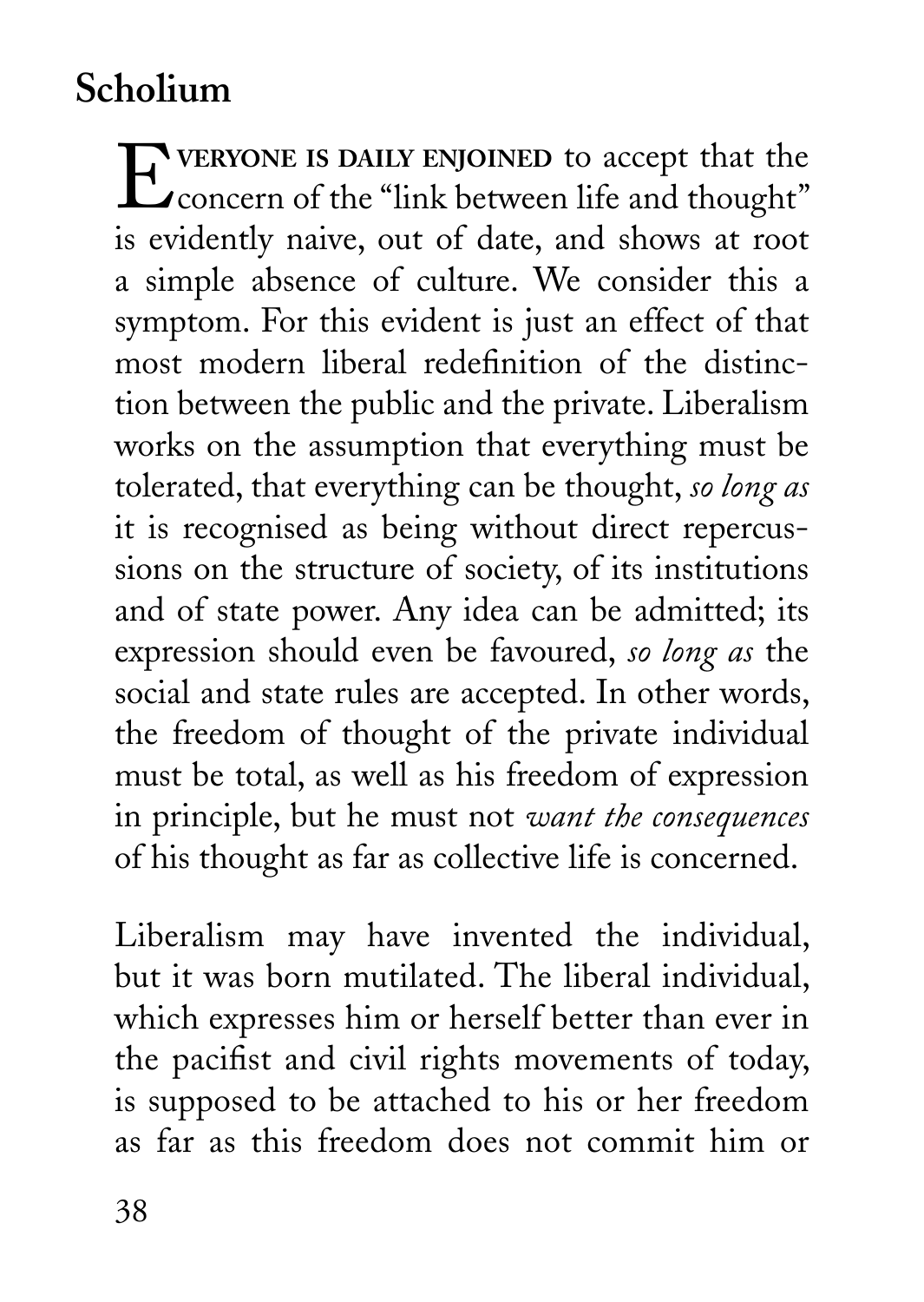## Scholium

**Everyone is daily enjoined** to accept that the concern of the "link between life and thought" is evidently naive, out of date, and shows at root a simple absence of culture. We consider this a symptom. For this evident is just an effect of that most modern liberal redefinition of the distinction between the public and the private. Liberalism works on the assumption that everything must be tolerated, that everything can be thought, *so long as* it is recognised as being without direct repercussions on the structure of society, of its institutions and of state power. Any idea can be admitted; its expression should even be favoured, *so long as* the social and state rules are accepted. In other words, the freedom of thought of the private individual must be total, as well as his freedom of expression in principle, but he must not *want the consequences* of his thought as far as collective life is concerned.

Liberalism may have invented the individual, but it was born mutilated. The liberal individual, which expresses him or herself better than ever in the pacifist and civil rights movements of today, is supposed to be attached to his or her freedom as far as this freedom does not commit him or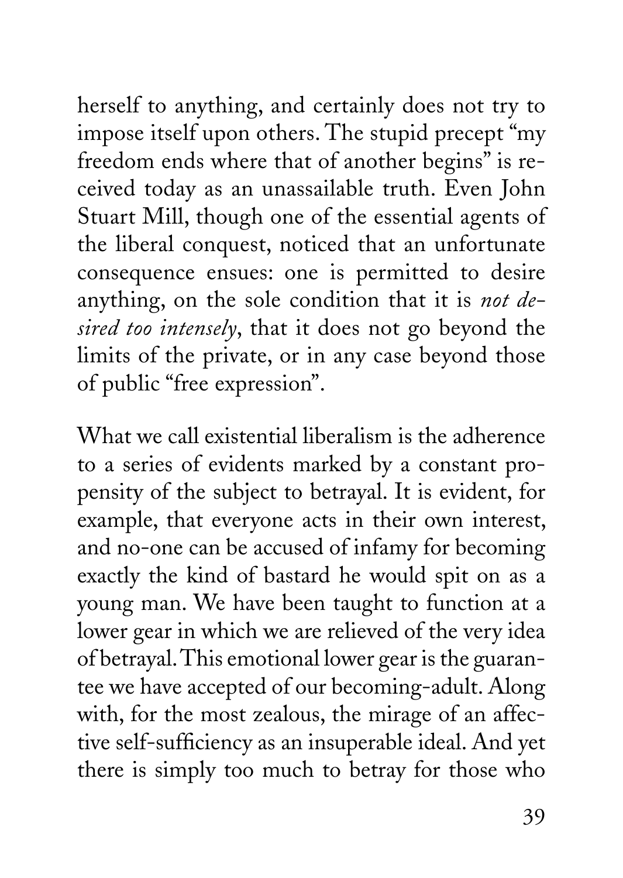herself to anything, and certainly does not try to impose itself upon others. The stupid precept "my freedom ends where that of another begins" is received today as an unassailable truth. Even John Stuart Mill, though one of the essential agents of the liberal conquest, noticed that an unfortunate consequence ensues: one is permitted to desire anything, on the sole condition that it is *not desired too intensely*, that it does not go beyond the limits of the private, or in any case beyond those of public "free expression".

What we call existential liberalism is the adherence to a series of evidents marked by a constant propensity of the subject to betrayal. It is evident, for example, that everyone acts in their own interest, and no-one can be accused of infamy for becoming exactly the kind of bastard he would spit on as a young man. We have been taught to function at a lower gear in which we are relieved of the very idea of betrayal. This emotional lower gear is the guarantee we have accepted of our becoming-adult. Along with, for the most zealous, the mirage of an affective self-sufficiency as an insuperable ideal. And yet there is simply too much to betray for those who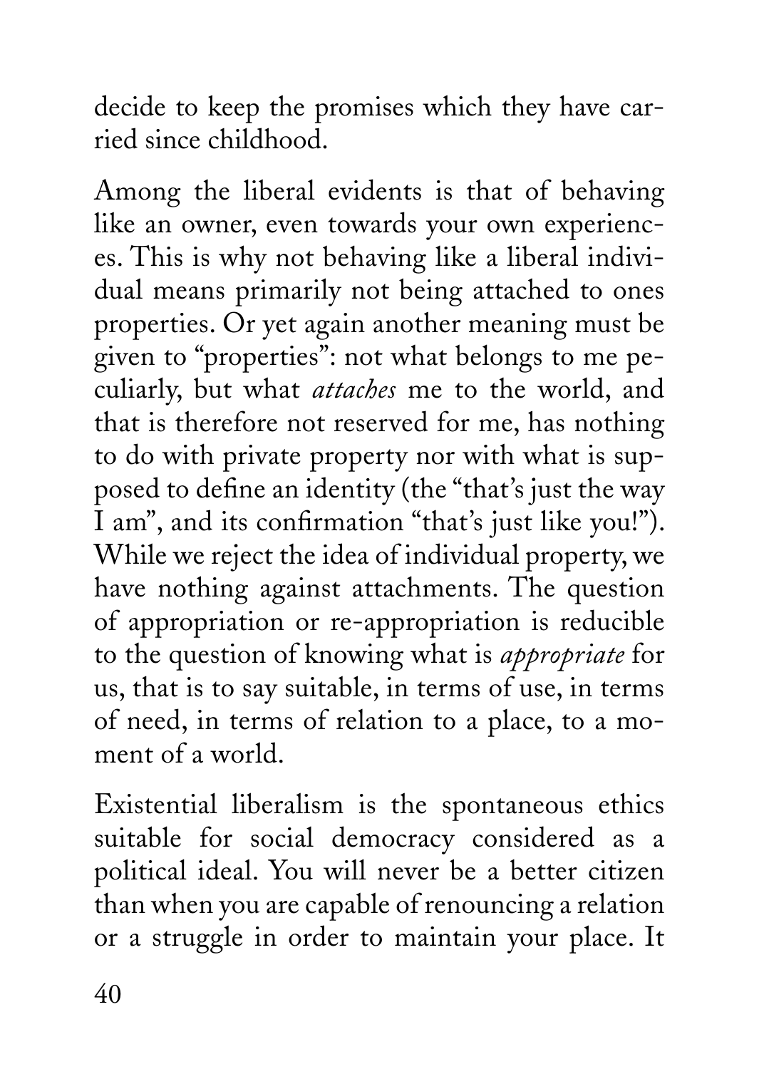decide to keep the promises which they have carried since childhood.

Among the liberal evidents is that of behaving like an owner, even towards your own experiences. This is why not behaving like a liberal individual means primarily not being attached to ones properties. Or yet again another meaning must be given to "properties": not what belongs to me peculiarly, but what *attaches* me to the world, and that is therefore not reserved for me, has nothing to do with private property nor with what is supposed to define an identity (the "that's just the way I am", and its confirmation "that's just like you!"). While we reject the idea of individual property, we have nothing against attachments. The question of appropriation or re-appropriation is reducible to the question of knowing what is *appropriate* for us, that is to say suitable, in terms of use, in terms of need, in terms of relation to a place, to a moment of a world.

Existential liberalism is the spontaneous ethics suitable for social democracy considered as a political ideal. You will never be a better citizen than when you are capable of renouncing a relation or a struggle in order to maintain your place. It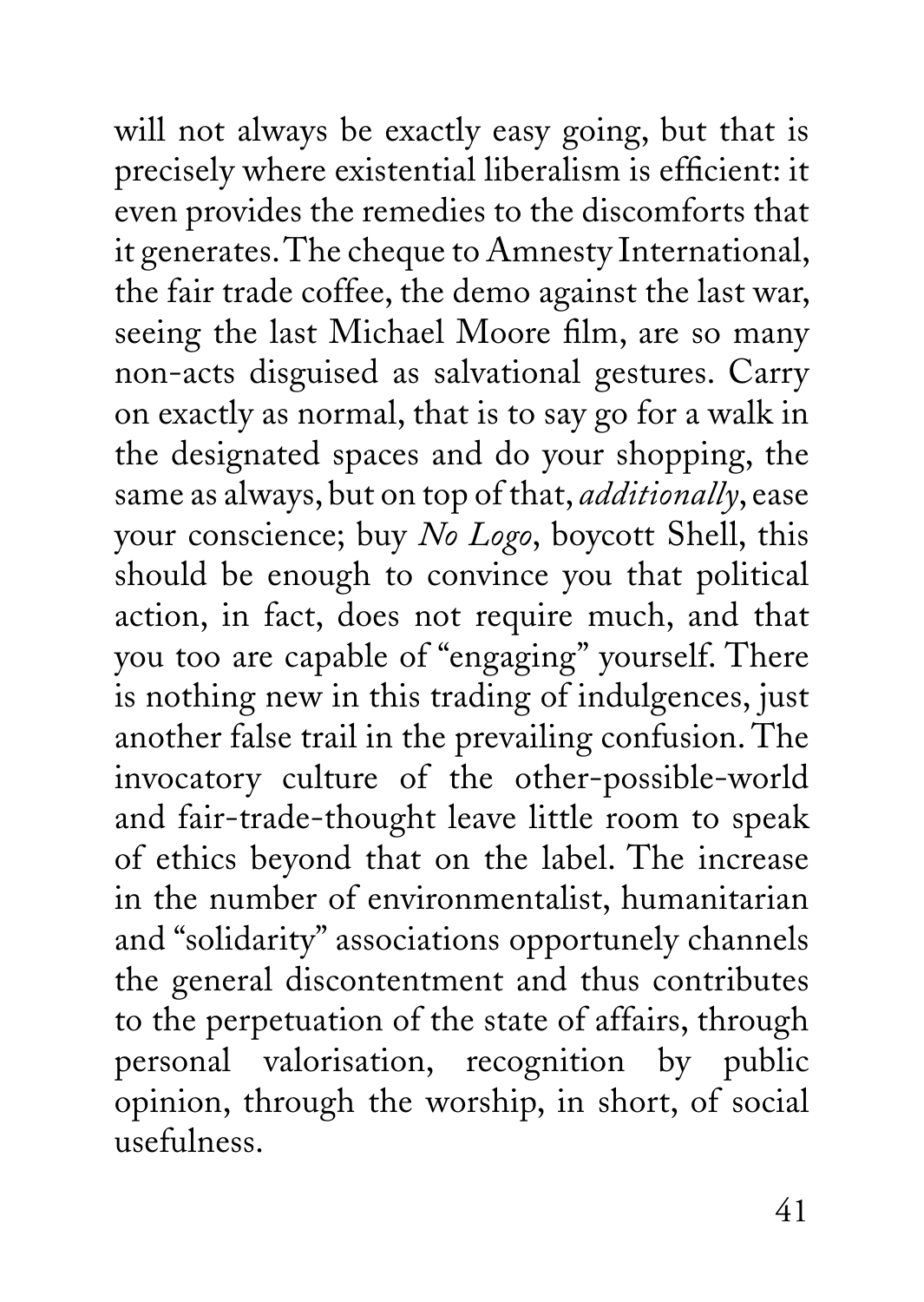will not always be exactly easy going, but that is precisely where existential liberalism is efficient: it even provides the remedies to the discomforts that it generates. The cheque to Amnesty International, the fair trade coffee, the demo against the last war, seeing the last Michael Moore film, are so many non-acts disguised as salvational gestures. Carry on exactly as normal, that is to say go for a walk in the designated spaces and do your shopping, the same as always, but on top of that, *additionally*, ease your conscience; buy *No Logo*, boycott Shell, this should be enough to convince you that political action, in fact, does not require much, and that you too are capable of "engaging" yourself. There is nothing new in this trading of indulgences, just another false trail in the prevailing confusion. The invocatory culture of the other-possible-world and fair-trade-thought leave little room to speak of ethics beyond that on the label. The increase in the number of environmentalist, humanitarian and "solidarity" associations opportunely channels the general discontentment and thus contributes to the perpetuation of the state of affairs, through personal valorisation, recognition by public opinion, through the worship, in short, of social usefulness.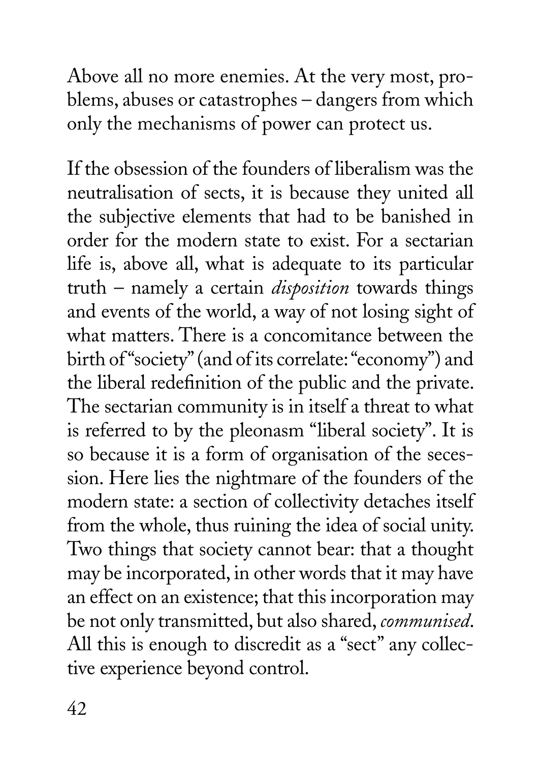Above all no more enemies. At the very most, problems, abuses or catastrophes – dangers from which only the mechanisms of power can protect us.

If the obsession of the founders of liberalism was the neutralisation of sects, it is because they united all the subjective elements that had to be banished in order for the modern state to exist. For a sectarian life is, above all, what is adequate to its particular truth – namely a certain *disposition* towards things and events of the world, a way of not losing sight of what matters. There is a concomitance between the birth of "society" (and of its correlate: "economy") and the liberal redefinition of the public and the private. The sectarian community is in itself a threat to what is referred to by the pleonasm "liberal society". It is so because it is a form of organisation of the secession. Here lies the nightmare of the founders of the modern state: a section of collectivity detaches itself from the whole, thus ruining the idea of social unity. Two things that society cannot bear: that a thought may be incorporated, in other words that it may have an effect on an existence; that this incorporation may be not only transmitted, but also shared, *communised*. All this is enough to discredit as a "sect" any collective experience beyond control.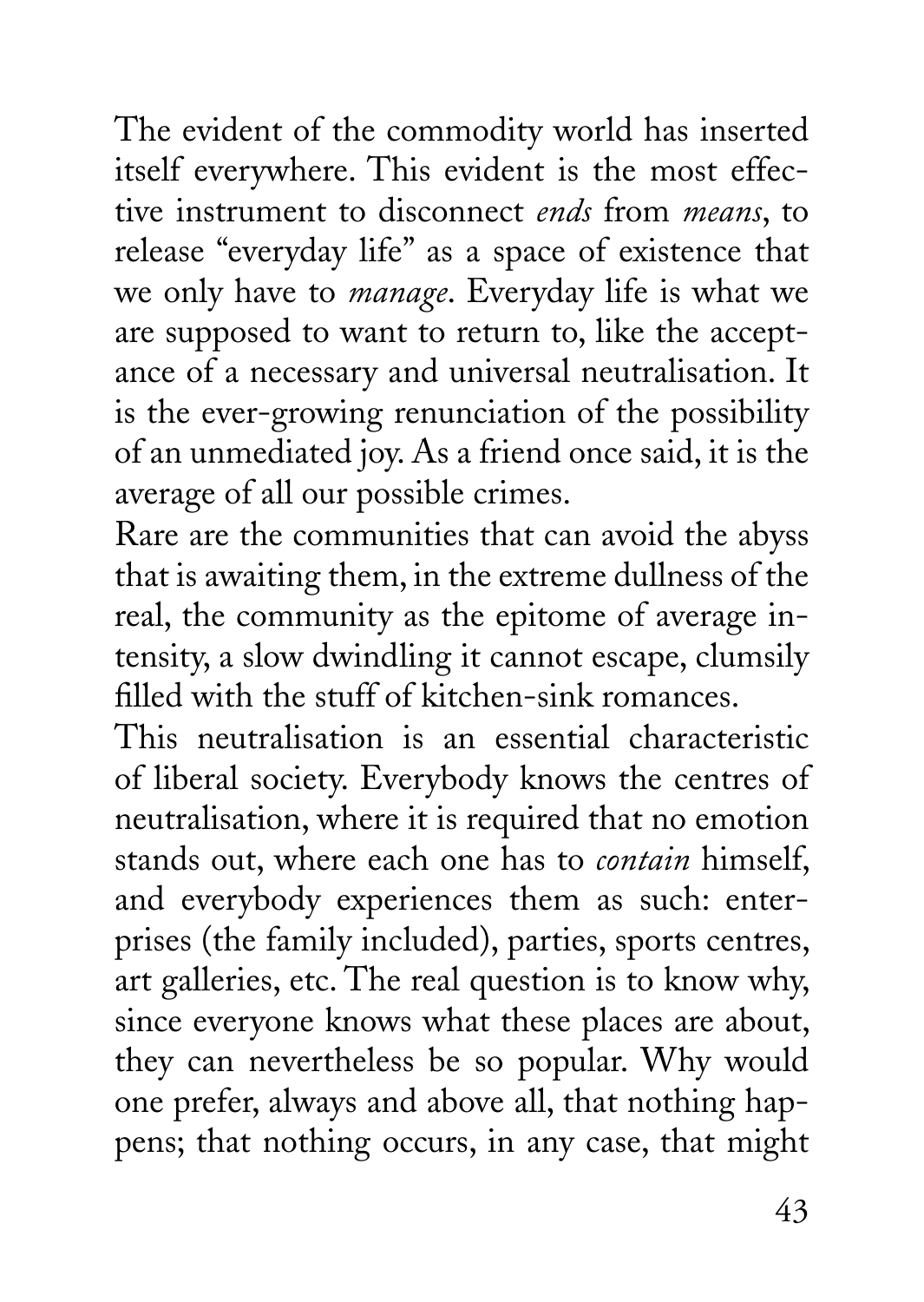The evident of the commodity world has inserted itself everywhere. This evident is the most effective instrument to disconnect *ends* from *means*, to release "everyday life" as a space of existence that we only have to *manage*. Everyday life is what we are supposed to want to return to, like the acceptance of a necessary and universal neutralisation. It is the ever-growing renunciation of the possibility of an unmediated joy. As a friend once said, it is the average of all our possible crimes.

Rare are the communities that can avoid the abyss that is awaiting them, in the extreme dullness of the real, the community as the epitome of average intensity, a slow dwindling it cannot escape, clumsily filled with the stuff of kitchen-sink romances.

This neutralisation is an essential characteristic of liberal society. Everybody knows the centres of neutralisation, where it is required that no emotion stands out, where each one has to *contain* himself, and everybody experiences them as such: enterprises (the family included), parties, sports centres, art galleries, etc. The real question is to know why, since everyone knows what these places are about, they can nevertheless be so popular. Why would one prefer, always and above all, that nothing happens; that nothing occurs, in any case, that might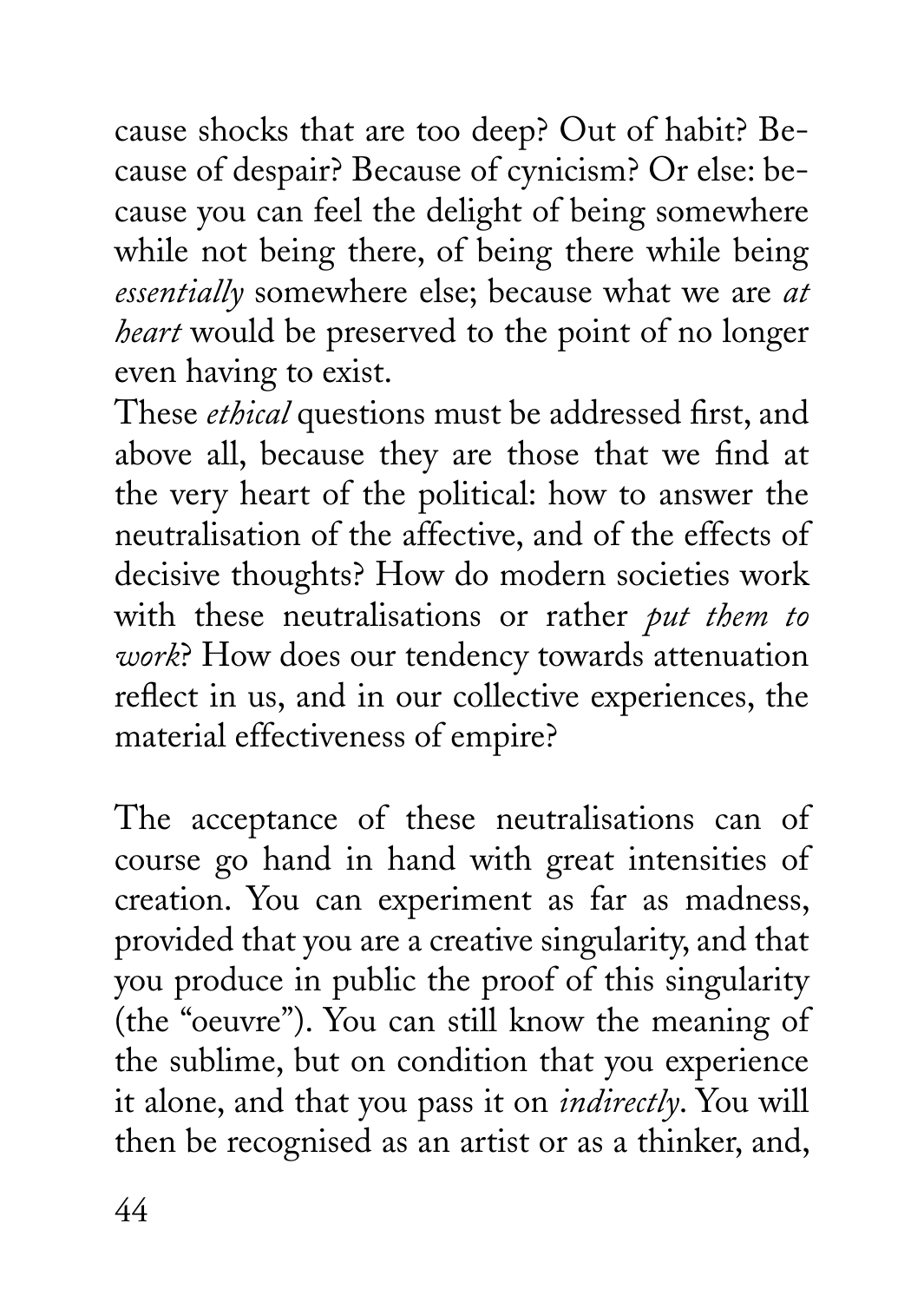cause shocks that are too deep? Out of habit? Because of despair? Because of cynicism? Or else: because you can feel the delight of being somewhere while not being there, of being there while being *essentially* somewhere else; because what we are *at heart* would be preserved to the point of no longer even having to exist.

These *ethical* questions must be addressed first, and above all, because they are those that we find at the very heart of the political: how to answer the neutralisation of the affective, and of the effects of decisive thoughts? How do modern societies work with these neutralisations or rather *put them to work*? How does our tendency towards attenuation reflect in us, and in our collective experiences, the material effectiveness of empire?

The acceptance of these neutralisations can of course go hand in hand with great intensities of creation. You can experiment as far as madness, provided that you are a creative singularity, and that you produce in public the proof of this singularity (the "oeuvre"). You can still know the meaning of the sublime, but on condition that you experience it alone, and that you pass it on *indirectly*. You will then be recognised as an artist or as a thinker, and,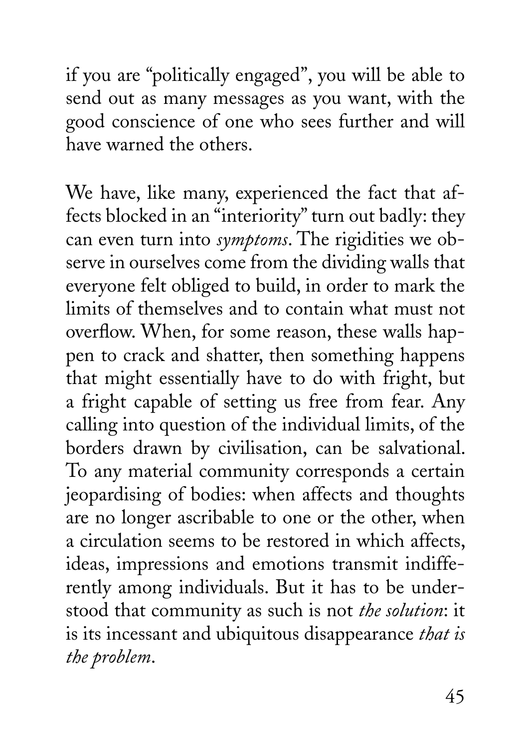if you are "politically engaged", you will be able to send out as many messages as you want, with the good conscience of one who sees further and will have warned the others.

We have, like many, experienced the fact that affects blocked in an "interiority" turn out badly: they can even turn into *symptoms*. The rigidities we observe in ourselves come from the dividing walls that everyone felt obliged to build, in order to mark the limits of themselves and to contain what must not overflow. When, for some reason, these walls happen to crack and shatter, then something happens that might essentially have to do with fright, but a fright capable of setting us free from fear. Any calling into question of the individual limits, of the borders drawn by civilisation, can be salvational. To any material community corresponds a certain jeopardising of bodies: when affects and thoughts are no longer ascribable to one or the other, when a circulation seems to be restored in which affects, ideas, impressions and emotions transmit indifferently among individuals. But it has to be understood that community as such is not *the solution*: it is its incessant and ubiquitous disappearance *that is the problem*.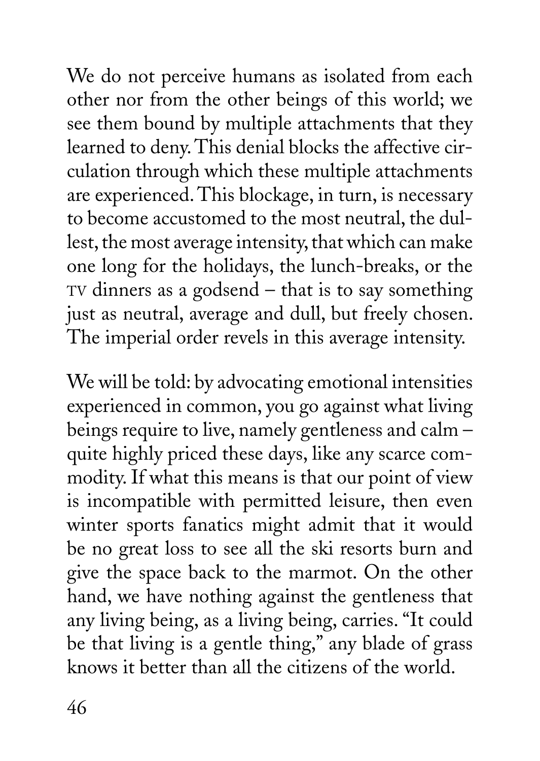We do not perceive humans as isolated from each other nor from the other beings of this world; we see them bound by multiple attachments that they learned to deny. This denial blocks the affective circulation through which these multiple attachments are experienced. This blockage, in turn, is necessary to become accustomed to the most neutral, the dullest, the most average intensity, that which can make one long for the holidays, the lunch-breaks, or the TV dinners as a godsend – that is to say something just as neutral, average and dull, but freely chosen. The imperial order revels in this average intensity.

We will be told: by advocating emotional intensities experienced in common, you go against what living beings require to live, namely gentleness and calm – quite highly priced these days, like any scarce commodity. If what this means is that our point of view is incompatible with permitted leisure, then even winter sports fanatics might admit that it would be no great loss to see all the ski resorts burn and give the space back to the marmot. On the other hand, we have nothing against the gentleness that any living being, as a living being, carries. "It could be that living is a gentle thing," any blade of grass knows it better than all the citizens of the world.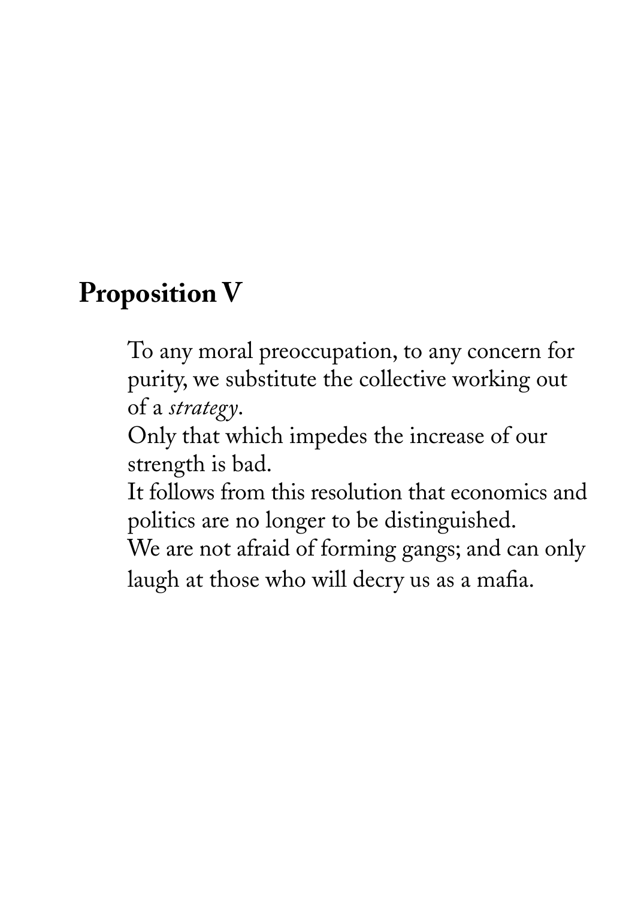## Proposition V

To any moral preoccupation, to any concern for purity, we substitute the collective working out of a *strategy*.
Only that which impedes the increase of our strength is bad.
It follows from this resolution that economics and politics are no longer to be distinguished.
We are not afraid of forming gangs; and can only laugh at those who will decry us as a mafia.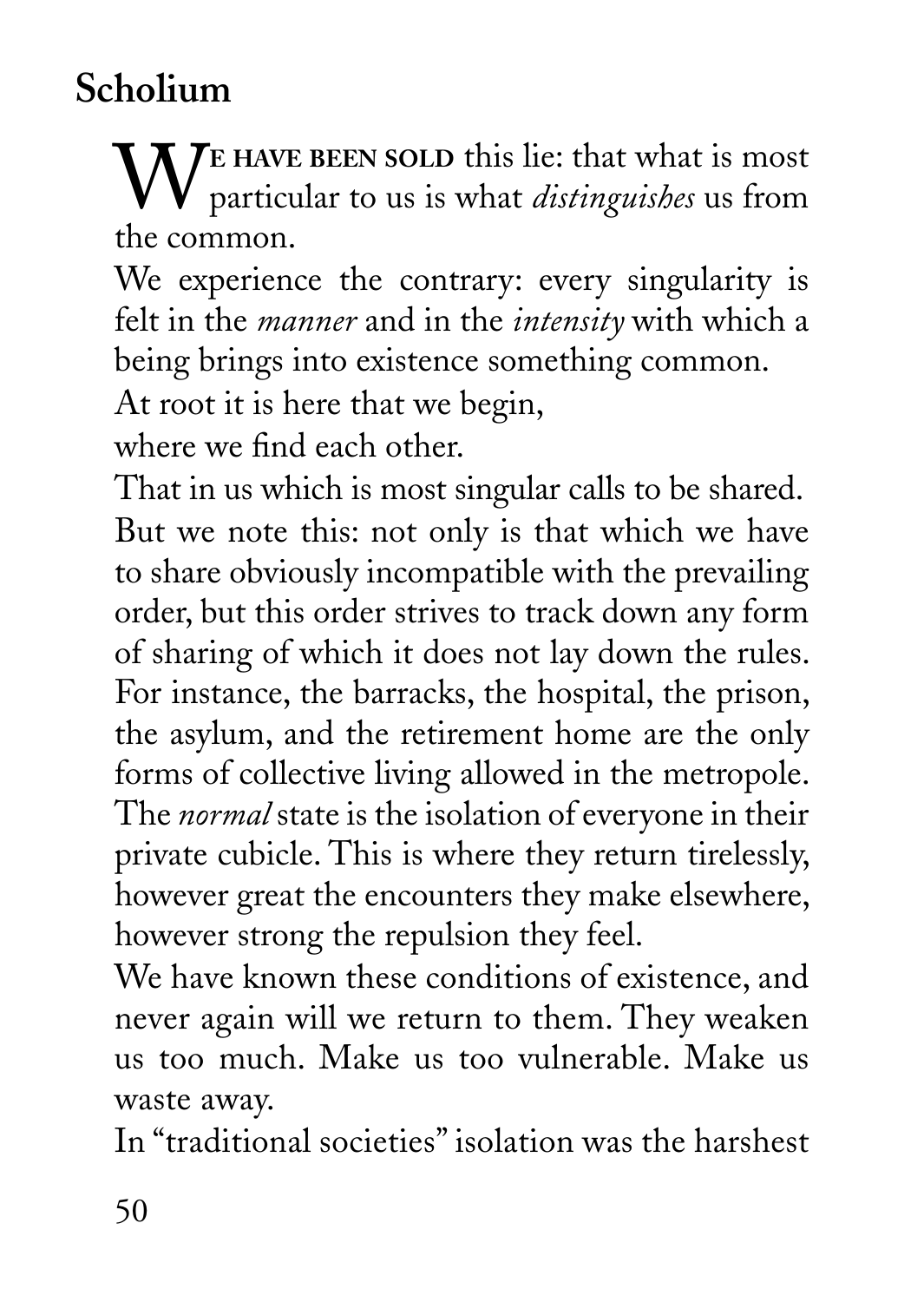## Scholium

**We have been sold** this lie: that what is most particular to us is what *distinguishes* us from the common.

We experience the contrary: every singularity is felt in the *manner* and in the *intensity* with which a being brings into existence something common.

At root it is here that we begin,
where we find each other.

That in us which is most singular calls to be shared.

But we note this: not only is that which we have to share obviously incompatible with the prevailing order, but this order strives to track down any form of sharing of which it does not lay down the rules. For instance, the barracks, the hospital, the prison, the asylum, and the retirement home are the only forms of collective living allowed in the metropole. The *normal* state is the isolation of everyone in their private cubicle. This is where they return tirelessly, however great the encounters they make elsewhere, however strong the repulsion they feel.

We have known these conditions of existence, and never again will we return to them. They weaken us too much. Make us too vulnerable. Make us waste away.

In "traditional societies" isolation was the harshest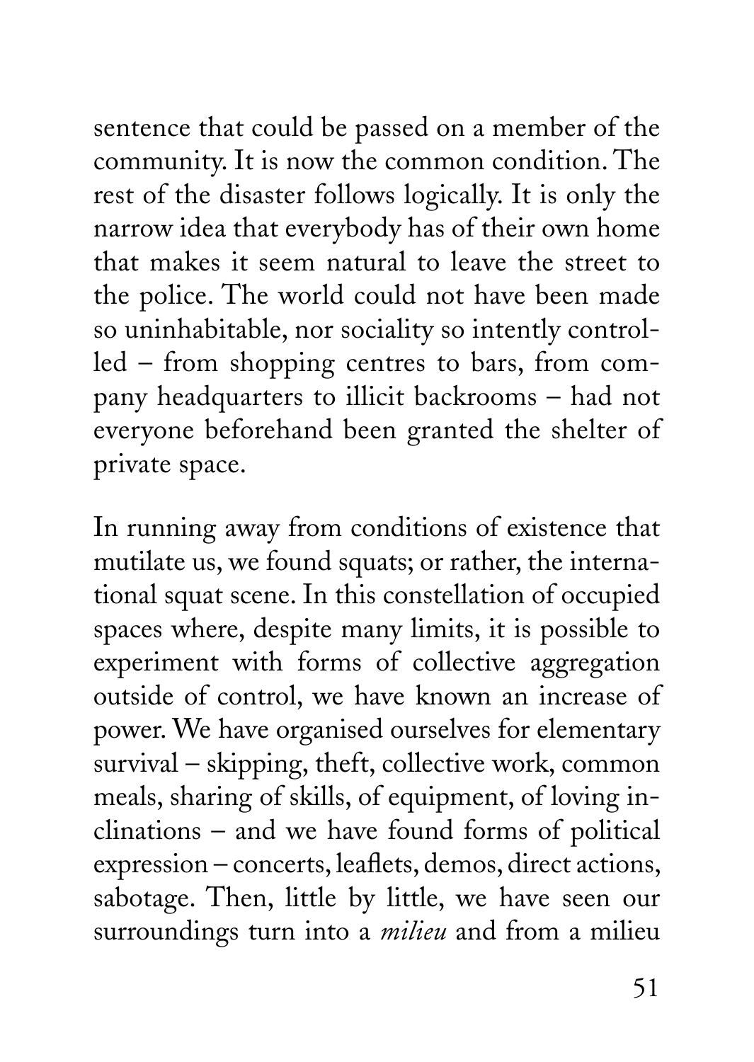sentence that could be passed on a member of the community. It is now the common condition. The rest of the disaster follows logically. It is only the narrow idea that everybody has of their own home that makes it seem natural to leave the street to the police. The world could not have been made so uninhabitable, nor sociality so intently controlled – from shopping centres to bars, from company headquarters to illicit backrooms – had not everyone beforehand been granted the shelter of private space.

In running away from conditions of existence that mutilate us, we found squats; or rather, the international squat scene. In this constellation of occupied spaces where, despite many limits, it is possible to experiment with forms of collective aggregation outside of control, we have known an increase of power. We have organised ourselves for elementary survival – skipping, theft, collective work, common meals, sharing of skills, of equipment, of loving inclinations – and we have found forms of political expression – concerts, leaflets, demos, direct actions, sabotage. Then, little by little, we have seen our surroundings turn into a *milieu* and from a milieu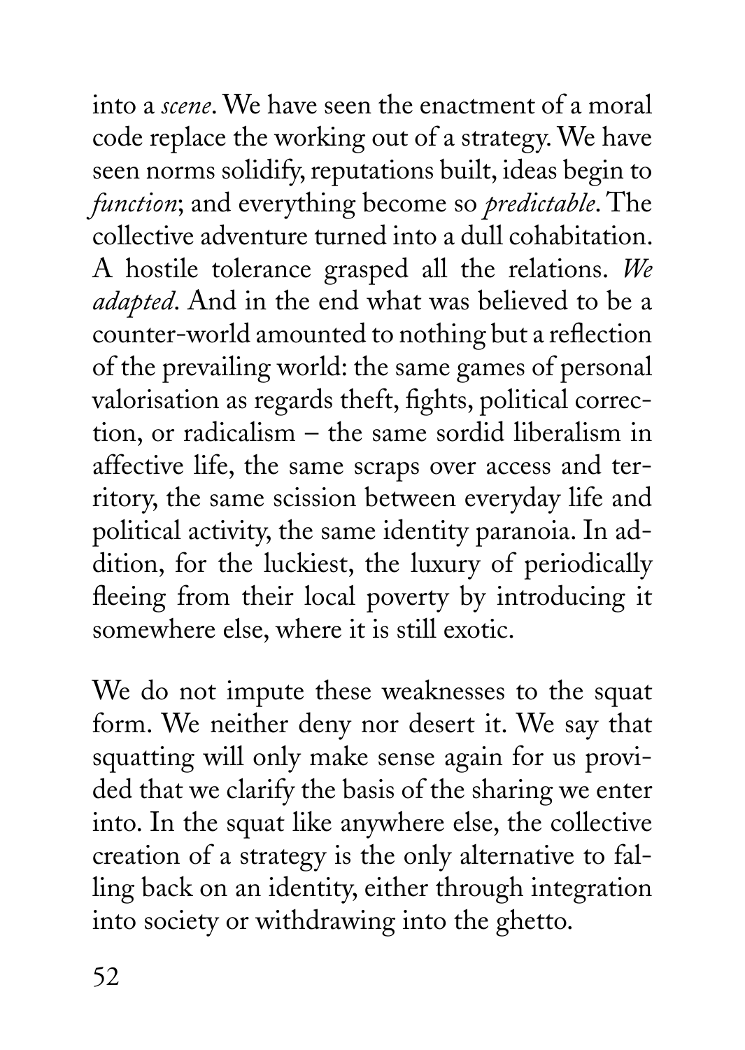into a *scene*. We have seen the enactment of a moral code replace the working out of a strategy. We have seen norms solidify, reputations built, ideas begin to *function*; and everything become so *predictable*. The collective adventure turned into a dull cohabitation. A hostile tolerance grasped all the relations. *We adapted*. And in the end what was believed to be a counter-world amounted to nothing but a reflection of the prevailing world: the same games of personal valorisation as regards theft, fights, political correction, or radicalism – the same sordid liberalism in affective life, the same scraps over access and territory, the same scission between everyday life and political activity, the same identity paranoia. In addition, for the luckiest, the luxury of periodically fleeing from their local poverty by introducing it somewhere else, where it is still exotic.

We do not impute these weaknesses to the squat form. We neither deny nor desert it. We say that squatting will only make sense again for us provided that we clarify the basis of the sharing we enter into. In the squat like anywhere else, the collective creation of a strategy is the only alternative to falling back on an identity, either through integration into society or withdrawing into the ghetto.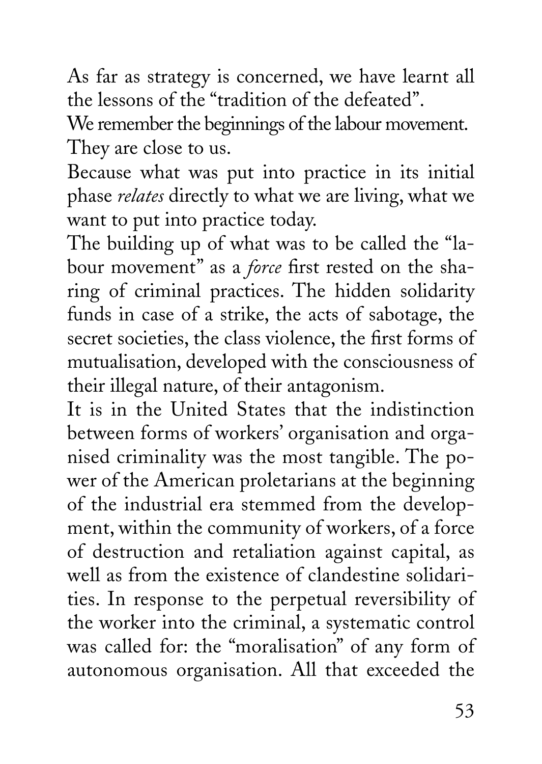As far as strategy is concerned, we have learnt all the lessons of the "tradition of the defeated".

We remember the beginnings of the labour movement. They are close to us.

Because what was put into practice in its initial phase *relates* directly to what we are living, what we want to put into practice today.

The building up of what was to be called the "labour movement" as a *force* first rested on the sharing of criminal practices. The hidden solidarity funds in case of a strike, the acts of sabotage, the secret societies, the class violence, the first forms of mutualisation, developed with the consciousness of their illegal nature, of their antagonism.

It is in the United States that the indistinction between forms of workers' organisation and organised criminality was the most tangible. The power of the American proletarians at the beginning of the industrial era stemmed from the development, within the community of workers, of a force of destruction and retaliation against capital, as well as from the existence of clandestine solidarities. In response to the perpetual reversibility of the worker into the criminal, a systematic control was called for: the "moralisation" of any form of autonomous organisation. All that exceeded the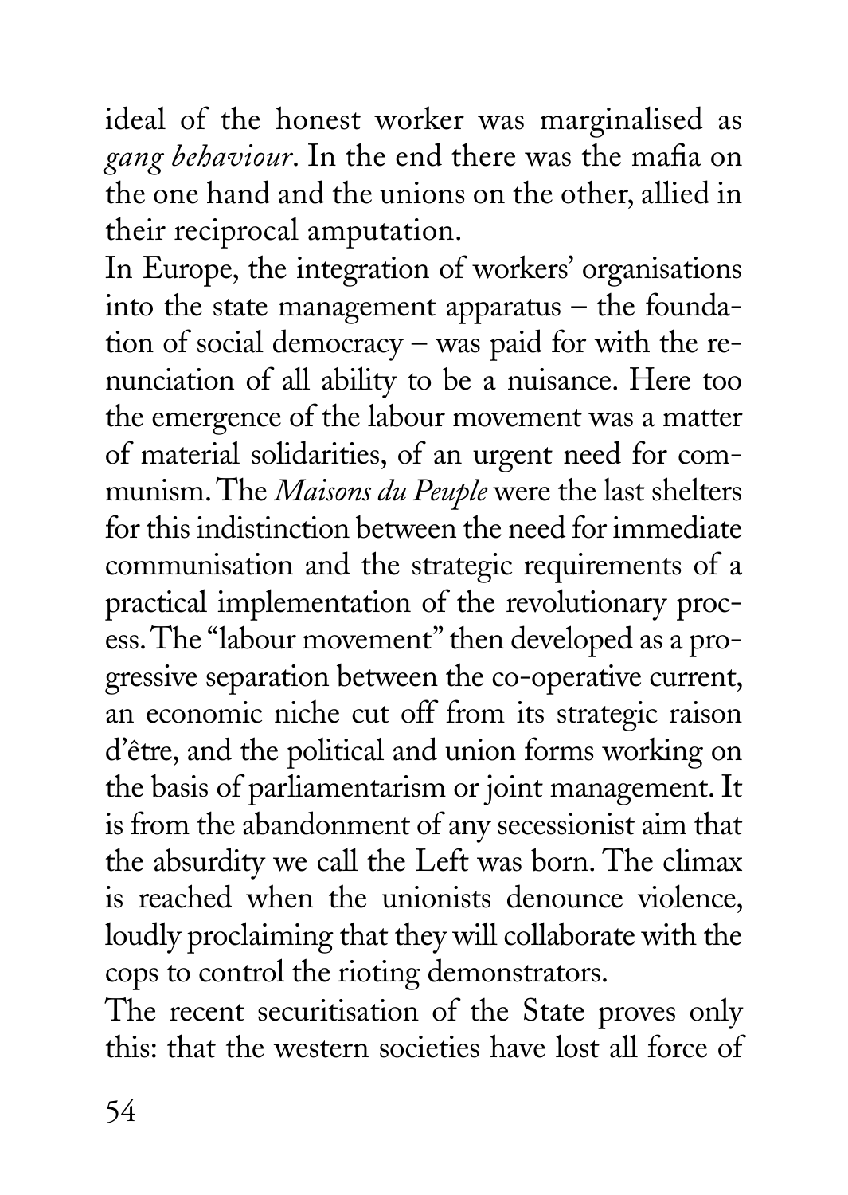ideal of the honest worker was marginalised as *gang behaviour*. In the end there was the mafia on the one hand and the unions on the other, allied in their reciprocal amputation.

In Europe, the integration of workers' organisations into the state management apparatus – the foundation of social democracy – was paid for with the renunciation of all ability to be a nuisance. Here too the emergence of the labour movement was a matter of material solidarities, of an urgent need for communism. The *Maisons du Peuple* were the last shelters for this indistinction between the need for immediate communisation and the strategic requirements of a practical implementation of the revolutionary process. The "labour movement" then developed as a progressive separation between the co-operative current, an economic niche cut off from its strategic raison d'être, and the political and union forms working on the basis of parliamentarism or joint management. It is from the abandonment of any secessionist aim that the absurdity we call the Left was born. The climax is reached when the unionists denounce violence, loudly proclaiming that they will collaborate with the cops to control the rioting demonstrators.

The recent securitisation of the State proves only this: that the western societies have lost all force of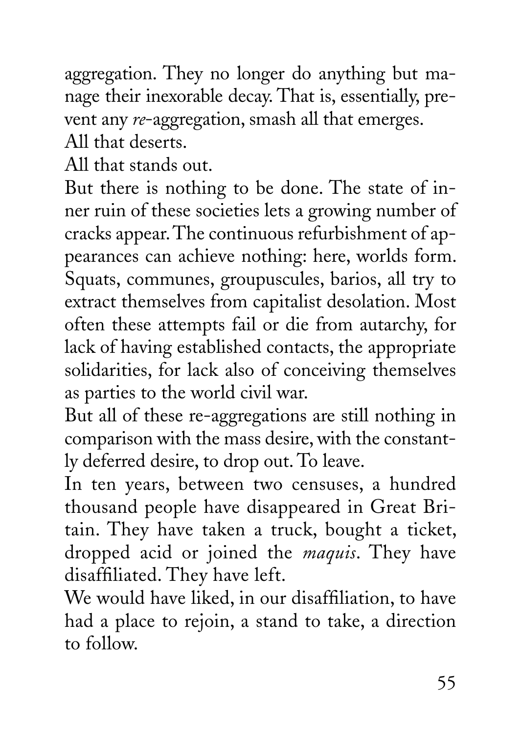aggregation. They no longer do anything but manage their inexorable decay. That is, essentially, prevent any *re*-aggregation, smash all that emerges.

All that deserts.

All that stands out.

But there is nothing to be done. The state of inner ruin of these societies lets a growing number of cracks appear. The continuous refurbishment of appearances can achieve nothing: here, worlds form. Squats, communes, groupuscules, barios, all try to extract themselves from capitalist desolation. Most often these attempts fail or die from autarchy, for lack of having established contacts, the appropriate solidarities, for lack also of conceiving themselves as parties to the world civil war.

But all of these re-aggregations are still nothing in comparison with the mass desire, with the constantly deferred desire, to drop out. To leave.

In ten years, between two censuses, a hundred thousand people have disappeared in Great Britain. They have taken a truck, bought a ticket, dropped acid or joined the *maquis*. They have disaffiliated. They have left.

We would have liked, in our disaffiliation, to have had a place to rejoin, a stand to take, a direction to follow.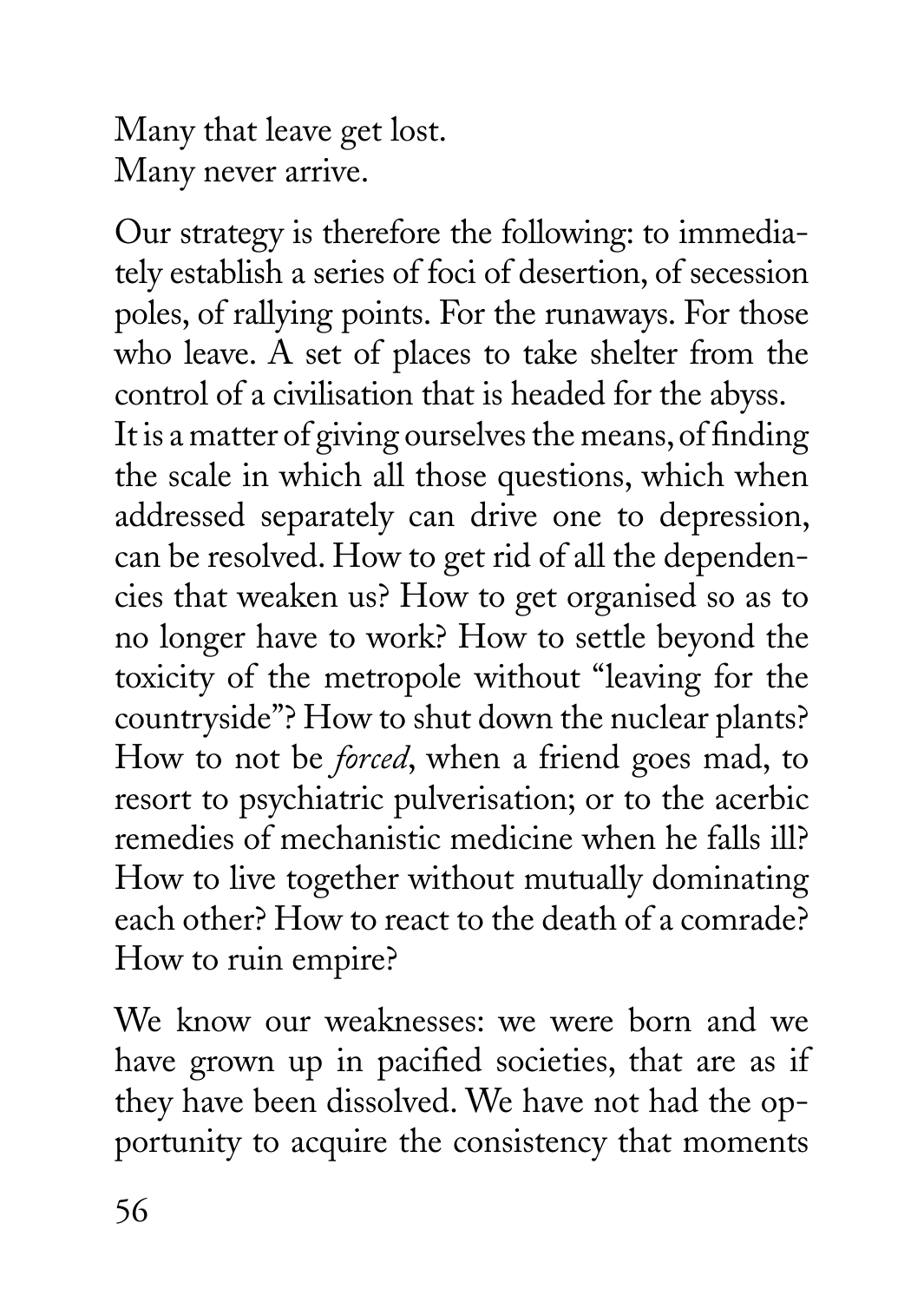Many that leave get lost.
Many never arrive.

Our strategy is therefore the following: to immediately establish a series of foci of desertion, of secession poles, of rallying points. For the runaways. For those who leave. A set of places to take shelter from the control of a civilisation that is headed for the abyss.
It is a matter of giving ourselves the means, of finding the scale in which all those questions, which when addressed separately can drive one to depression, can be resolved. How to get rid of all the dependencies that weaken us? How to get organised so as to no longer have to work? How to settle beyond the toxicity of the metropole without "leaving for the countryside"? How to shut down the nuclear plants? How to not be *forced*, when a friend goes mad, to resort to psychiatric pulverisation; or to the acerbic remedies of mechanistic medicine when he falls ill? How to live together without mutually dominating each other? How to react to the death of a comrade? How to ruin empire?

We know our weaknesses: we were born and we have grown up in pacified societies, that are as if they have been dissolved. We have not had the opportunity to acquire the consistency that moments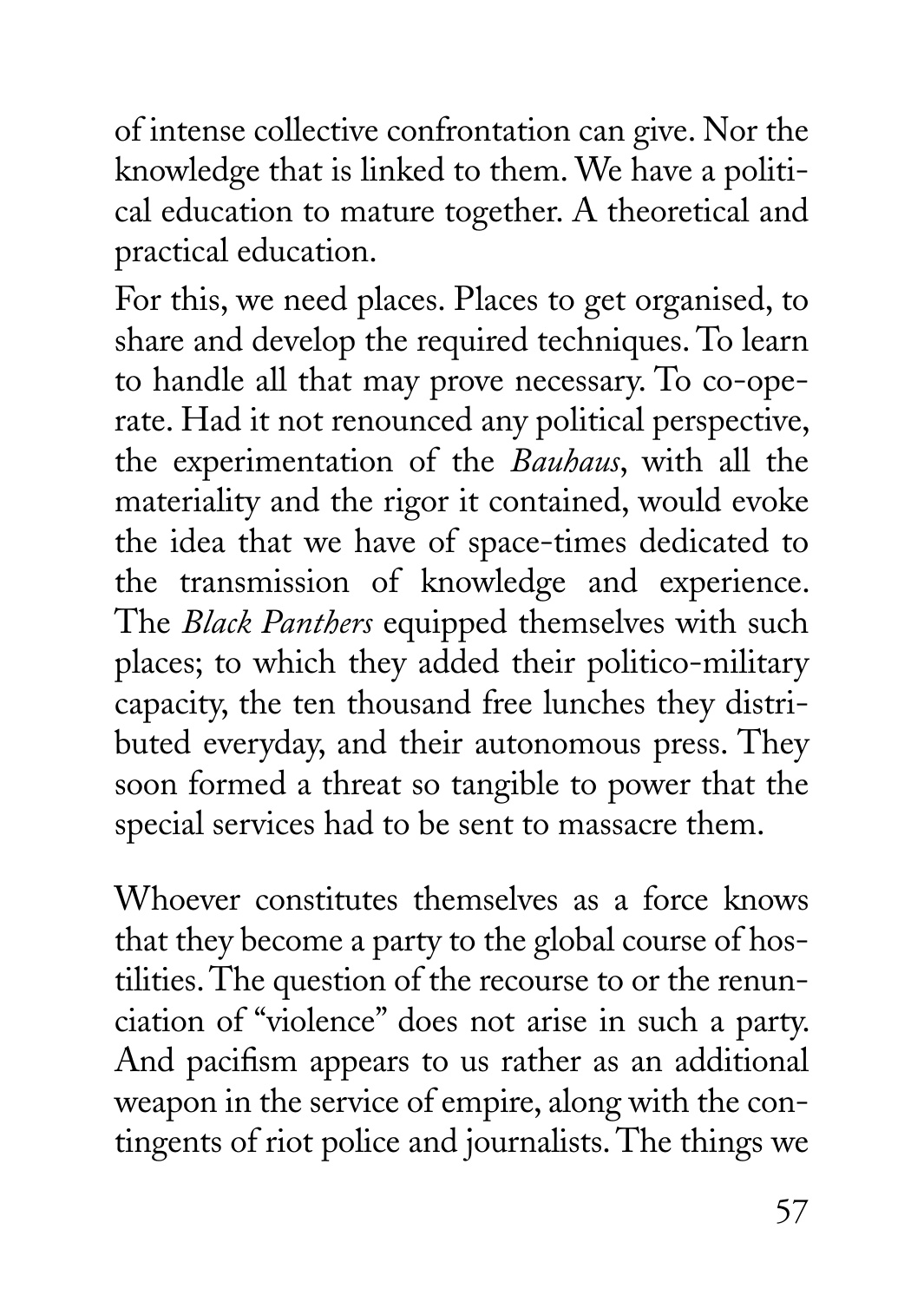of intense collective confrontation can give. Nor the knowledge that is linked to them. We have a political education to mature together. A theoretical and practical education.

For this, we need places. Places to get organised, to share and develop the required techniques. To learn to handle all that may prove necessary. To co-operate. Had it not renounced any political perspective, the experimentation of the *Bauhaus*, with all the materiality and the rigor it contained, would evoke the idea that we have of space-times dedicated to the transmission of knowledge and experience. The *Black Panthers* equipped themselves with such places; to which they added their politico-military capacity, the ten thousand free lunches they distributed everyday, and their autonomous press. They soon formed a threat so tangible to power that the special services had to be sent to massacre them.

Whoever constitutes themselves as a force knows that they become a party to the global course of hostilities. The question of the recourse to or the renunciation of "violence" does not arise in such a party. And pacifism appears to us rather as an additional weapon in the service of empire, along with the contingents of riot police and journalists. The things we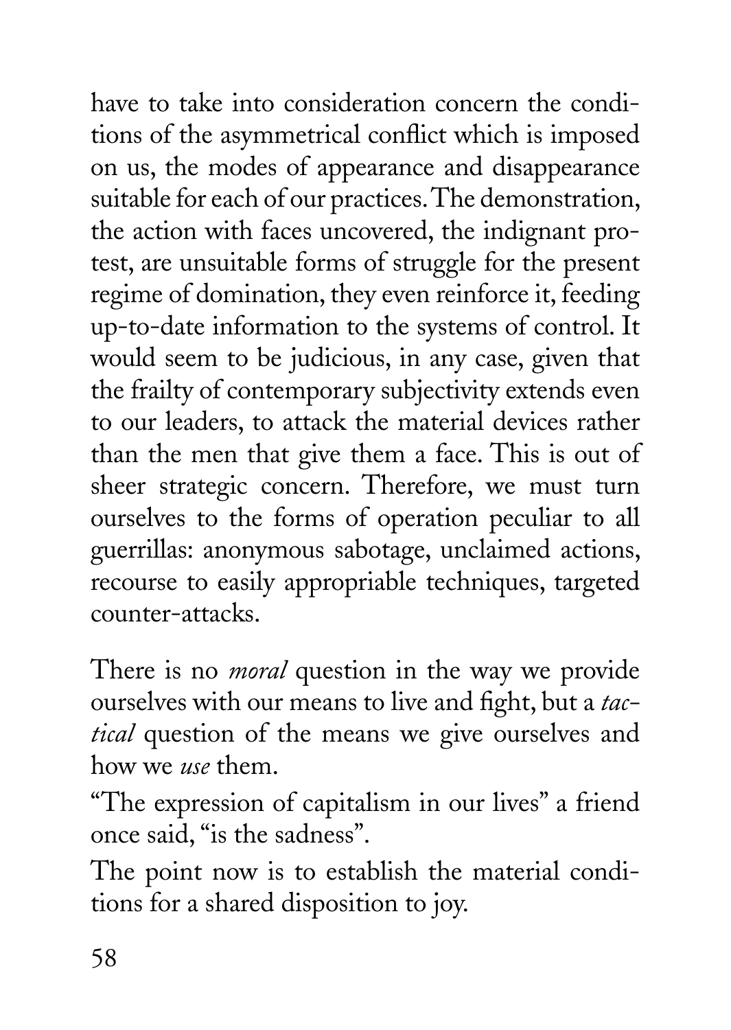have to take into consideration concern the conditions of the asymmetrical conflict which is imposed on us, the modes of appearance and disappearance suitable for each of our practices. The demonstration, the action with faces uncovered, the indignant protest, are unsuitable forms of struggle for the present regime of domination, they even reinforce it, feeding up-to-date information to the systems of control. It would seem to be judicious, in any case, given that the frailty of contemporary subjectivity extends even to our leaders, to attack the material devices rather than the men that give them a face. This is out of sheer strategic concern. Therefore, we must turn ourselves to the forms of operation peculiar to all guerrillas: anonymous sabotage, unclaimed actions, recourse to easily appropriable techniques, targeted counter-attacks.

There is no *moral* question in the way we provide ourselves with our means to live and fight, but a *tactical* question of the means we give ourselves and how we *use* them.

"The expression of capitalism in our lives" a friend once said, "is the sadness".

The point now is to establish the material conditions for a shared disposition to joy.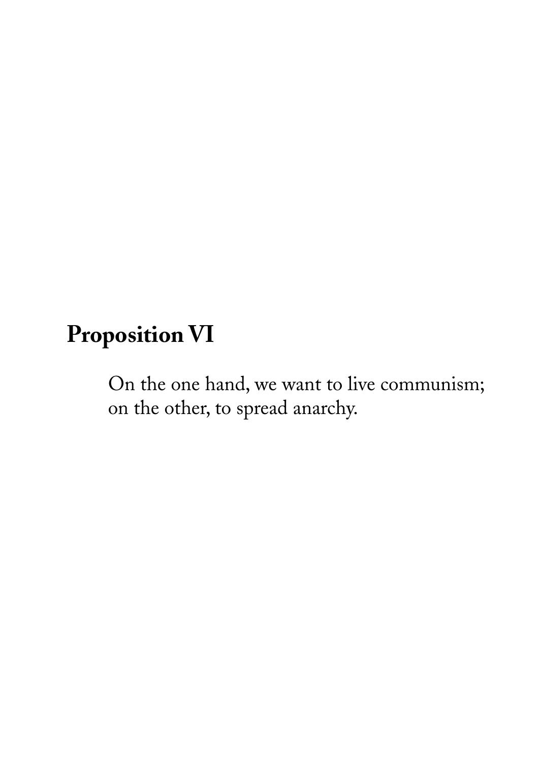## Proposition VI

On the one hand, we want to live communism; on the other, to spread anarchy.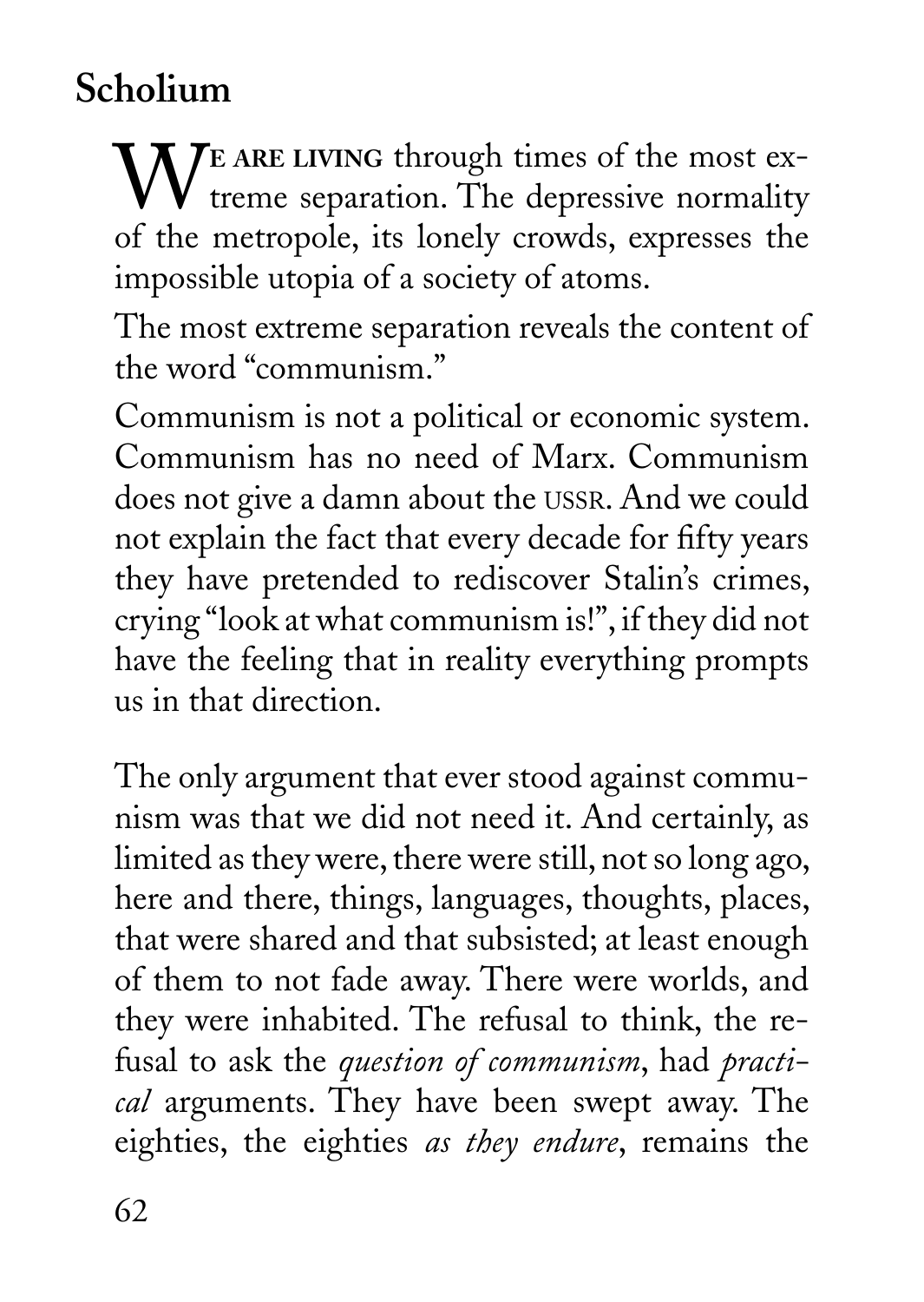## Scholium

**We are living** through times of the most extreme separation. The depressive normality of the metropole, its lonely crowds, expresses the impossible utopia of a society of atoms.

The most extreme separation reveals the content of the word "communism."

Communism is not a political or economic system. Communism has no need of Marx. Communism does not give a damn about the USSR. And we could not explain the fact that every decade for fifty years they have pretended to rediscover Stalin's crimes, crying "look at what communism is!", if they did not have the feeling that in reality everything prompts us in that direction.

The only argument that ever stood against communism was that we did not need it. And certainly, as limited as they were, there were still, not so long ago, here and there, things, languages, thoughts, places, that were shared and that subsisted; at least enough of them to not fade away. There were worlds, and they were inhabited. The refusal to think, the refusal to ask the *question of communism*, had *practical* arguments. They have been swept away. The eighties, the eighties *as they endure*, remains the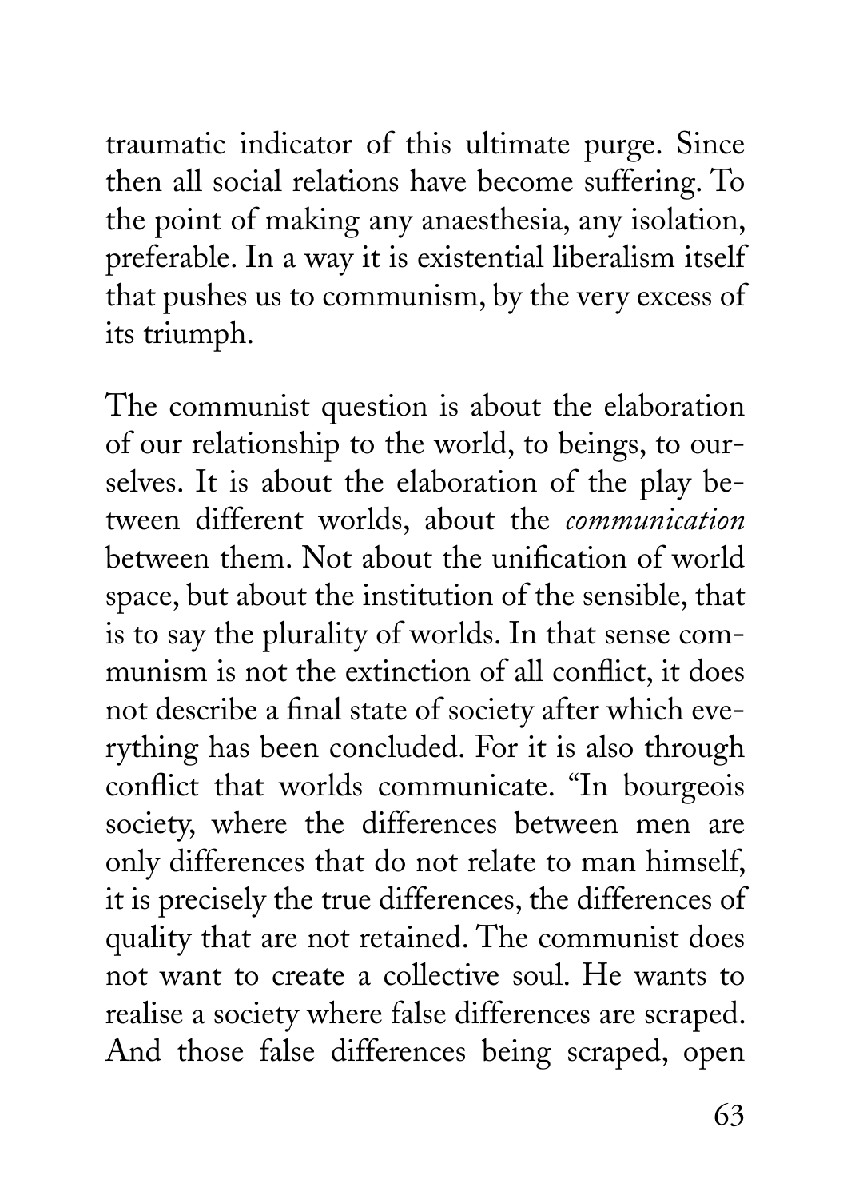traumatic indicator of this ultimate purge. Since then all social relations have become suffering. To the point of making any anaesthesia, any isolation, preferable. In a way it is existential liberalism itself that pushes us to communism, by the very excess of its triumph.

The communist question is about the elaboration of our relationship to the world, to beings, to ourselves. It is about the elaboration of the play between different worlds, about the *communication* between them. Not about the unification of world space, but about the institution of the sensible, that is to say the plurality of worlds. In that sense communism is not the extinction of all conflict, it does not describe a final state of society after which everything has been concluded. For it is also through conflict that worlds communicate. "In bourgeois society, where the differences between men are only differences that do not relate to man himself, it is precisely the true differences, the differences of quality that are not retained. The communist does not want to create a collective soul. He wants to realise a society where false differences are scraped. And those false differences being scraped, open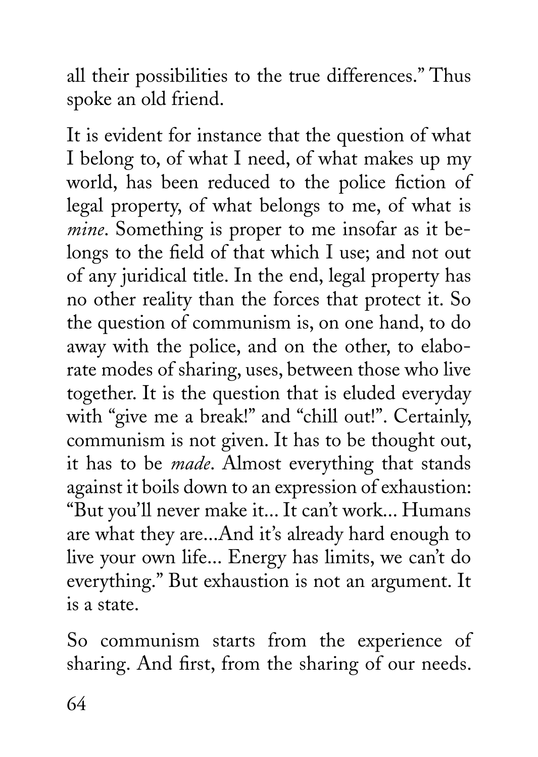all their possibilities to the true differences." Thus spoke an old friend.

It is evident for instance that the question of what I belong to, of what I need, of what makes up my world, has been reduced to the police fiction of legal property, of what belongs to me, of what is *mine*. Something is proper to me insofar as it belongs to the field of that which I use; and not out of any juridical title. In the end, legal property has no other reality than the forces that protect it. So the question of communism is, on one hand, to do away with the police, and on the other, to elaborate modes of sharing, uses, between those who live together. It is the question that is eluded everyday with "give me a break!" and "chill out!". Certainly, communism is not given. It has to be thought out, it has to be *made*. Almost everything that stands against it boils down to an expression of exhaustion: "But you'll never make it... It can't work... Humans are what they are...And it's already hard enough to live your own life... Energy has limits, we can't do everything." But exhaustion is not an argument. It is a state.

So communism starts from the experience of sharing. And first, from the sharing of our needs.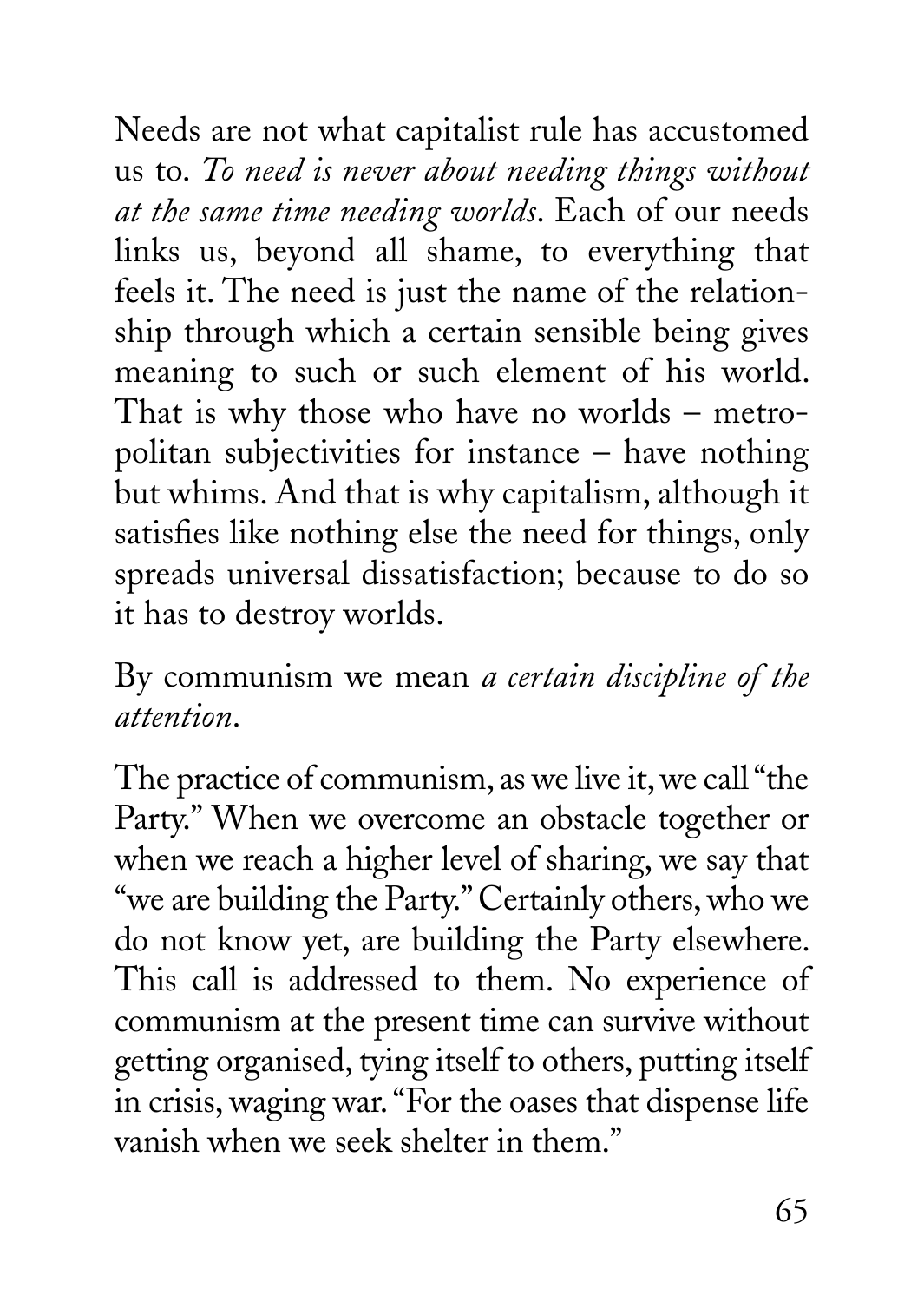Needs are not what capitalist rule has accustomed us to. *To need is never about needing things without at the same time needing worlds*. Each of our needs links us, beyond all shame, to everything that feels it. The need is just the name of the relationship through which a certain sensible being gives meaning to such or such element of his world. That is why those who have no worlds – metropolitan subjectivities for instance – have nothing but whims. And that is why capitalism, although it satisfies like nothing else the need for things, only spreads universal dissatisfaction; because to do so it has to destroy worlds.

By communism we mean *a certain discipline of the attention*.

The practice of communism, as we live it, we call "the Party." When we overcome an obstacle together or when we reach a higher level of sharing, we say that "we are building the Party." Certainly others, who we do not know yet, are building the Party elsewhere. This call is addressed to them. No experience of communism at the present time can survive without getting organised, tying itself to others, putting itself in crisis, waging war. "For the oases that dispense life vanish when we seek shelter in them."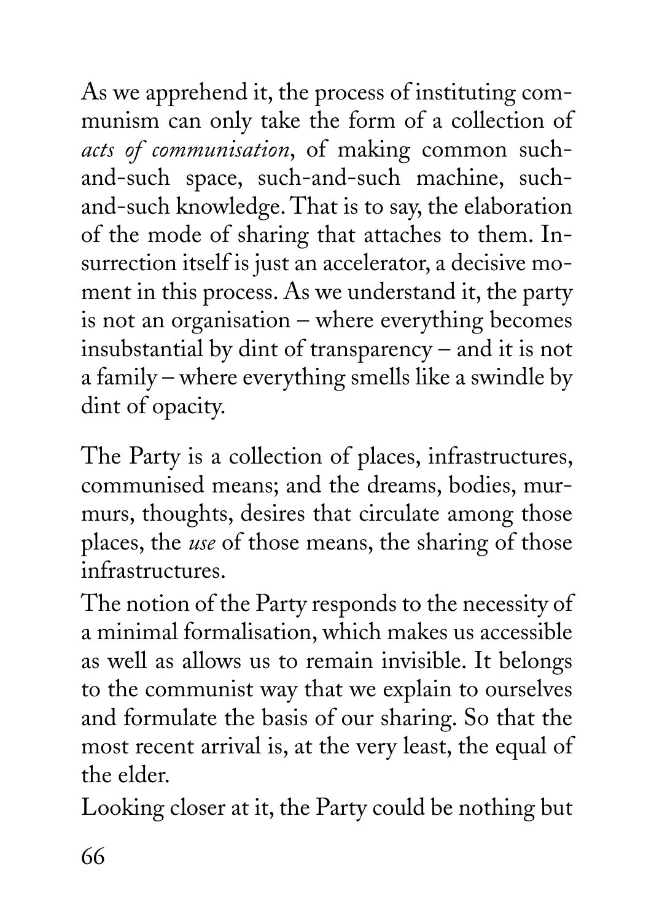As we apprehend it, the process of instituting communism can only take the form of a collection of *acts of communisation*, of making common such-and-such space, such-and-such machine, such-and-such knowledge. That is to say, the elaboration of the mode of sharing that attaches to them. Insurrection itself is just an accelerator, a decisive moment in this process. As we understand it, the party is not an organisation – where everything becomes insubstantial by dint of transparency – and it is not a family – where everything smells like a swindle by dint of opacity.

The Party is a collection of places, infrastructures, communised means; and the dreams, bodies, murmurs, thoughts, desires that circulate among those places, the *use* of those means, the sharing of those infrastructures.

The notion of the Party responds to the necessity of a minimal formalisation, which makes us accessible as well as allows us to remain invisible. It belongs to the communist way that we explain to ourselves and formulate the basis of our sharing. So that the most recent arrival is, at the very least, the equal of the elder.

Looking closer at it, the Party could be nothing but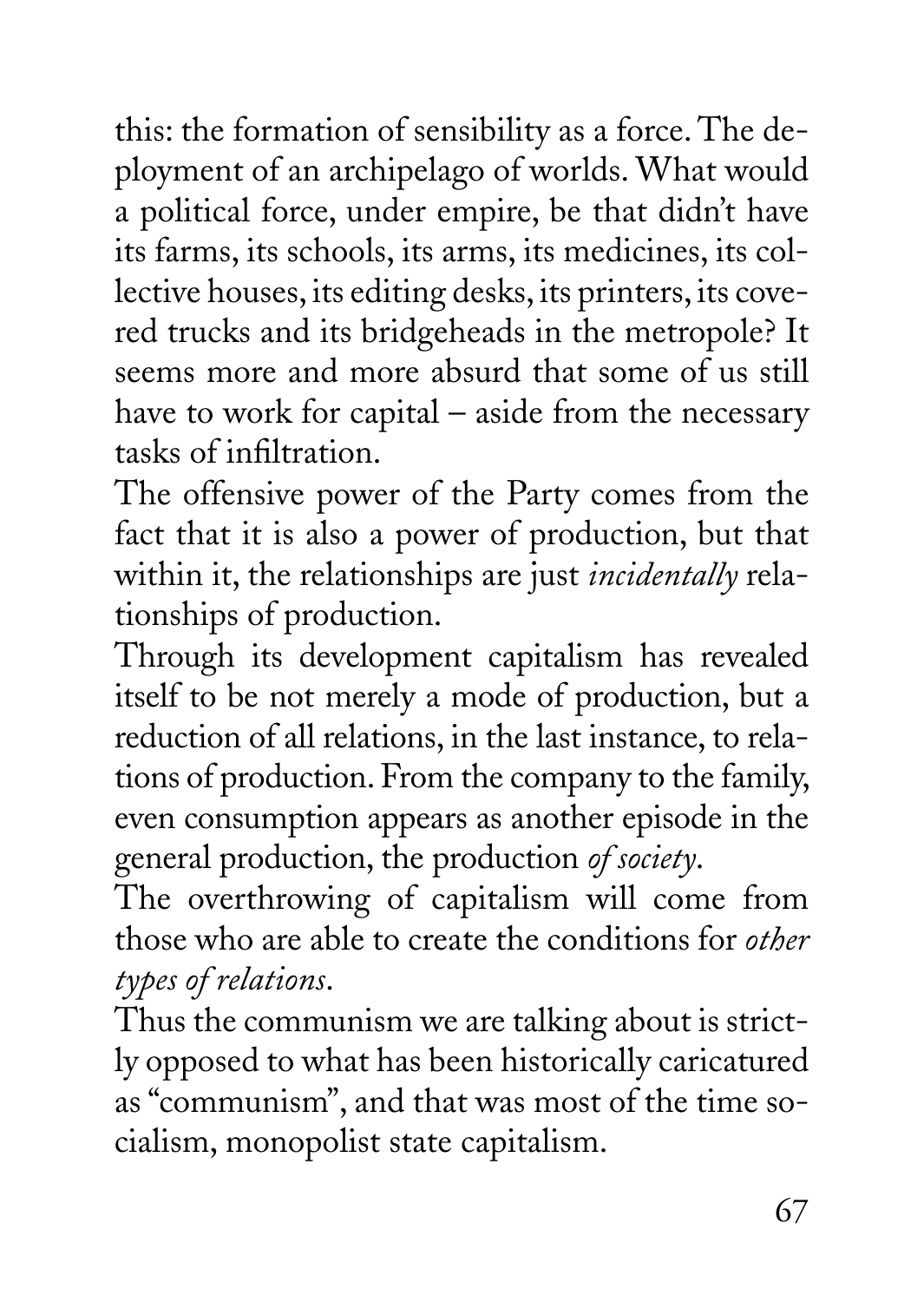this: the formation of sensibility as a force. The deployment of an archipelago of worlds. What would a political force, under empire, be that didn't have its farms, its schools, its arms, its medicines, its collective houses, its editing desks, its printers, its covered trucks and its bridgeheads in the metropole? It seems more and more absurd that some of us still have to work for capital – aside from the necessary tasks of infiltration.

The offensive power of the Party comes from the fact that it is also a power of production, but that within it, the relationships are just *incidentally* relationships of production.

Through its development capitalism has revealed itself to be not merely a mode of production, but a reduction of all relations, in the last instance, to relations of production. From the company to the family, even consumption appears as another episode in the general production, the production *of society*.

The overthrowing of capitalism will come from those who are able to create the conditions for *other types of relations*.

Thus the communism we are talking about is strictly opposed to what has been historically caricatured as "communism", and that was most of the time socialism, monopolist state capitalism.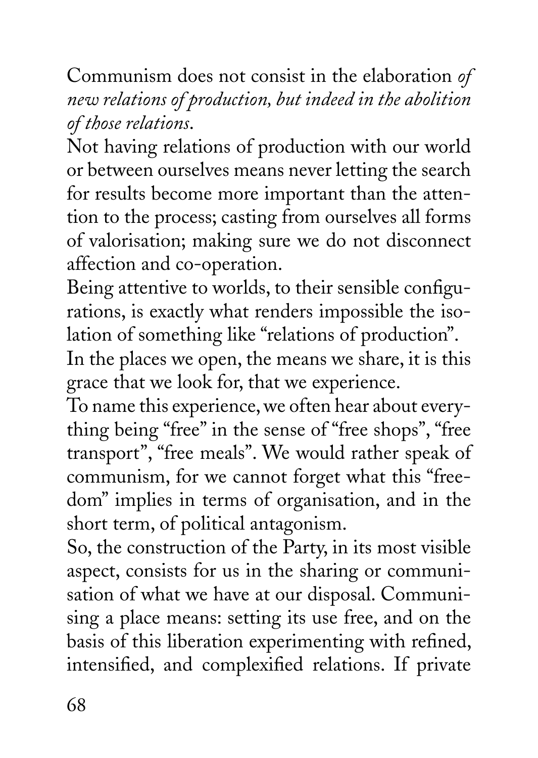Communism does not consist in the elaboration *of new relations of production, but indeed in the abolition of those relations*.

Not having relations of production with our world or between ourselves means never letting the search for results become more important than the attention to the process; casting from ourselves all forms of valorisation; making sure we do not disconnect affection and co-operation.

Being attentive to worlds, to their sensible configurations, is exactly what renders impossible the isolation of something like "relations of production".

In the places we open, the means we share, it is this grace that we look for, that we experience.

To name this experience, we often hear about everything being "free" in the sense of "free shops", "free transport", "free meals". We would rather speak of communism, for we cannot forget what this "freedom" implies in terms of organisation, and in the short term, of political antagonism.

So, the construction of the Party, in its most visible aspect, consists for us in the sharing or communisation of what we have at our disposal. Communising a place means: setting its use free, and on the basis of this liberation experimenting with refined, intensified, and complexified relations. If private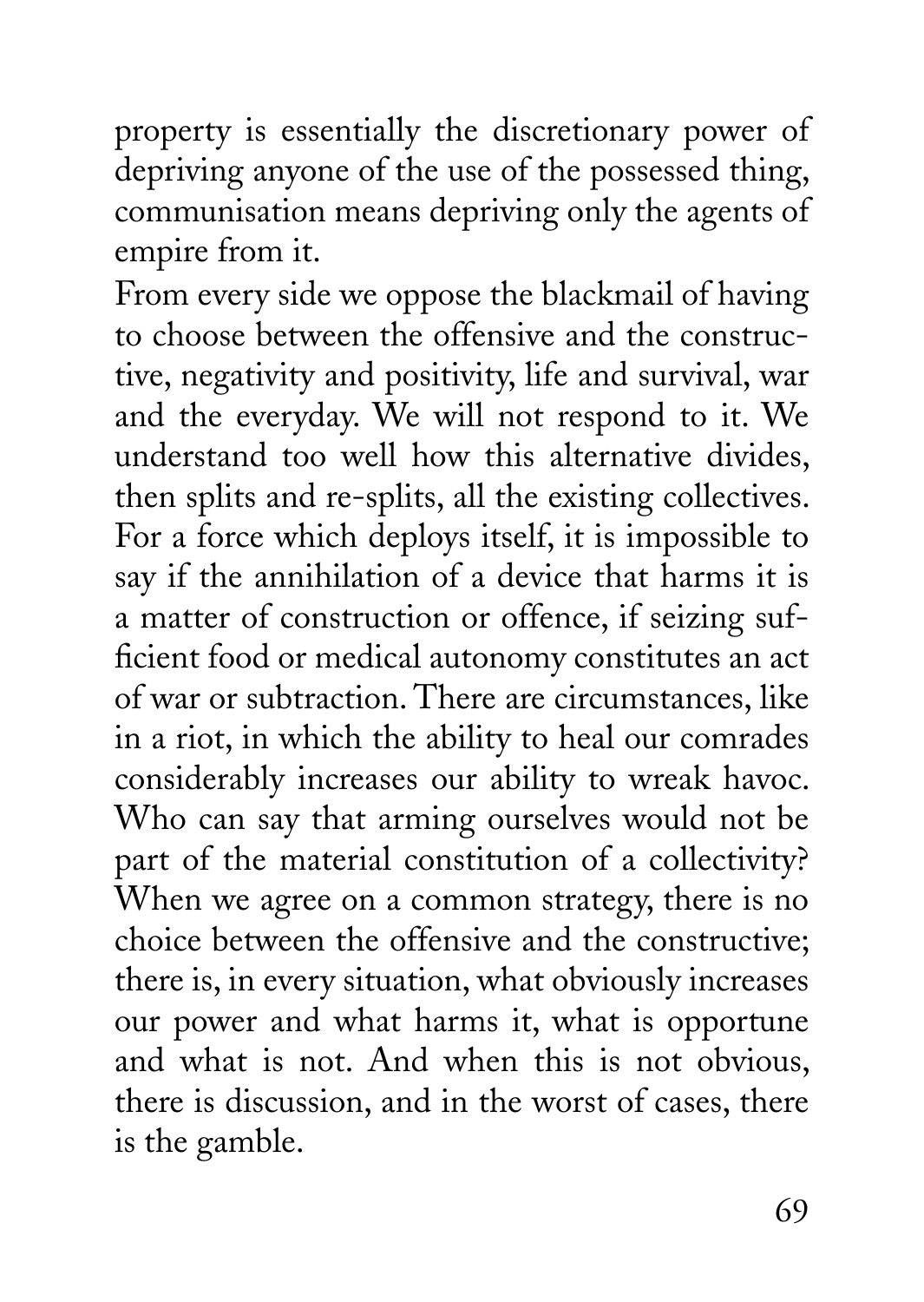property is essentially the discretionary power of depriving anyone of the use of the possessed thing, communisation means depriving only the agents of empire from it.

From every side we oppose the blackmail of having to choose between the offensive and the constructive, negativity and positivity, life and survival, war and the everyday. We will not respond to it. We understand too well how this alternative divides, then splits and re-splits, all the existing collectives. For a force which deploys itself, it is impossible to say if the annihilation of a device that harms it is a matter of construction or offence, if seizing sufficient food or medical autonomy constitutes an act of war or subtraction. There are circumstances, like in a riot, in which the ability to heal our comrades considerably increases our ability to wreak havoc. Who can say that arming ourselves would not be part of the material constitution of a collectivity? When we agree on a common strategy, there is no choice between the offensive and the constructive; there is, in every situation, what obviously increases our power and what harms it, what is opportune and what is not. And when this is not obvious, there is discussion, and in the worst of cases, there is the gamble.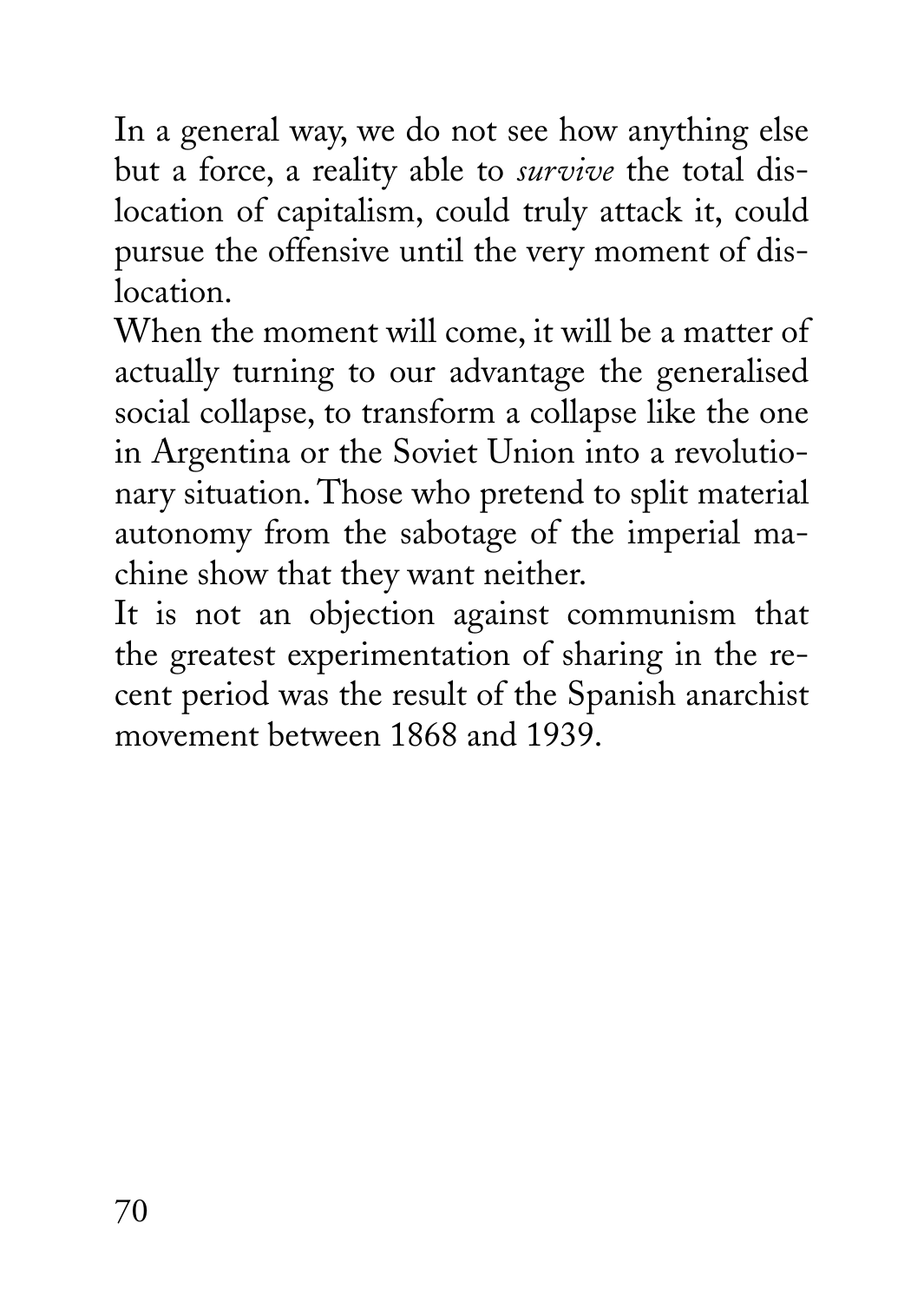In a general way, we do not see how anything else but a force, a reality able to *survive* the total dislocation of capitalism, could truly attack it, could pursue the offensive until the very moment of dislocation.

When the moment will come, it will be a matter of actually turning to our advantage the generalised social collapse, to transform a collapse like the one in Argentina or the Soviet Union into a revolutionary situation. Those who pretend to split material autonomy from the sabotage of the imperial machine show that they want neither.

It is not an objection against communism that the greatest experimentation of sharing in the recent period was the result of the Spanish anarchist movement between 1868 and 1939.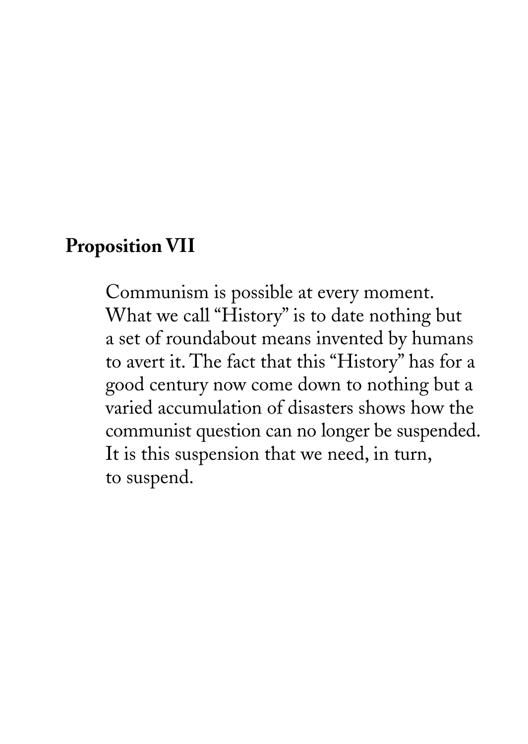## Proposition VII

Communism is possible at every moment. What we call "History" is to date nothing but a set of roundabout means invented by humans to avert it. The fact that this "History" has for a good century now come down to nothing but a varied accumulation of disasters shows how the communist question can no longer be suspended. It is this suspension that we need, in turn, to suspend.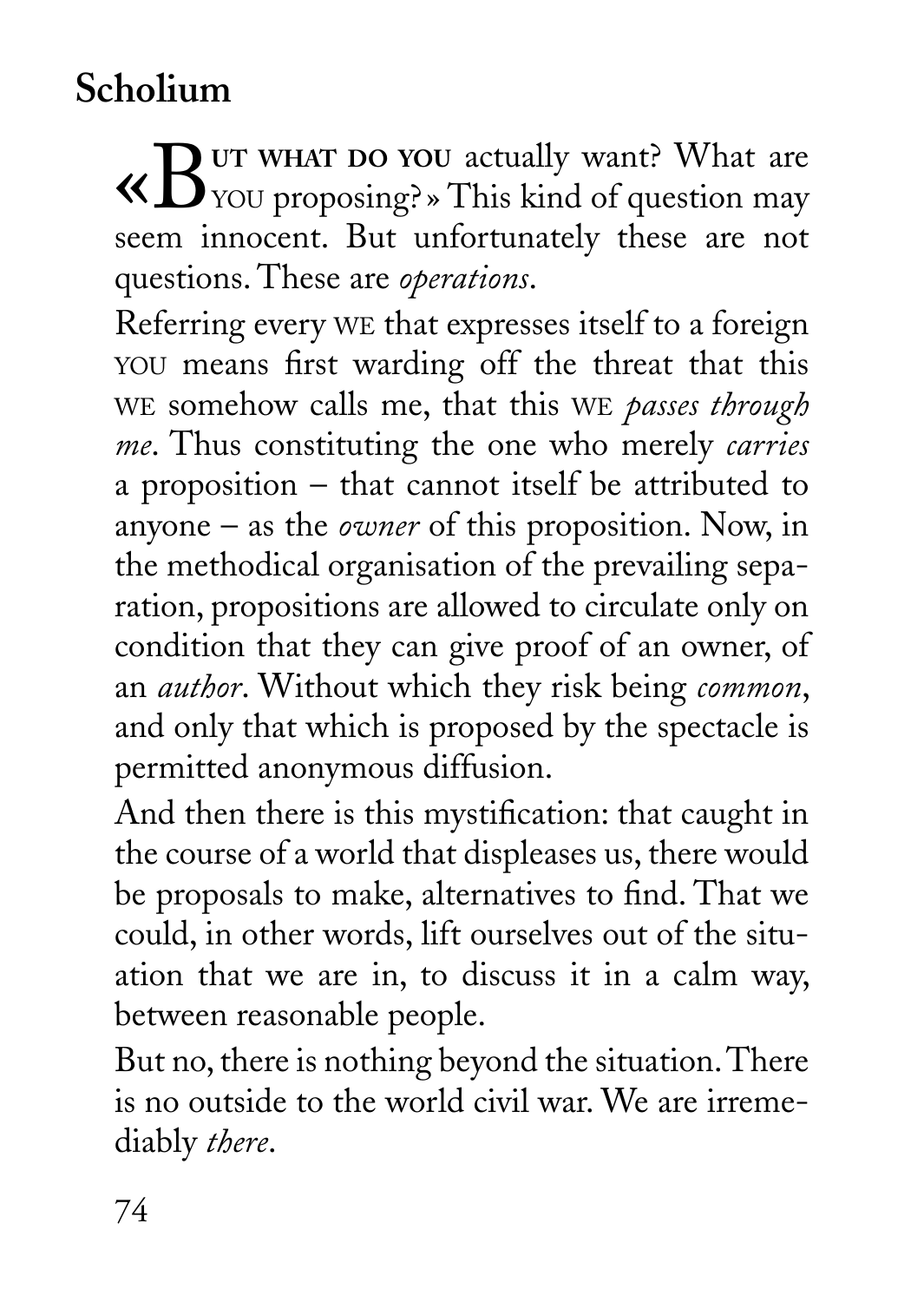## Scholium

«But what do you actually want? What are YOU proposing?» This kind of question may seem innocent. But unfortunately these are not questions. These are *operations*.

Referring every WE that expresses itself to a foreign YOU means first warding off the threat that this WE somehow calls me, that this WE *passes through me*. Thus constituting the one who merely *carries* a proposition – that cannot itself be attributed to anyone – as the *owner* of this proposition. Now, in the methodical organisation of the prevailing separation, propositions are allowed to circulate only on condition that they can give proof of an owner, of an *author*. Without which they risk being *common*, and only that which is proposed by the spectacle is permitted anonymous diffusion.

And then there is this mystification: that caught in the course of a world that displeases us, there would be proposals to make, alternatives to find. That we could, in other words, lift ourselves out of the situation that we are in, to discuss it in a calm way, between reasonable people.

But no, there is nothing beyond the situation. There is no outside to the world civil war. We are irremediably *there*.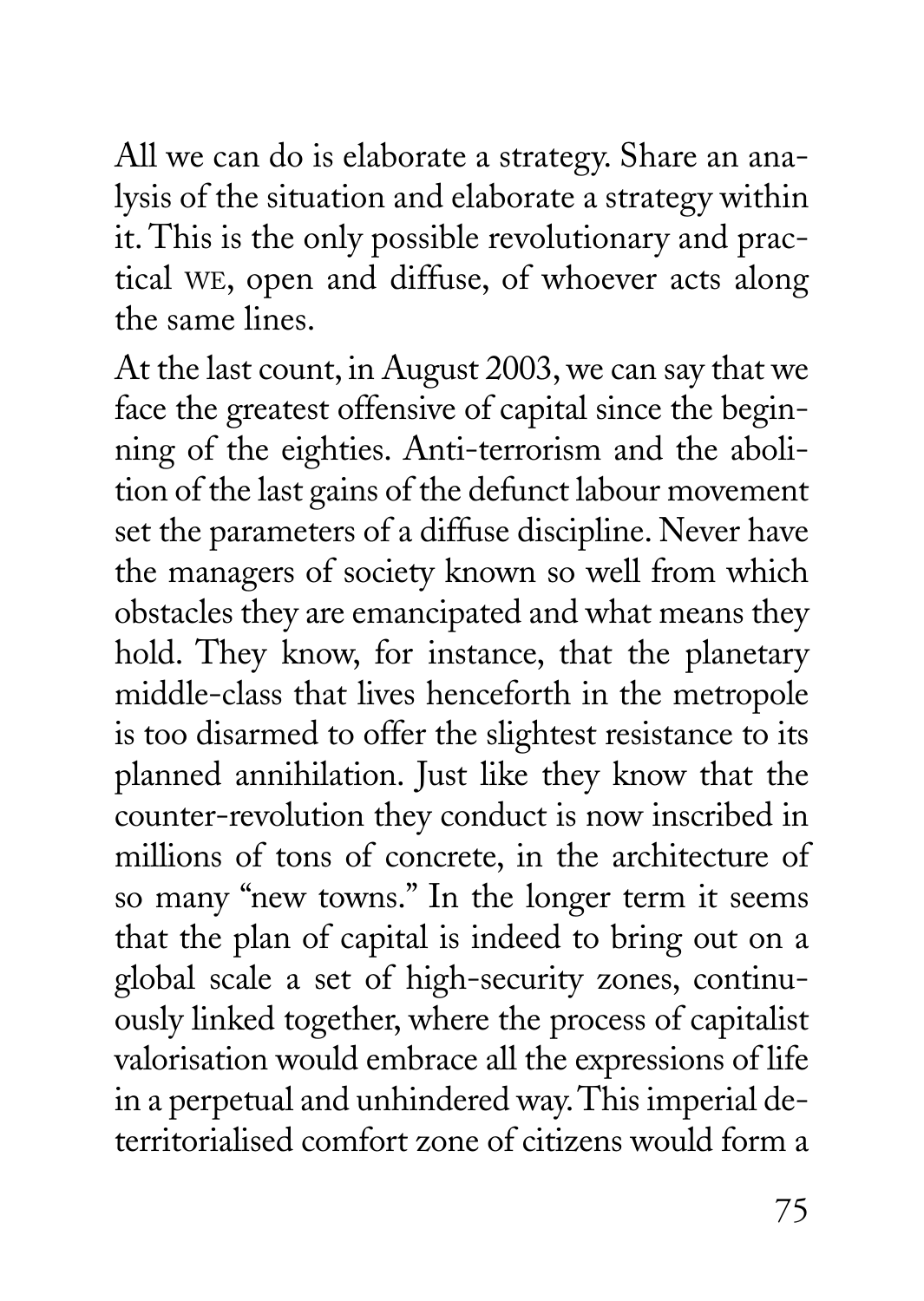All we can do is elaborate a strategy. Share an analysis of the situation and elaborate a strategy within it. This is the only possible revolutionary and practical WE, open and diffuse, of whoever acts along the same lines.

At the last count, in August 2003, we can say that we face the greatest offensive of capital since the beginning of the eighties. Anti-terrorism and the abolition of the last gains of the defunct labour movement set the parameters of a diffuse discipline. Never have the managers of society known so well from which obstacles they are emancipated and what means they hold. They know, for instance, that the planetary middle-class that lives henceforth in the metropole is too disarmed to offer the slightest resistance to its planned annihilation. Just like they know that the counter-revolution they conduct is now inscribed in millions of tons of concrete, in the architecture of so many "new towns." In the longer term it seems that the plan of capital is indeed to bring out on a global scale a set of high-security zones, continuously linked together, where the process of capitalist valorisation would embrace all the expressions of life in a perpetual and unhindered way. This imperial deterritorialised comfort zone of citizens would form a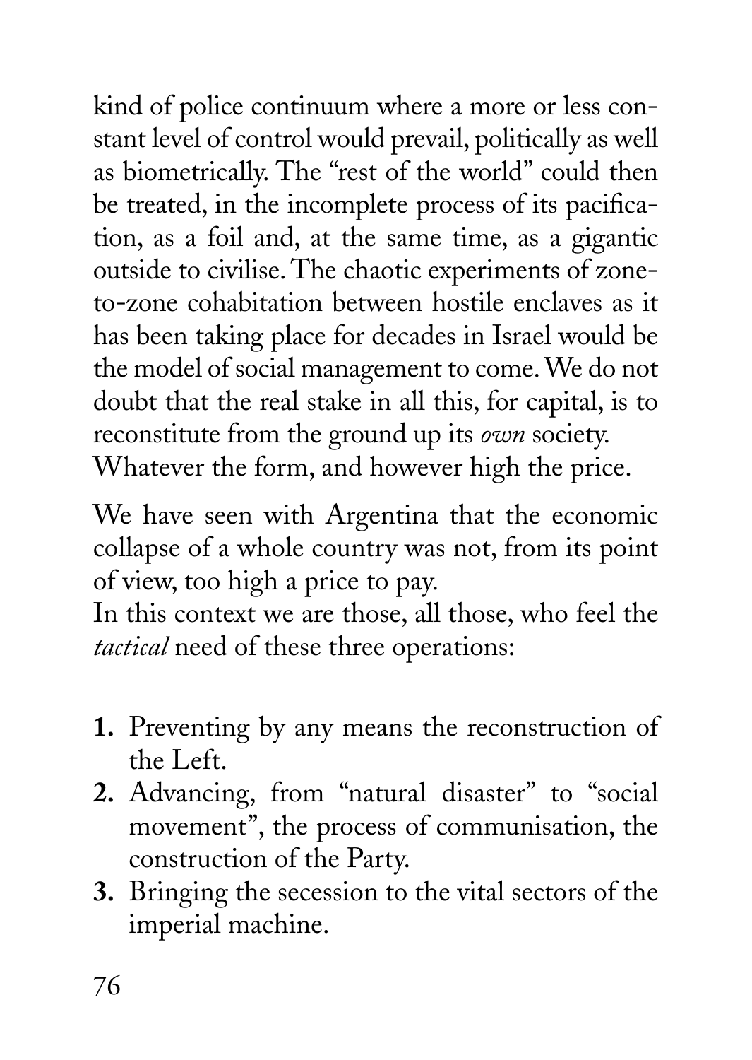kind of police continuum where a more or less constant level of control would prevail, politically as well as biometrically. The "rest of the world" could then be treated, in the incomplete process of its pacification, as a foil and, at the same time, as a gigantic outside to civilise. The chaotic experiments of zone-to-zone cohabitation between hostile enclaves as it has been taking place for decades in Israel would be the model of social management to come. We do not doubt that the real stake in all this, for capital, is to reconstitute from the ground up its *own* society. Whatever the form, and however high the price.

We have seen with Argentina that the economic collapse of a whole country was not, from its point of view, too high a price to pay.
In this context we are those, all those, who feel the *tactical* need of these three operations:

1. Preventing by any means the reconstruction of the Left.
2. Advancing, from "natural disaster" to "social movement", the process of communisation, the construction of the Party.
3. Bringing the secession to the vital sectors of the imperial machine.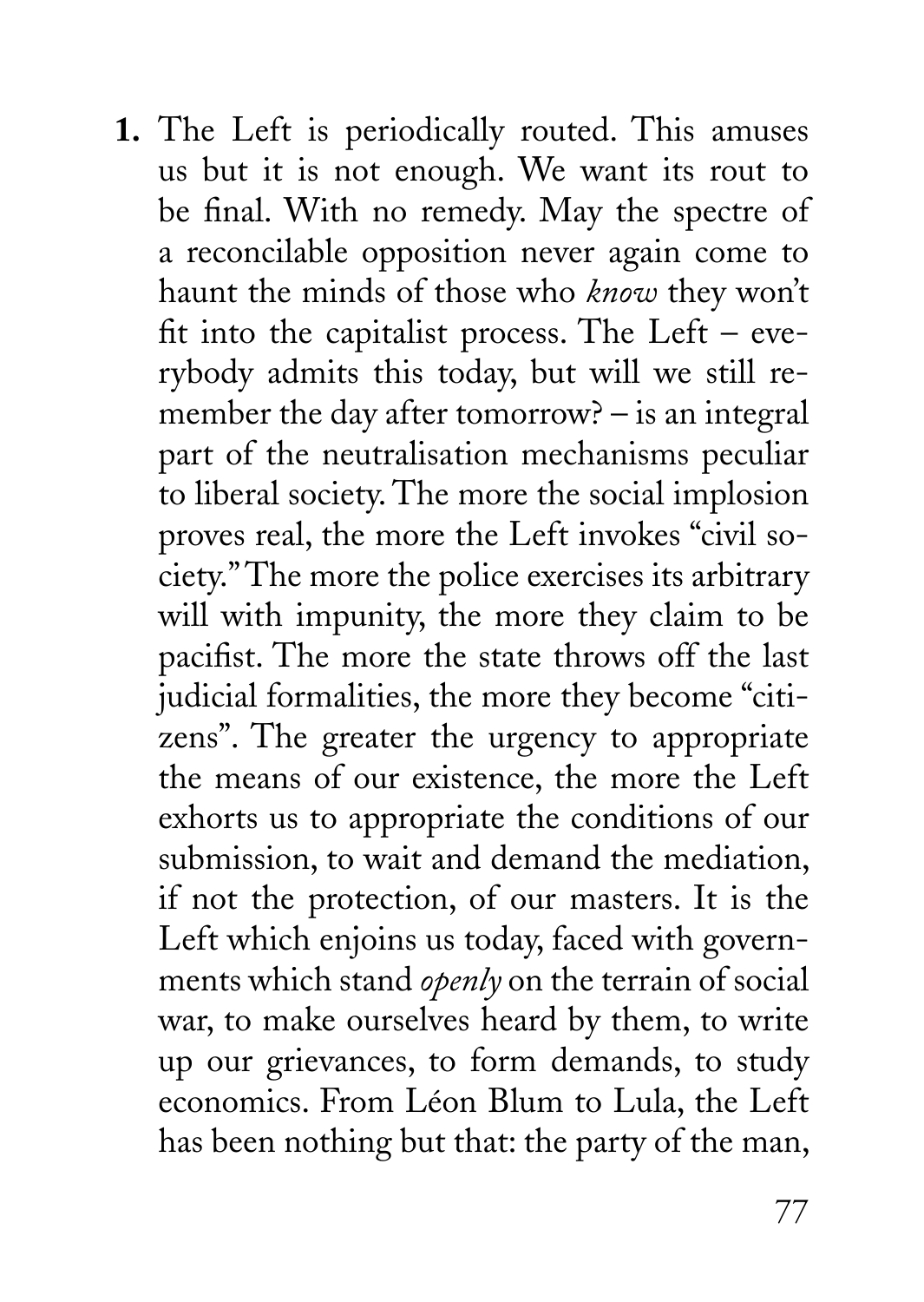**1.** The Left is periodically routed. This amuses us but it is not enough. We want its rout to be final. With no remedy. May the spectre of a reconcilable opposition never again come to haunt the minds of those who *know* they won't fit into the capitalist process. The Left – everybody admits this today, but will we still remember the day after tomorrow? – is an integral part of the neutralisation mechanisms peculiar to liberal society. The more the social implosion proves real, the more the Left invokes "civil society." The more the police exercises its arbitrary will with impunity, the more they claim to be pacifist. The more the state throws off the last judicial formalities, the more they become "citizens". The greater the urgency to appropriate the means of our existence, the more the Left exhorts us to appropriate the conditions of our submission, to wait and demand the mediation, if not the protection, of our masters. It is the Left which enjoins us today, faced with governments which stand *openly* on the terrain of social war, to make ourselves heard by them, to write up our grievances, to form demands, to study economics. From Léon Blum to Lula, the Left has been nothing but that: the party of the man,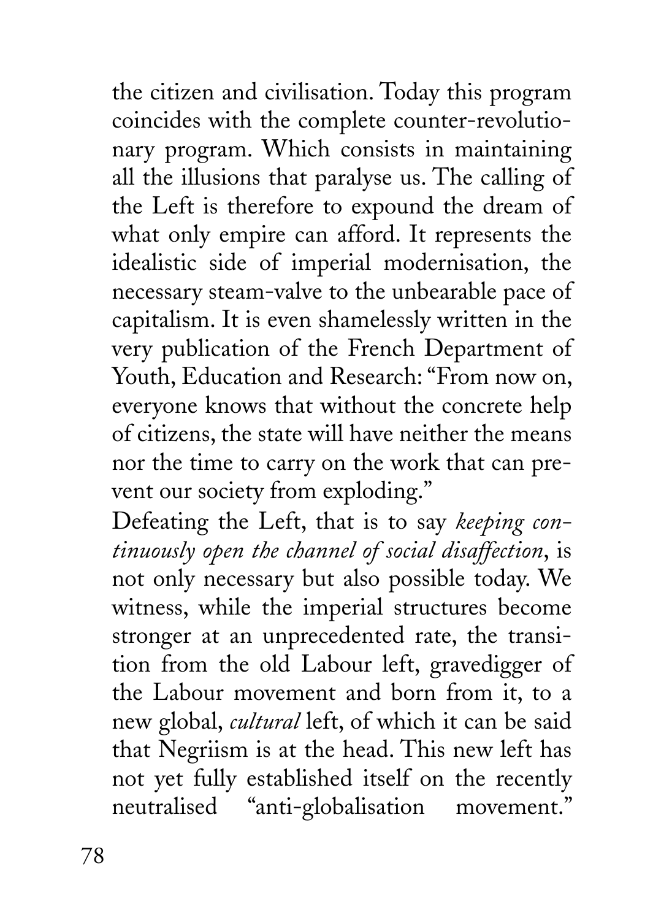the citizen and civilisation. Today this program coincides with the complete counter-revolutionary program. Which consists in maintaining all the illusions that paralyse us. The calling of the Left is therefore to expound the dream of what only empire can afford. It represents the idealistic side of imperial modernisation, the necessary steam-valve to the unbearable pace of capitalism. It is even shamelessly written in the very publication of the French Department of Youth, Education and Research: "From now on, everyone knows that without the concrete help of citizens, the state will have neither the means nor the time to carry on the work that can prevent our society from exploding."

Defeating the Left, that is to say *keeping continuously open the channel of social disaffection*, is not only necessary but also possible today. We witness, while the imperial structures become stronger at an unprecedented rate, the transition from the old Labour left, gravedigger of the Labour movement and born from it, to a new global, *cultural* left, of which it can be said that Negriism is at the head. This new left has not yet fully established itself on the recently neutralised "anti-globalisation movement."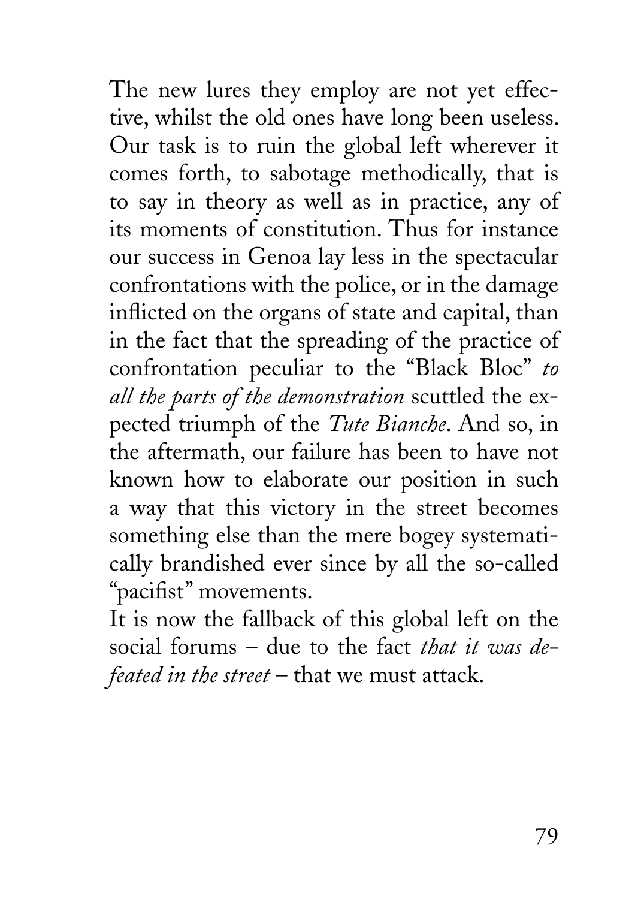The new lures they employ are not yet effective, whilst the old ones have long been useless. Our task is to ruin the global left wherever it comes forth, to sabotage methodically, that is to say in theory as well as in practice, any of its moments of constitution. Thus for instance our success in Genoa lay less in the spectacular confrontations with the police, or in the damage inflicted on the organs of state and capital, than in the fact that the spreading of the practice of confrontation peculiar to the "Black Bloc" *to all the parts of the demonstration* scuttled the expected triumph of the *Tute Bianche*. And so, in the aftermath, our failure has been to have not known how to elaborate our position in such a way that this victory in the street becomes something else than the mere bogey systematically brandished ever since by all the so-called "pacifist" movements.

It is now the fallback of this global left on the social forums – due to the fact *that it was defeated in the street* – that we must attack.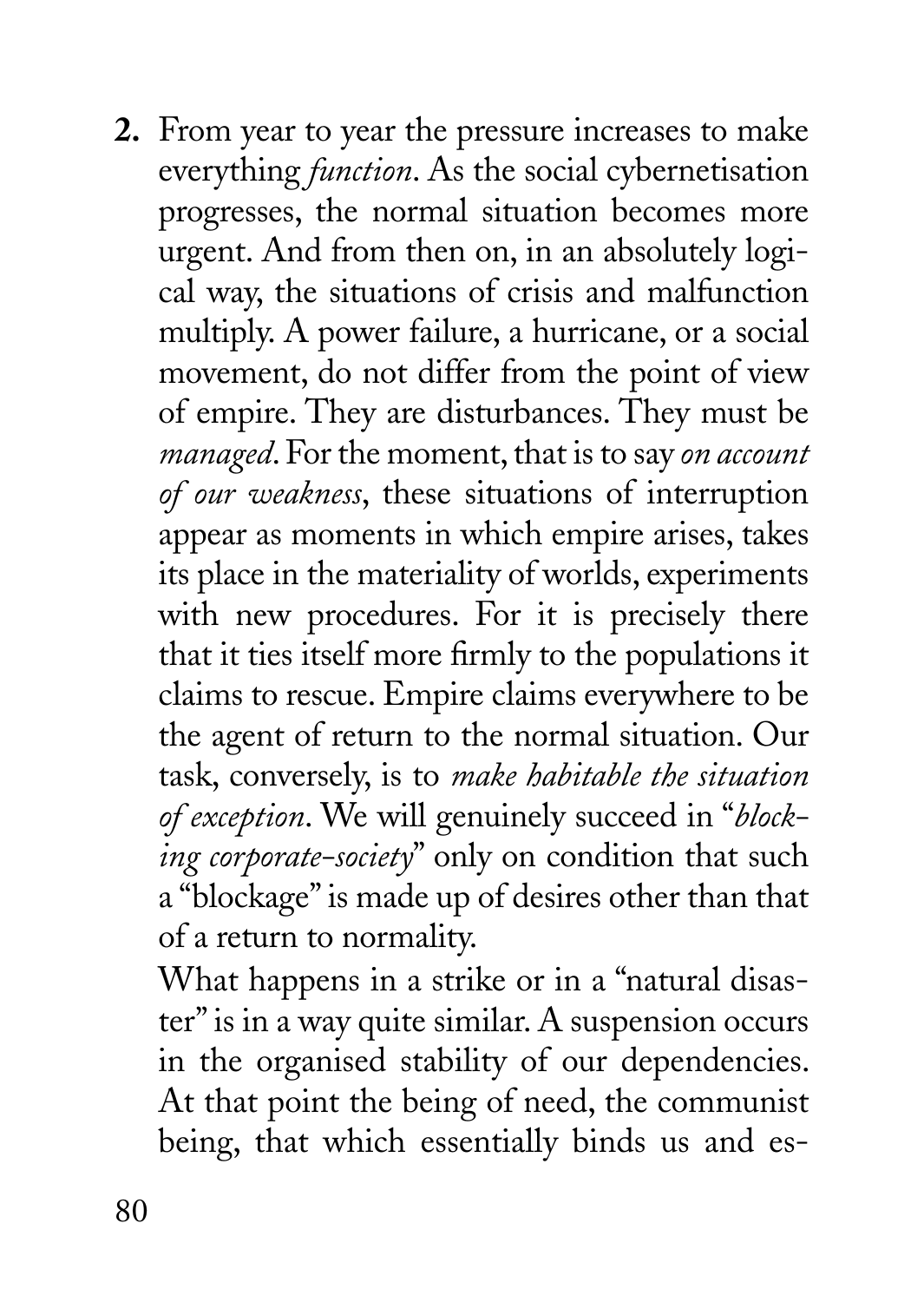**2.** From year to year the pressure increases to make everything *function*. As the social cybernetisation progresses, the normal situation becomes more urgent. And from then on, in an absolutely logical way, the situations of crisis and malfunction multiply. A power failure, a hurricane, or a social movement, do not differ from the point of view of empire. They are disturbances. They must be *managed*. For the moment, that is to say *on account of our weakness*, these situations of interruption appear as moments in which empire arises, takes its place in the materiality of worlds, experiments with new procedures. For it is precisely there that it ties itself more firmly to the populations it claims to rescue. Empire claims everywhere to be the agent of return to the normal situation. Our task, conversely, is to *make habitable the situation of exception*. We will genuinely succeed in "*blocking corporate-society*" only on condition that such a "blockage" is made up of desires other than that of a return to normality.

What happens in a strike or in a "natural disaster" is in a way quite similar. A suspension occurs in the organised stability of our dependencies. At that point the being of need, the communist being, that which essentially binds us and es-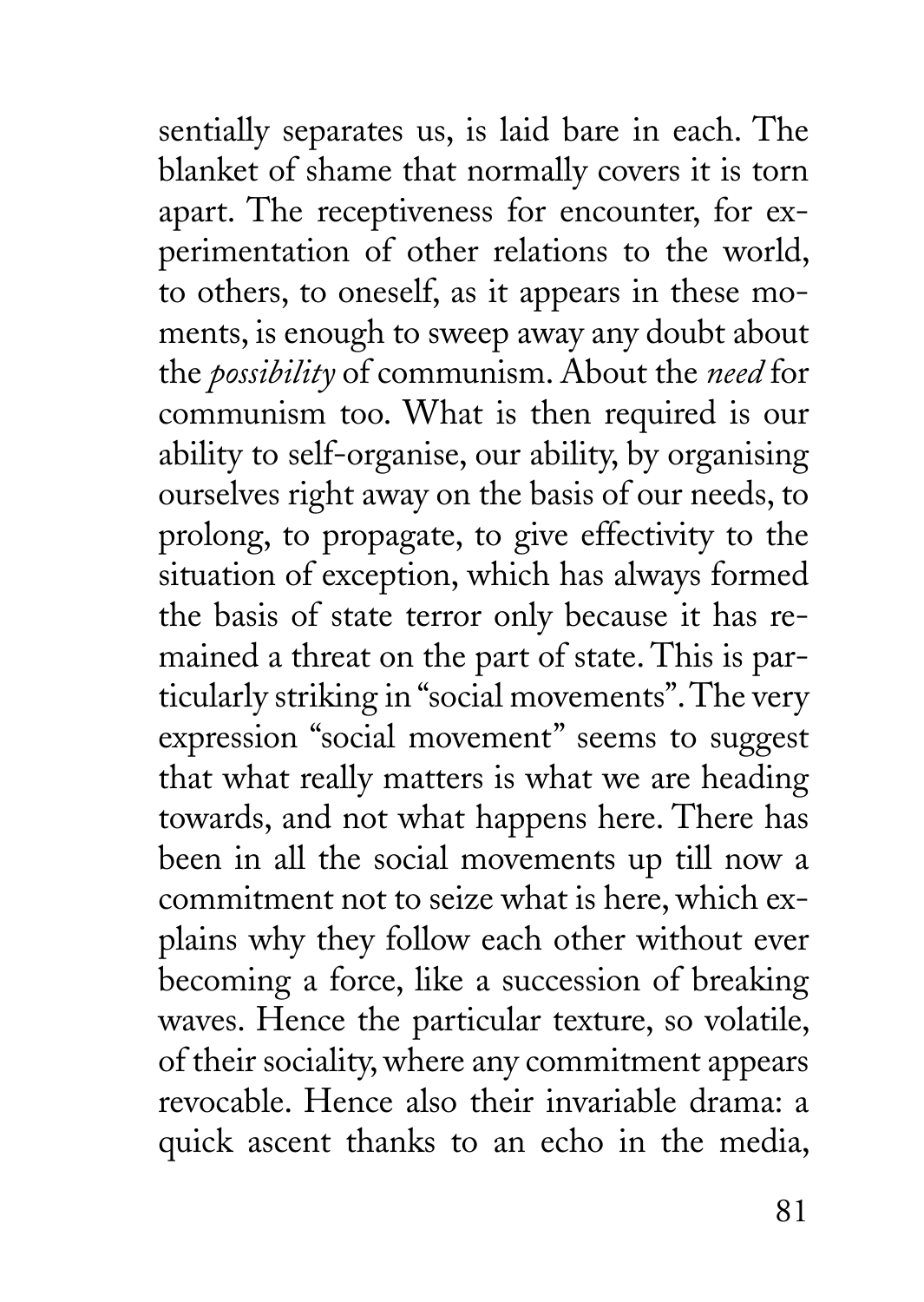sentially separates us, is laid bare in each. The blanket of shame that normally covers it is torn apart. The receptiveness for encounter, for experimentation of other relations to the world, to others, to oneself, as it appears in these moments, is enough to sweep away any doubt about the *possibility* of communism. About the *need* for communism too. What is then required is our ability to self-organise, our ability, by organising ourselves right away on the basis of our needs, to prolong, to propagate, to give effectivity to the situation of exception, which has always formed the basis of state terror only because it has remained a threat on the part of state. This is particularly striking in "social movements". The very expression "social movement" seems to suggest that what really matters is what we are heading towards, and not what happens here. There has been in all the social movements up till now a commitment not to seize what is here, which explains why they follow each other without ever becoming a force, like a succession of breaking waves. Hence the particular texture, so volatile, of their sociality, where any commitment appears revocable. Hence also their invariable drama: a quick ascent thanks to an echo in the media,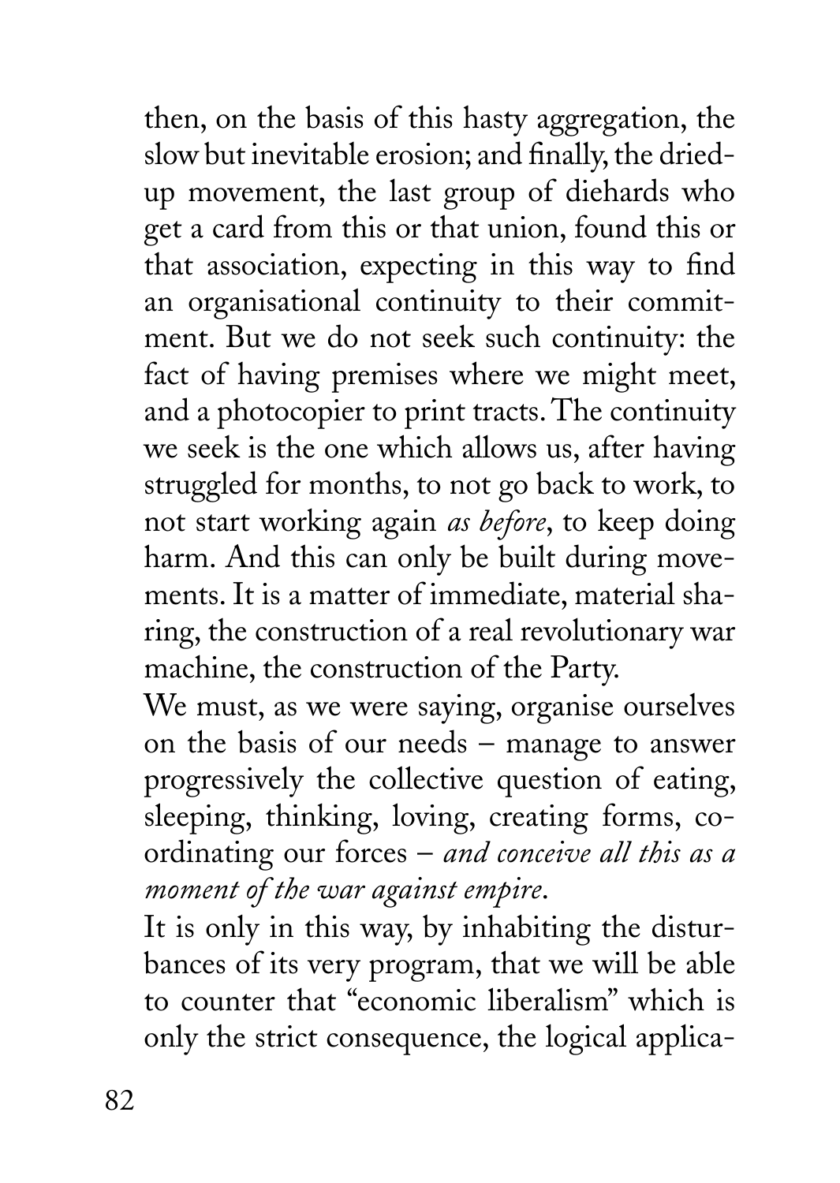then, on the basis of this hasty aggregation, the slow but inevitable erosion; and finally, the dried-up movement, the last group of diehards who get a card from this or that union, found this or that association, expecting in this way to find an organisational continuity to their commitment. But we do not seek such continuity: the fact of having premises where we might meet, and a photocopier to print tracts. The continuity we seek is the one which allows us, after having struggled for months, to not go back to work, to not start working again *as before*, to keep doing harm. And this can only be built during movements. It is a matter of immediate, material sharing, the construction of a real revolutionary war machine, the construction of the Party.

We must, as we were saying, organise ourselves on the basis of our needs – manage to answer progressively the collective question of eating, sleeping, thinking, loving, creating forms, coordinating our forces – *and conceive all this as a moment of the war against empire*.

It is only in this way, by inhabiting the disturbances of its very program, that we will be able to counter that "economic liberalism" which is only the strict consequence, the logical applica-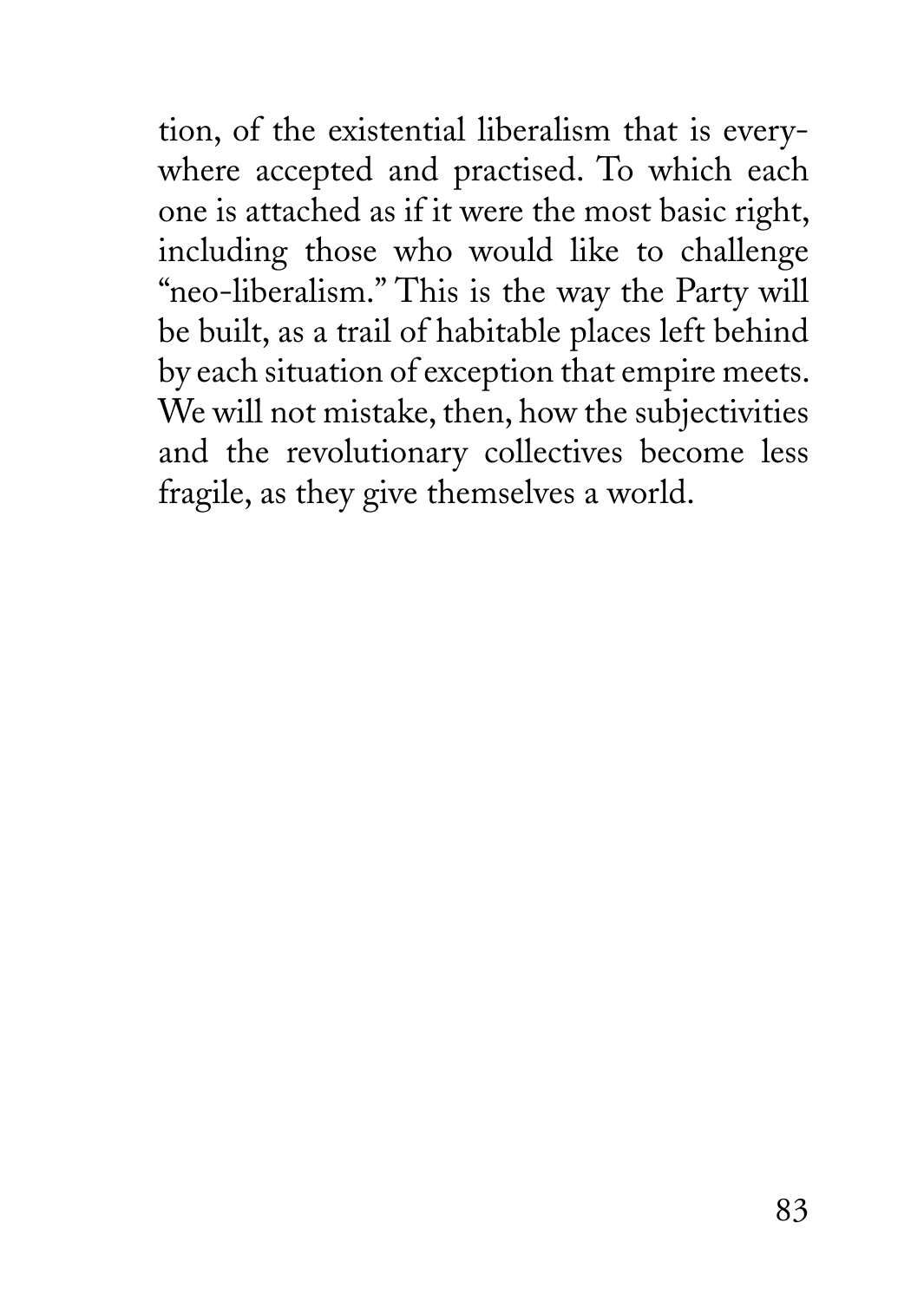tion, of the existential liberalism that is everywhere accepted and practised. To which each one is attached as if it were the most basic right, including those who would like to challenge "neo-liberalism." This is the way the Party will be built, as a trail of habitable places left behind by each situation of exception that empire meets. We will not mistake, then, how the subjectivities and the revolutionary collectives become less fragile, as they give themselves a world.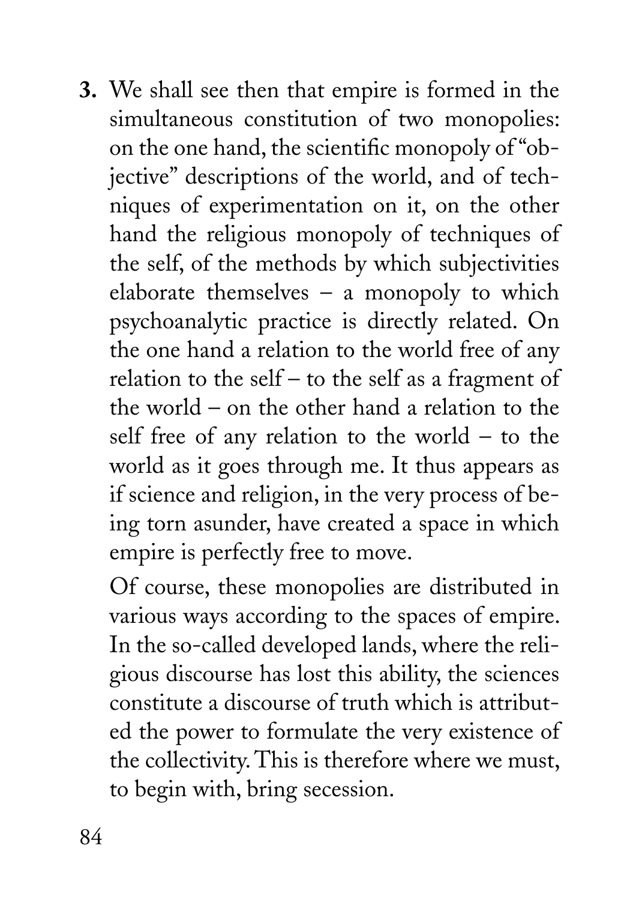**3.** We shall see then that empire is formed in the simultaneous constitution of two monopolies: on the one hand, the scientific monopoly of "objective" descriptions of the world, and of techniques of experimentation on it, on the other hand the religious monopoly of techniques of the self, of the methods by which subjectivities elaborate themselves – a monopoly to which psychoanalytic practice is directly related. On the one hand a relation to the world free of any relation to the self – to the self as a fragment of the world – on the other hand a relation to the self free of any relation to the world – to the world as it goes through me. It thus appears as if science and religion, in the very process of being torn asunder, have created a space in which empire is perfectly free to move.

Of course, these monopolies are distributed in various ways according to the spaces of empire. In the so-called developed lands, where the religious discourse has lost this ability, the sciences constitute a discourse of truth which is attributed the power to formulate the very existence of the collectivity. This is therefore where we must, to begin with, bring secession.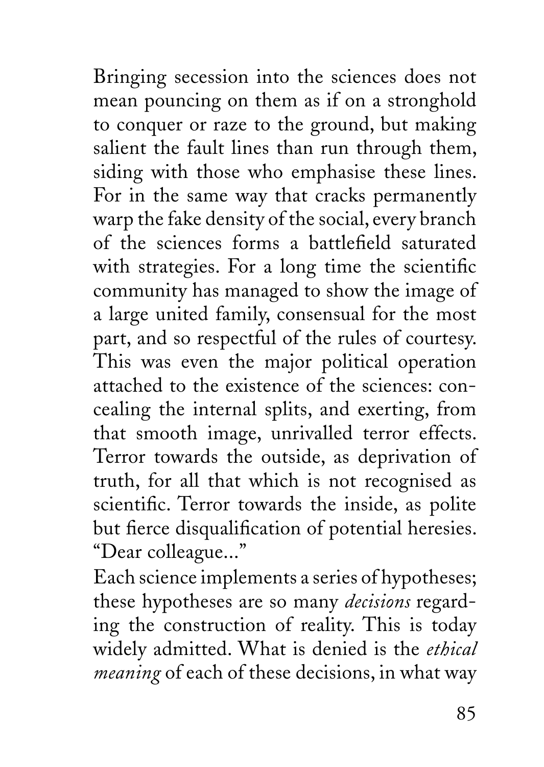Bringing secession into the sciences does not mean pouncing on them as if on a stronghold to conquer or raze to the ground, but making salient the fault lines than run through them, siding with those who emphasise these lines. For in the same way that cracks permanently warp the fake density of the social, every branch of the sciences forms a battlefield saturated with strategies. For a long time the scientific community has managed to show the image of a large united family, consensual for the most part, and so respectful of the rules of courtesy. This was even the major political operation attached to the existence of the sciences: concealing the internal splits, and exerting, from that smooth image, unrivalled terror effects. Terror towards the outside, as deprivation of truth, for all that which is not recognised as scientific. Terror towards the inside, as polite but fierce disqualification of potential heresies. "Dear colleague..."

Each science implements a series of hypotheses; these hypotheses are so many *decisions* regarding the construction of reality. This is today widely admitted. What is denied is the *ethical meaning* of each of these decisions, in what way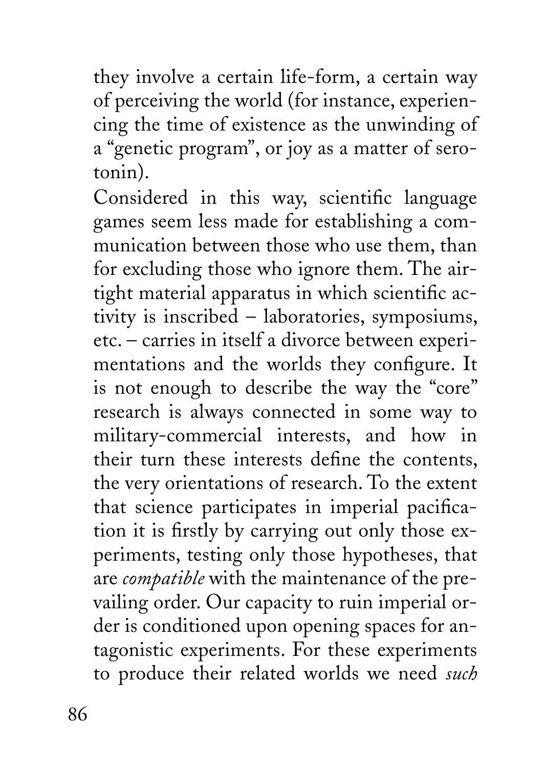they involve a certain life-form, a certain way of perceiving the world (for instance, experiencing the time of existence as the unwinding of a "genetic program", or joy as a matter of serotonin).

Considered in this way, scientific language games seem less made for establishing a communication between those who use them, than for excluding those who ignore them. The airtight material apparatus in which scientific activity is inscribed – laboratories, symposiums, etc. – carries in itself a divorce between experimentations and the worlds they configure. It is not enough to describe the way the "core" research is always connected in some way to military-commercial interests, and how in their turn these interests define the contents, the very orientations of research. To the extent that science participates in imperial pacification it is firstly by carrying out only those experiments, testing only those hypotheses, that are *compatible* with the maintenance of the prevailing order. Our capacity to ruin imperial order is conditioned upon opening spaces for antagonistic experiments. For these experiments to produce their related worlds we need *such*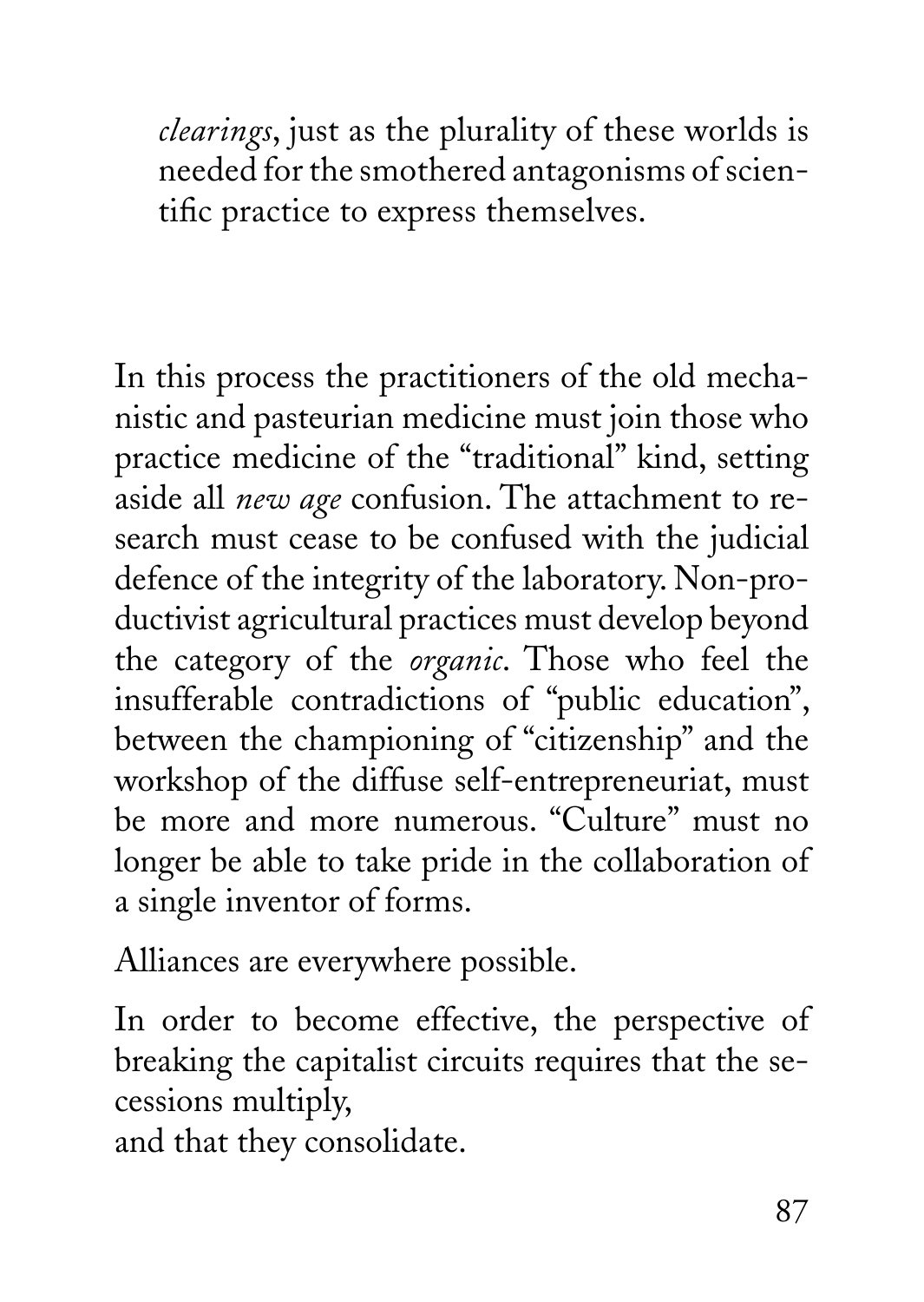*clearings*, just as the plurality of these worlds is needed for the smothered antagonisms of scientific practice to express themselves.

In this process the practitioners of the old mechanistic and pasteurian medicine must join those who practice medicine of the "traditional" kind, setting aside all *new age* confusion. The attachment to research must cease to be confused with the judicial defence of the integrity of the laboratory. Non-productivist agricultural practices must develop beyond the category of the *organic*. Those who feel the insufferable contradictions of "public education", between the championing of "citizenship" and the workshop of the diffuse self-entrepreneuriat, must be more and more numerous. "Culture" must no longer be able to take pride in the collaboration of a single inventor of forms.

Alliances are everywhere possible.

In order to become effective, the perspective of breaking the capitalist circuits requires that the secessions multiply,
and that they consolidate.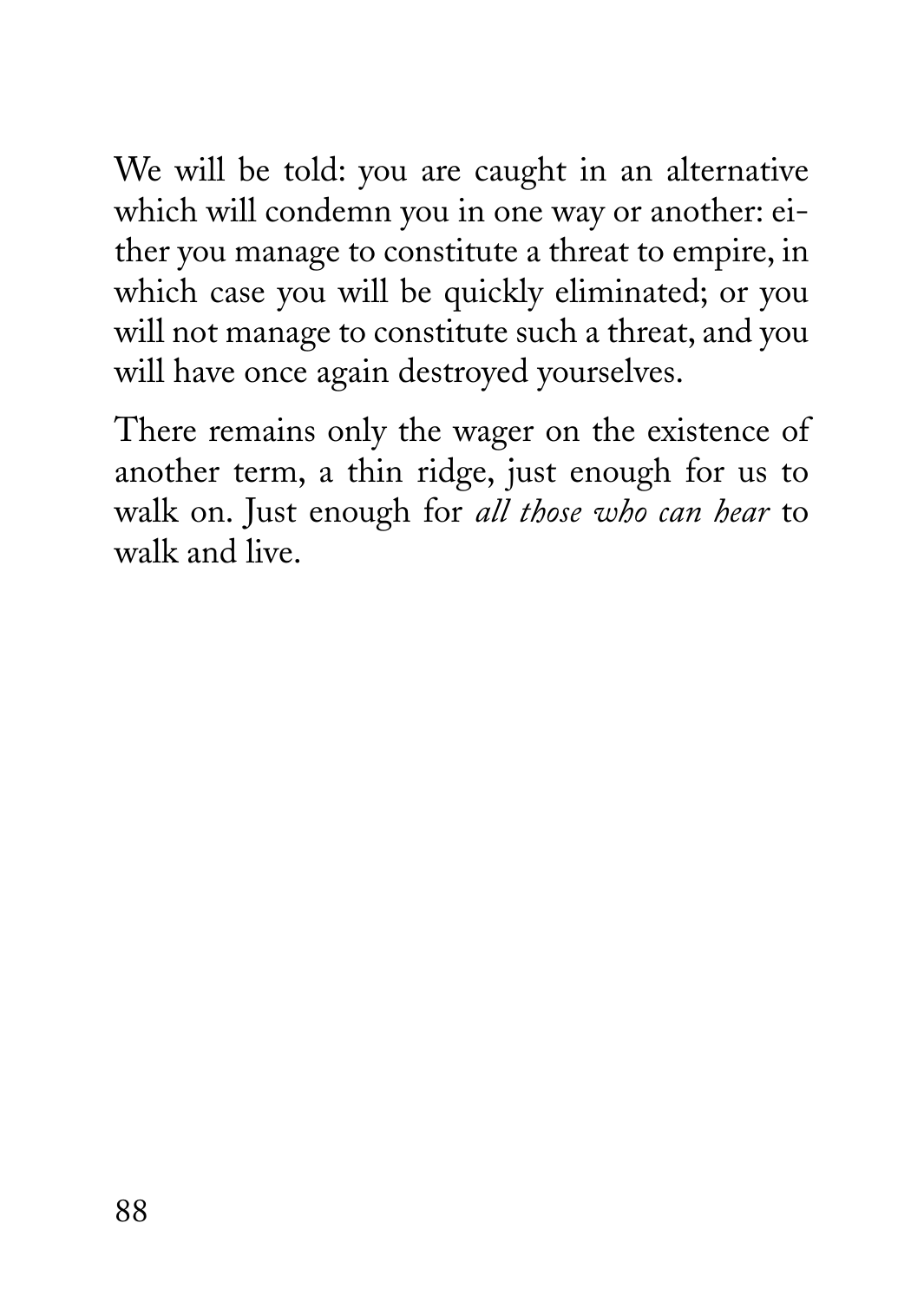We will be told: you are caught in an alternative which will condemn you in one way or another: either you manage to constitute a threat to empire, in which case you will be quickly eliminated; or you will not manage to constitute such a threat, and you will have once again destroyed yourselves.

There remains only the wager on the existence of another term, a thin ridge, just enough for us to walk on. Just enough for *all those who can hear* to walk and live.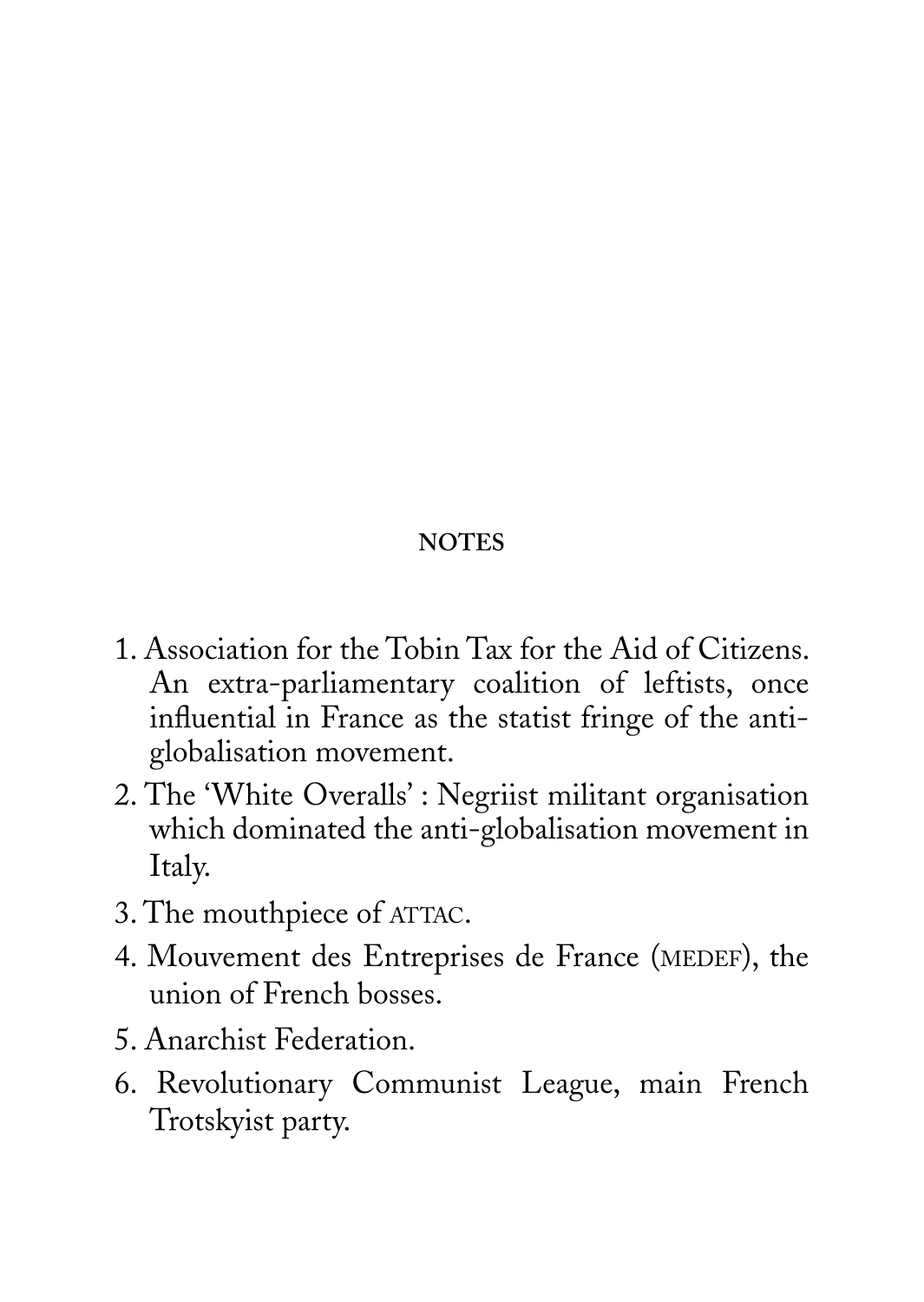## NOTES

1. Association for the Tobin Tax for the Aid of Citizens. An extra-parliamentary coalition of leftists, once influential in France as the statist fringe of the anti-globalisation movement.
2. The 'White Overalls' : Negriist militant organisation which dominated the anti-globalisation movement in Italy.
3. The mouthpiece of ATTAC.
4. Mouvement des Entreprises de France (MEDEF), the union of French bosses.
5. Anarchist Federation.
6. Revolutionary Communist League, main French Trotskyist party.